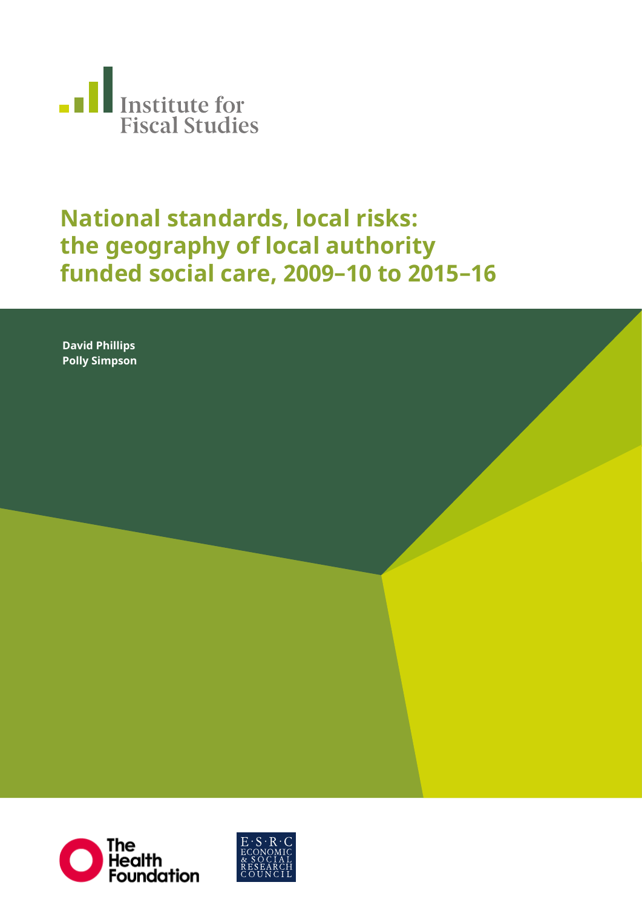Institute for Fiscal Studies

# National standards, local risks: the geography of local authority funded social care, 2009–10 to 2015–16

**David Phillips**
**Polly Simpson**

The Health Foundation

E·S·R·C ECONOMIC & SOCIAL RESEARCH COUNCIL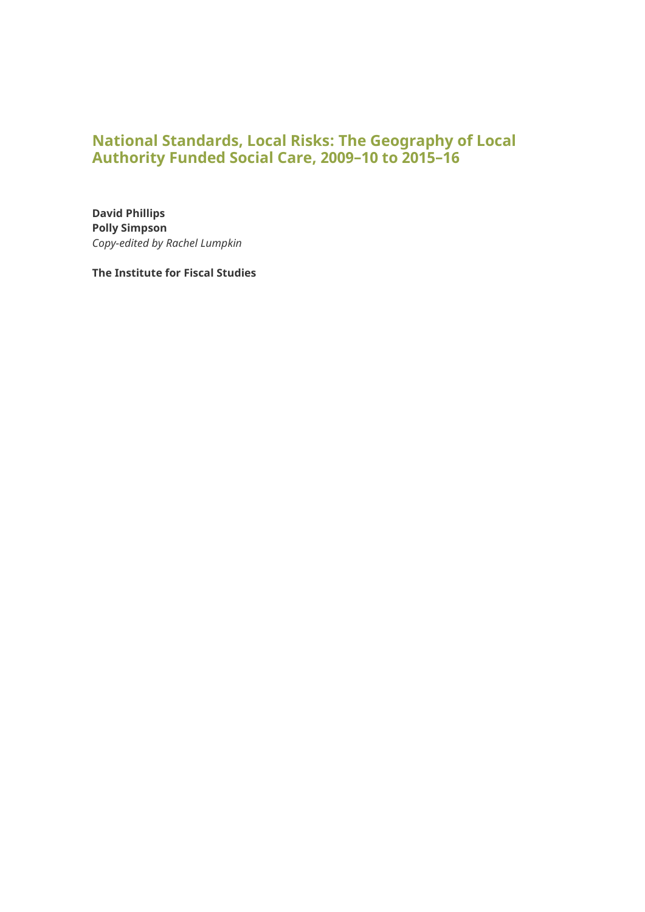# National Standards, Local Risks: The Geography of Local Authority Funded Social Care, 2009–10 to 2015–16

**David Phillips**
**Polly Simpson**
*Copy-edited by Rachel Lumpkin*

**The Institute for Fiscal Studies**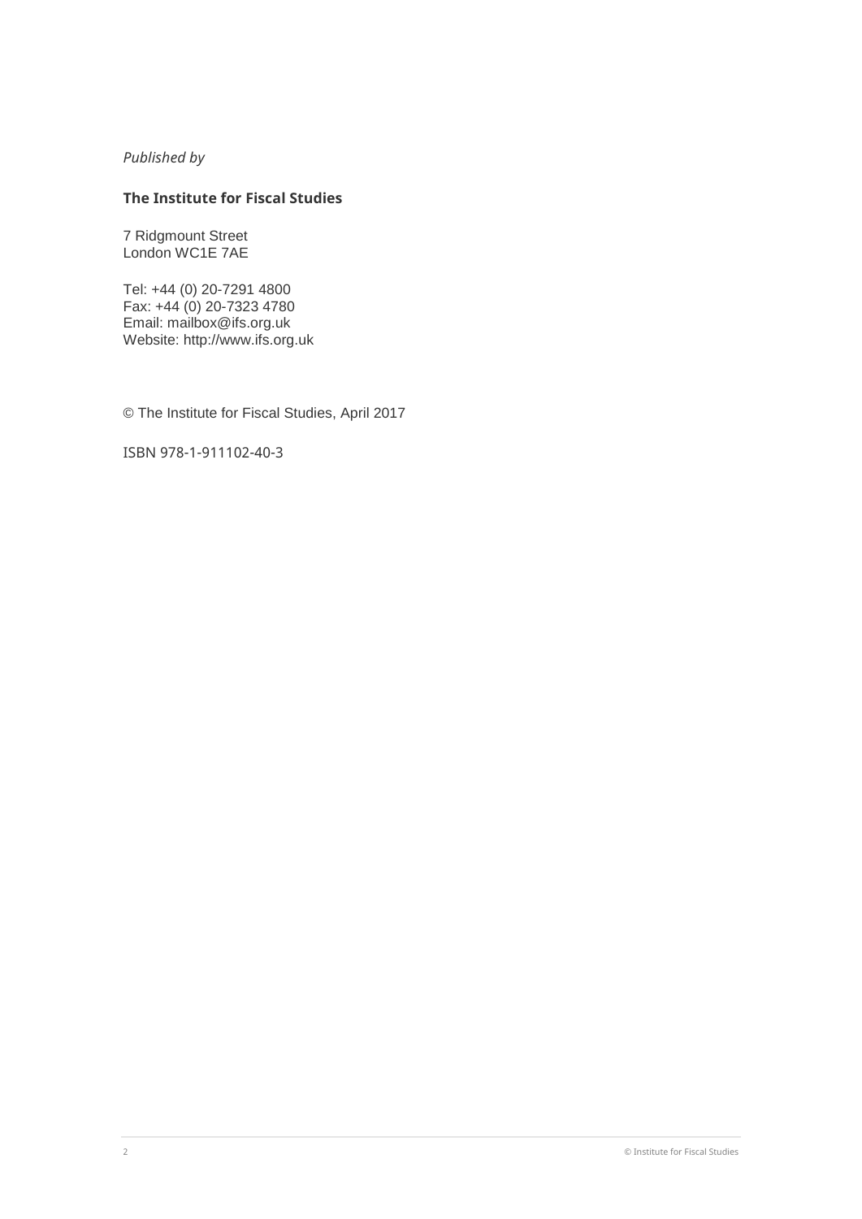*Published by*

**The Institute for Fiscal Studies**

7 Ridgmount Street
London WC1E 7AE

Tel: +44 (0) 20-7291 4800
Fax: +44 (0) 20-7323 4780
Email: mailbox@ifs.org.uk
Website: http://www.ifs.org.uk

© The Institute for Fiscal Studies, April 2017

ISBN 978-1-911102-40-3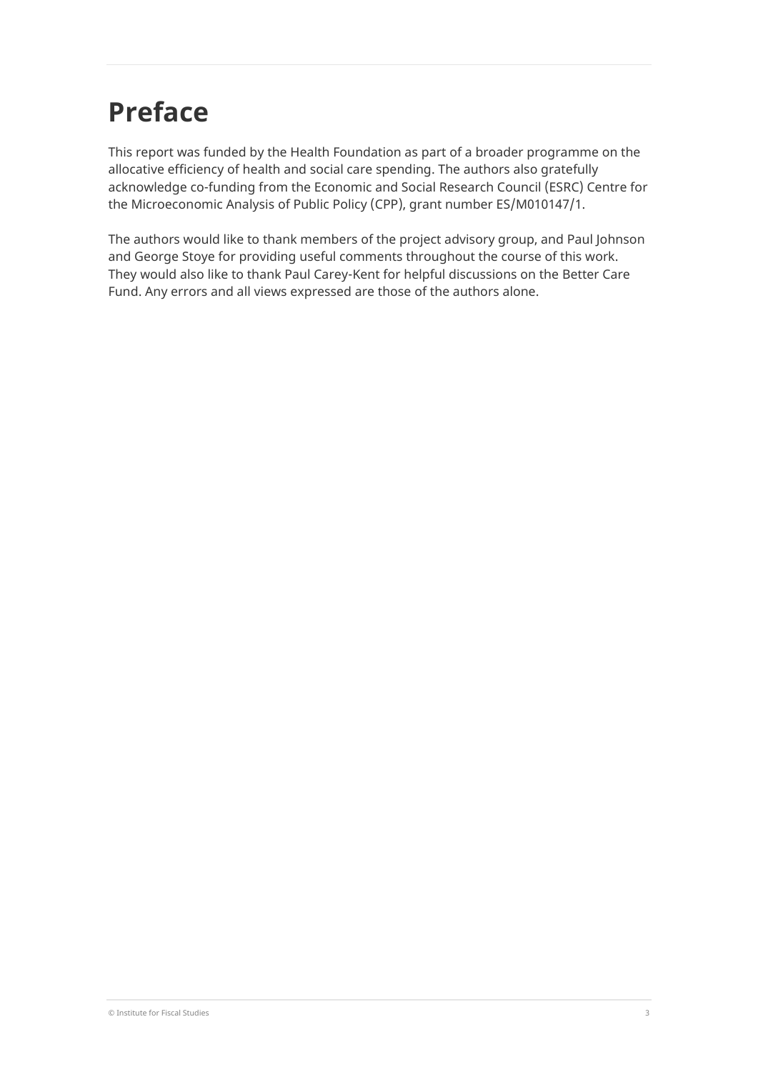# Preface

This report was funded by the Health Foundation as part of a broader programme on the allocative efficiency of health and social care spending. The authors also gratefully acknowledge co-funding from the Economic and Social Research Council (ESRC) Centre for the Microeconomic Analysis of Public Policy (CPP), grant number ES/M010147/1.

The authors would like to thank members of the project advisory group, and Paul Johnson and George Stoye for providing useful comments throughout the course of this work. They would also like to thank Paul Carey-Kent for helpful discussions on the Better Care Fund. Any errors and all views expressed are those of the authors alone.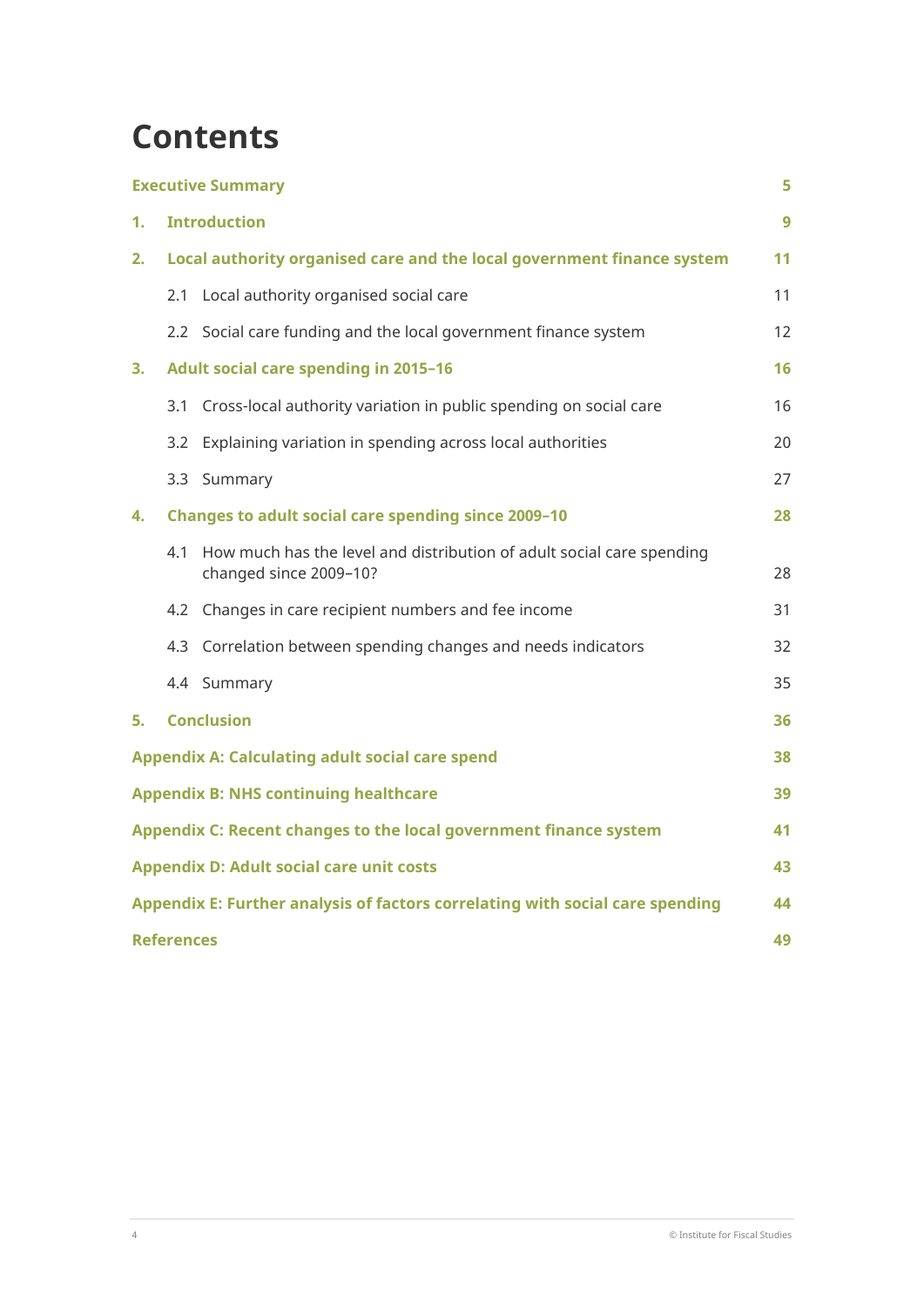# Contents

| | | |
|---|---|---|
| **Executive Summary** | | **5** |
| **1.** | **Introduction** | **9** |
| **2.** | **Local authority organised care and the local government finance system** | **11** |
| | 2.1 Local authority organised social care | 11 |
| | 2.2 Social care funding and the local government finance system | 12 |
| **3.** | **Adult social care spending in 2015–16** | **16** |
| | 3.1 Cross-local authority variation in public spending on social care | 16 |
| | 3.2 Explaining variation in spending across local authorities | 20 |
| | 3.3 Summary | 27 |
| **4.** | **Changes to adult social care spending since 2009–10** | **28** |
| | 4.1 How much has the level and distribution of adult social care spending changed since 2009–10? | 28 |
| | 4.2 Changes in care recipient numbers and fee income | 31 |
| | 4.3 Correlation between spending changes and needs indicators | 32 |
| | 4.4 Summary | 35 |
| **5.** | **Conclusion** | **36** |
| **Appendix A: Calculating adult social care spend** | | **38** |
| **Appendix B: NHS continuing healthcare** | | **39** |
| **Appendix C: Recent changes to the local government finance system** | | **41** |
| **Appendix D: Adult social care unit costs** | | **43** |
| **Appendix E: Further analysis of factors correlating with social care spending** | | **44** |
| **References** | | **49** |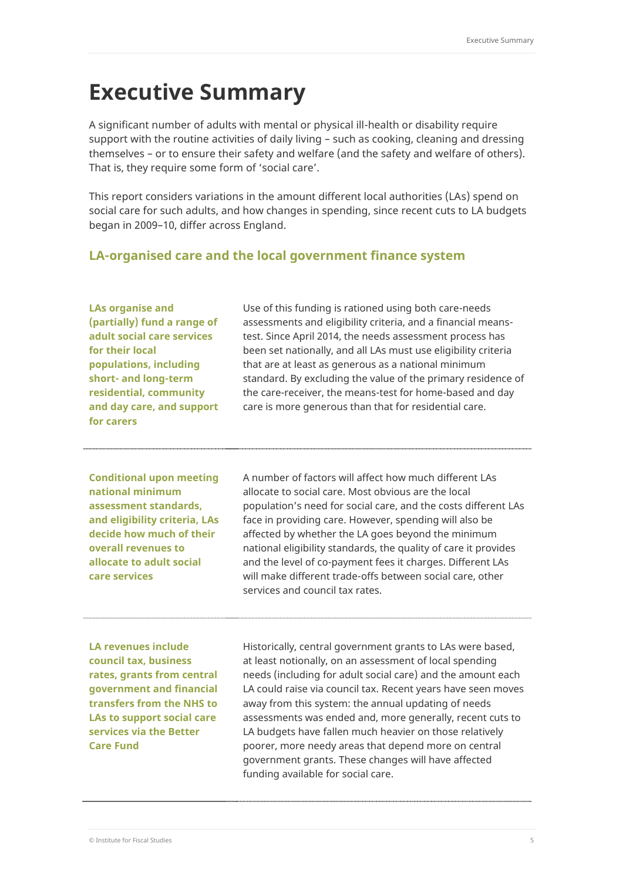# Executive Summary

A significant number of adults with mental or physical ill-health or disability require support with the routine activities of daily living – such as cooking, cleaning and dressing themselves – or to ensure their safety and welfare (and the safety and welfare of others). That is, they require some form of 'social care'.

This report considers variations in the amount different local authorities (LAs) spend on social care for such adults, and how changes in spending, since recent cuts to LA budgets began in 2009–10, differ across England.

## LA-organised care and the local government finance system

**LAs organise and (partially) fund a range of adult social care services for their local populations, including short- and long-term residential, community and day care, and support for carers**

Use of this funding is rationed using both care-needs assessments and eligibility criteria, and a financial means-test. Since April 2014, the needs assessment process has been set nationally, and all LAs must use eligibility criteria that are at least as generous as a national minimum standard. By excluding the value of the primary residence of the care-receiver, the means-test for home-based and day care is more generous than that for residential care.

**Conditional upon meeting national minimum assessment standards, and eligibility criteria, LAs decide how much of their overall revenues to allocate to adult social care services**

A number of factors will affect how much different LAs allocate to social care. Most obvious are the local population's need for social care, and the costs different LAs face in providing care. However, spending will also be affected by whether the LA goes beyond the minimum national eligibility standards, the quality of care it provides and the level of co-payment fees it charges. Different LAs will make different trade-offs between social care, other services and council tax rates.

**LA revenues include council tax, business rates, grants from central government and financial transfers from the NHS to LAs to support social care services via the Better Care Fund**

Historically, central government grants to LAs were based, at least notionally, on an assessment of local spending needs (including for adult social care) and the amount each LA could raise via council tax. Recent years have seen moves away from this system: the annual updating of needs assessments was ended and, more generally, recent cuts to LA budgets have fallen much heavier on those relatively poorer, more needy areas that depend more on central government grants. These changes will have affected funding available for social care.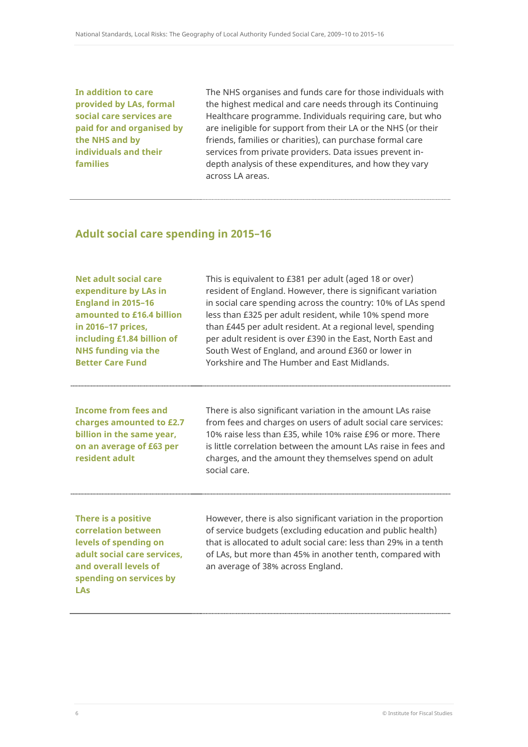**In addition to care provided by LAs, formal social care services are paid for and organised by the NHS and by individuals and their families**

The NHS organises and funds care for those individuals with the highest medical and care needs through its Continuing Healthcare programme. Individuals requiring care, but who are ineligible for support from their LA or the NHS (or their friends, families or charities), can purchase formal care services from private providers. Data issues prevent in-depth analysis of these expenditures, and how they vary across LA areas.

## Adult social care spending in 2015–16

**Net adult social care expenditure by LAs in England in 2015–16 amounted to £16.4 billion in 2016–17 prices, including £1.84 billion of NHS funding via the Better Care Fund**

This is equivalent to £381 per adult (aged 18 or over) resident of England. However, there is significant variation in social care spending across the country: 10% of LAs spend less than £325 per adult resident, while 10% spend more than £445 per adult resident. At a regional level, spending per adult resident is over £390 in the East, North East and South West of England, and around £360 or lower in Yorkshire and The Humber and East Midlands.

**Income from fees and charges amounted to £2.7 billion in the same year, on an average of £63 per resident adult**

There is also significant variation in the amount LAs raise from fees and charges on users of adult social care services: 10% raise less than £35, while 10% raise £96 or more. There is little correlation between the amount LAs raise in fees and charges, and the amount they themselves spend on adult social care.

**There is a positive correlation between levels of spending on adult social care services, and overall levels of spending on services by LAs**

However, there is also significant variation in the proportion of service budgets (excluding education and public health) that is allocated to adult social care: less than 29% in a tenth of LAs, but more than 45% in another tenth, compared with an average of 38% across England.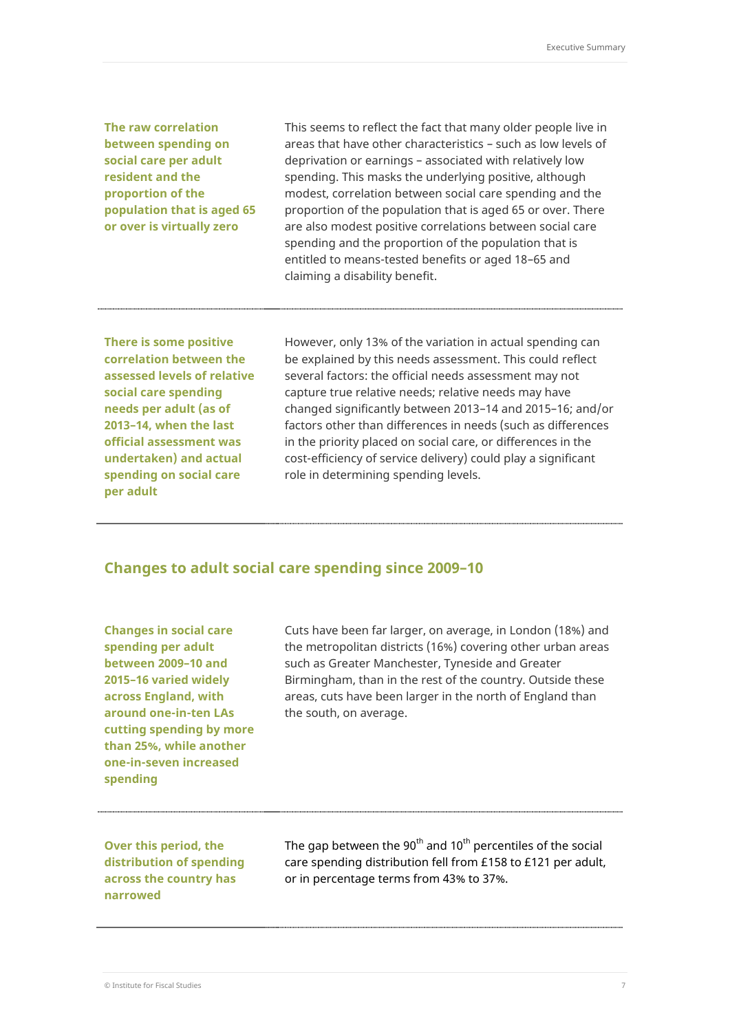**The raw correlation between spending on social care per adult resident and the proportion of the population that is aged 65 or over is virtually zero**

This seems to reflect the fact that many older people live in areas that have other characteristics – such as low levels of deprivation or earnings – associated with relatively low spending. This masks the underlying positive, although modest, correlation between social care spending and the proportion of the population that is aged 65 or over. There are also modest positive correlations between social care spending and the proportion of the population that is entitled to means-tested benefits or aged 18–65 and claiming a disability benefit.

**There is some positive correlation between the assessed levels of relative social care spending needs per adult (as of 2013–14, when the last official assessment was undertaken) and actual spending on social care per adult**

However, only 13% of the variation in actual spending can be explained by this needs assessment. This could reflect several factors: the official needs assessment may not capture true relative needs; relative needs may have changed significantly between 2013–14 and 2015–16; and/or factors other than differences in needs (such as differences in the priority placed on social care, or differences in the cost-efficiency of service delivery) could play a significant role in determining spending levels.

## Changes to adult social care spending since 2009–10

**Changes in social care spending per adult between 2009–10 and 2015–16 varied widely across England, with around one-in-ten LAs cutting spending by more than 25%, while another one-in-seven increased spending**

Cuts have been far larger, on average, in London (18%) and the metropolitan districts (16%) covering other urban areas such as Greater Manchester, Tyneside and Greater Birmingham, than in the rest of the country. Outside these areas, cuts have been larger in the north of England than the south, on average.

**Over this period, the distribution of spending across the country has narrowed**

The gap between the 90th and 10th percentiles of the social care spending distribution fell from £158 to £121 per adult, or in percentage terms from 43% to 37%.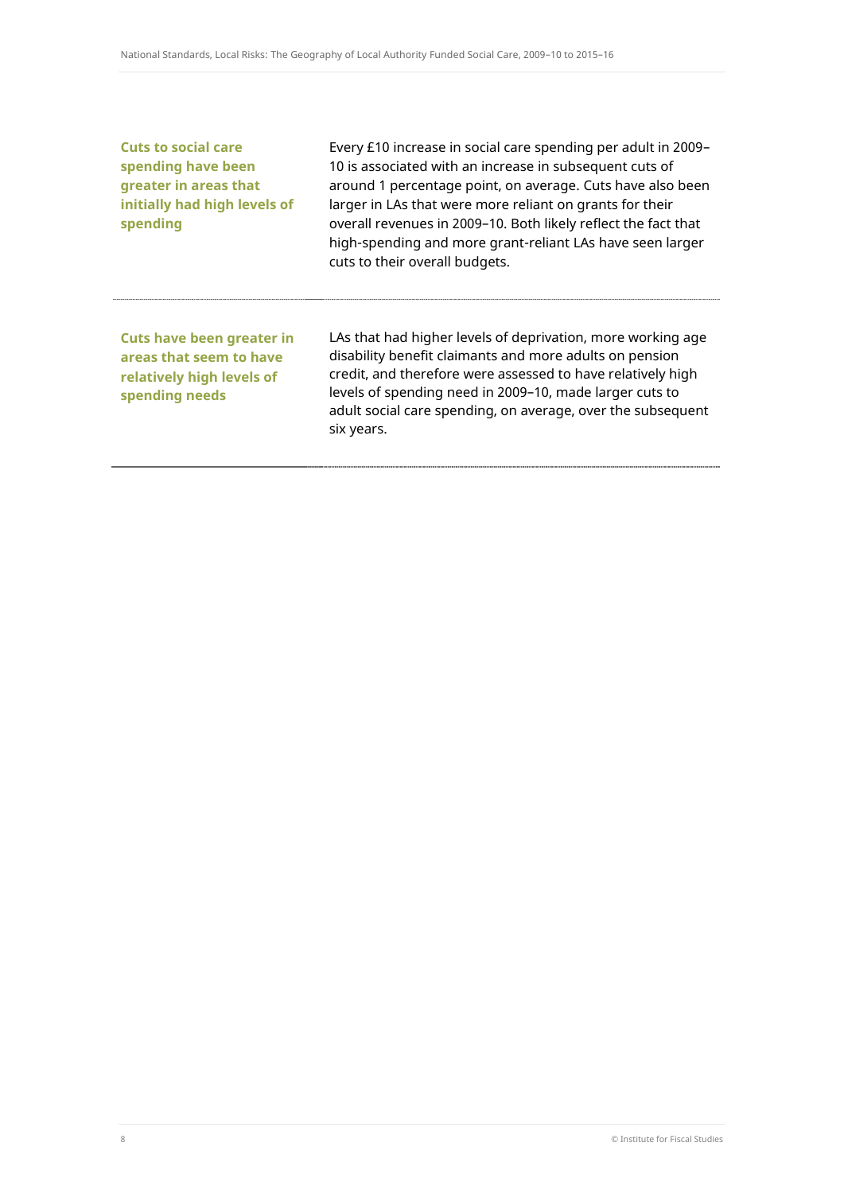**Cuts to social care spending have been greater in areas that initially had high levels of spending**

Every £10 increase in social care spending per adult in 2009–10 is associated with an increase in subsequent cuts of around 1 percentage point, on average. Cuts have also been larger in LAs that were more reliant on grants for their overall revenues in 2009–10. Both likely reflect the fact that high-spending and more grant-reliant LAs have seen larger cuts to their overall budgets.

**Cuts have been greater in areas that seem to have relatively high levels of spending needs**

LAs that had higher levels of deprivation, more working age disability benefit claimants and more adults on pension credit, and therefore were assessed to have relatively high levels of spending need in 2009–10, made larger cuts to adult social care spending, on average, over the subsequent six years.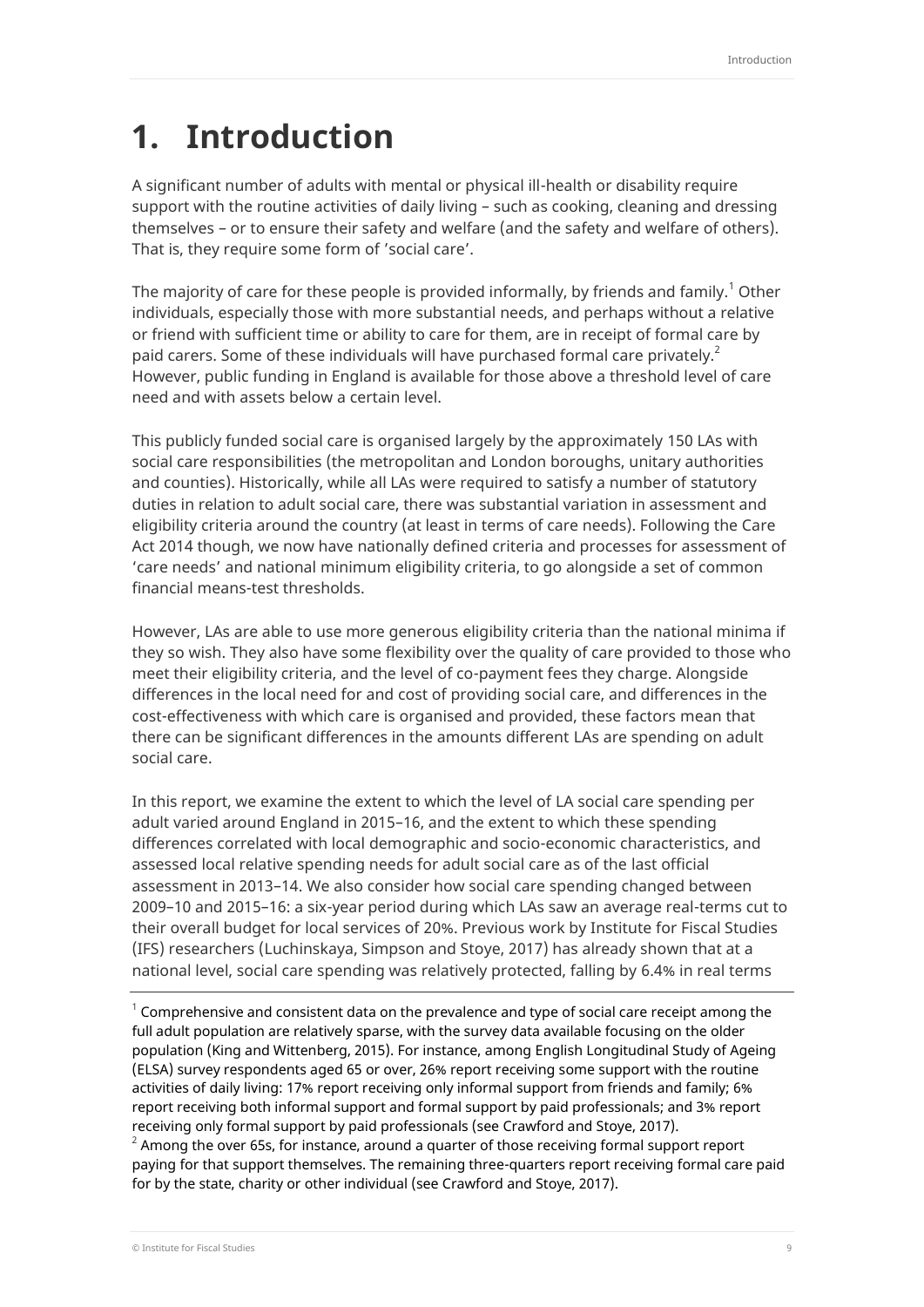# 1. Introduction

A significant number of adults with mental or physical ill-health or disability require support with the routine activities of daily living – such as cooking, cleaning and dressing themselves – or to ensure their safety and welfare (and the safety and welfare of others). That is, they require some form of 'social care'.

The majority of care for these people is provided informally, by friends and family.[1] Other individuals, especially those with more substantial needs, and perhaps without a relative or friend with sufficient time or ability to care for them, are in receipt of formal care by paid carers. Some of these individuals will have purchased formal care privately.[2] However, public funding in England is available for those above a threshold level of care need and with assets below a certain level.

This publicly funded social care is organised largely by the approximately 150 LAs with social care responsibilities (the metropolitan and London boroughs, unitary authorities and counties). Historically, while all LAs were required to satisfy a number of statutory duties in relation to adult social care, there was substantial variation in assessment and eligibility criteria around the country (at least in terms of care needs). Following the Care Act 2014 though, we now have nationally defined criteria and processes for assessment of 'care needs' and national minimum eligibility criteria, to go alongside a set of common financial means-test thresholds.

However, LAs are able to use more generous eligibility criteria than the national minima if they so wish. They also have some flexibility over the quality of care provided to those who meet their eligibility criteria, and the level of co-payment fees they charge. Alongside differences in the local need for and cost of providing social care, and differences in the cost-effectiveness with which care is organised and provided, these factors mean that there can be significant differences in the amounts different LAs are spending on adult social care.

In this report, we examine the extent to which the level of LA social care spending per adult varied around England in 2015–16, and the extent to which these spending differences correlated with local demographic and socio-economic characteristics, and assessed local relative spending needs for adult social care as of the last official assessment in 2013–14. We also consider how social care spending changed between 2009–10 and 2015–16: a six-year period during which LAs saw an average real-terms cut to their overall budget for local services of 20%. Previous work by Institute for Fiscal Studies (IFS) researchers (Luchinskaya, Simpson and Stoye, 2017) has already shown that at a national level, social care spending was relatively protected, falling by 6.4% in real terms

---

[1] Comprehensive and consistent data on the prevalence and type of social care receipt among the full adult population are relatively sparse, with the survey data available focusing on the older population (King and Wittenberg, 2015). For instance, among English Longitudinal Study of Ageing (ELSA) survey respondents aged 65 or over, 26% report receiving some support with the routine activities of daily living: 17% report receiving only informal support from friends and family; 6% report receiving both informal support and formal support by paid professionals; and 3% report receiving only formal support by paid professionals (see Crawford and Stoye, 2017).

[2] Among the over 65s, for instance, around a quarter of those receiving formal support report paying for that support themselves. The remaining three-quarters report receiving formal care paid for by the state, charity or other individual (see Crawford and Stoye, 2017).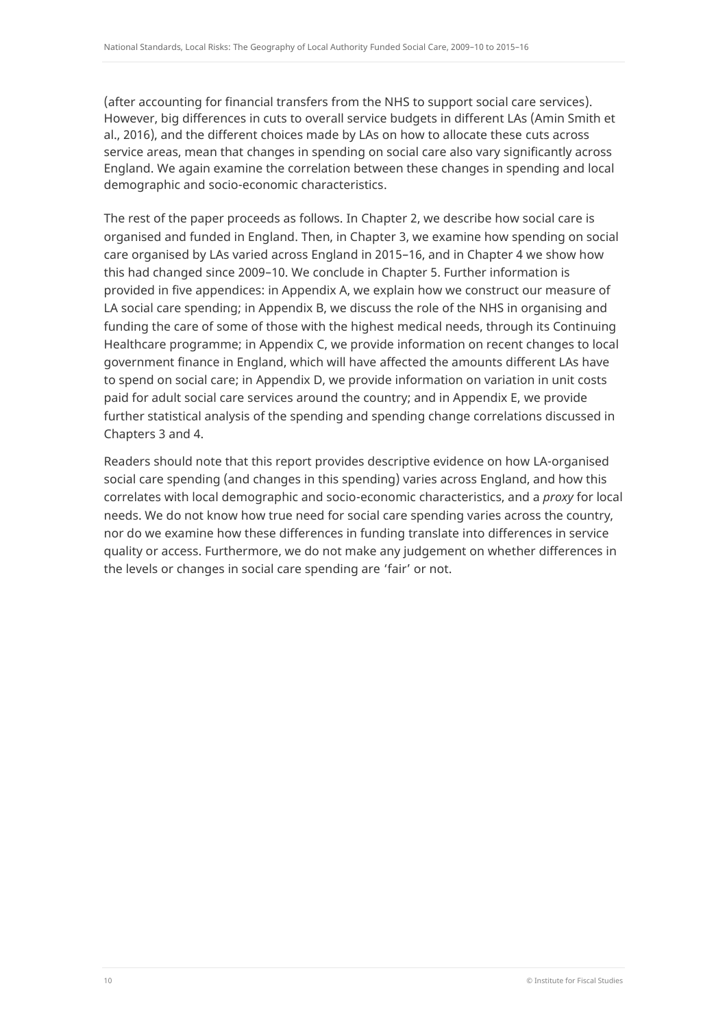(after accounting for financial transfers from the NHS to support social care services). However, big differences in cuts to overall service budgets in different LAs (Amin Smith et al., 2016), and the different choices made by LAs on how to allocate these cuts across service areas, mean that changes in spending on social care also vary significantly across England. We again examine the correlation between these changes in spending and local demographic and socio-economic characteristics.

The rest of the paper proceeds as follows. In Chapter 2, we describe how social care is organised and funded in England. Then, in Chapter 3, we examine how spending on social care organised by LAs varied across England in 2015–16, and in Chapter 4 we show how this had changed since 2009–10. We conclude in Chapter 5. Further information is provided in five appendices: in Appendix A, we explain how we construct our measure of LA social care spending; in Appendix B, we discuss the role of the NHS in organising and funding the care of some of those with the highest medical needs, through its Continuing Healthcare programme; in Appendix C, we provide information on recent changes to local government finance in England, which will have affected the amounts different LAs have to spend on social care; in Appendix D, we provide information on variation in unit costs paid for adult social care services around the country; and in Appendix E, we provide further statistical analysis of the spending and spending change correlations discussed in Chapters 3 and 4.

Readers should note that this report provides descriptive evidence on how LA-organised social care spending (and changes in this spending) varies across England, and how this correlates with local demographic and socio-economic characteristics, and a *proxy* for local needs. We do not know how true need for social care spending varies across the country, nor do we examine how these differences in funding translate into differences in service quality or access. Furthermore, we do not make any judgement on whether differences in the levels or changes in social care spending are 'fair' or not.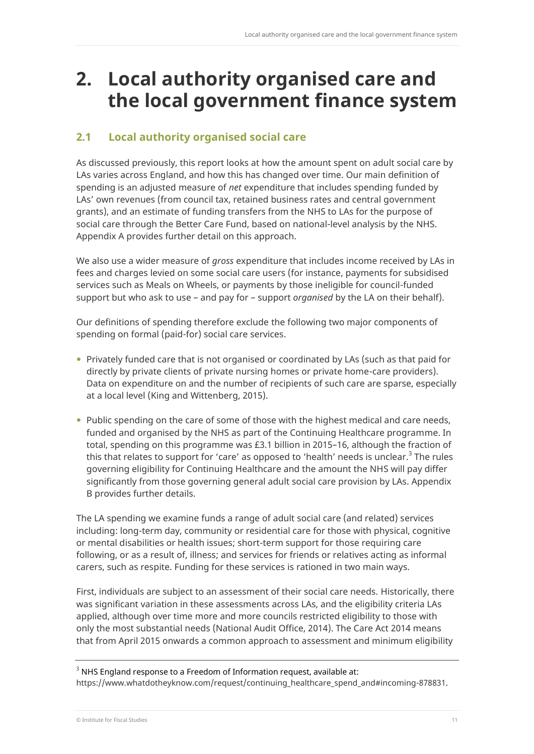# 2. Local authority organised care and the local government finance system

## 2.1 Local authority organised social care

As discussed previously, this report looks at how the amount spent on adult social care by LAs varies across England, and how this has changed over time. Our main definition of spending is an adjusted measure of *net* expenditure that includes spending funded by LAs' own revenues (from council tax, retained business rates and central government grants), and an estimate of funding transfers from the NHS to LAs for the purpose of social care through the Better Care Fund, based on national-level analysis by the NHS. Appendix A provides further detail on this approach.

We also use a wider measure of *gross* expenditure that includes income received by LAs in fees and charges levied on some social care users (for instance, payments for subsidised services such as Meals on Wheels, or payments by those ineligible for council-funded support but who ask to use – and pay for – support *organised* by the LA on their behalf).

Our definitions of spending therefore exclude the following two major components of spending on formal (paid-for) social care services.

- Privately funded care that is not organised or coordinated by LAs (such as that paid for directly by private clients of private nursing homes or private home-care providers). Data on expenditure on and the number of recipients of such care are sparse, especially at a local level (King and Wittenberg, 2015).
- Public spending on the care of some of those with the highest medical and care needs, funded and organised by the NHS as part of the Continuing Healthcare programme. In total, spending on this programme was £3.1 billion in 2015–16, although the fraction of this that relates to support for 'care' as opposed to 'health' needs is unclear.[3] The rules governing eligibility for Continuing Healthcare and the amount the NHS will pay differ significantly from those governing general adult social care provision by LAs. Appendix B provides further details.

The LA spending we examine funds a range of adult social care (and related) services including: long-term day, community or residential care for those with physical, cognitive or mental disabilities or health issues; short-term support for those requiring care following, or as a result of, illness; and services for friends or relatives acting as informal carers, such as respite. Funding for these services is rationed in two main ways.

First, individuals are subject to an assessment of their social care needs. Historically, there was significant variation in these assessments across LAs, and the eligibility criteria LAs applied, although over time more and more councils restricted eligibility to those with only the most substantial needs (National Audit Office, 2014). The Care Act 2014 means that from April 2015 onwards a common approach to assessment and minimum eligibility

[3] NHS England response to a Freedom of Information request, available at: https://www.whatdotheyknow.com/request/continuing_healthcare_spend_and#incoming-878831.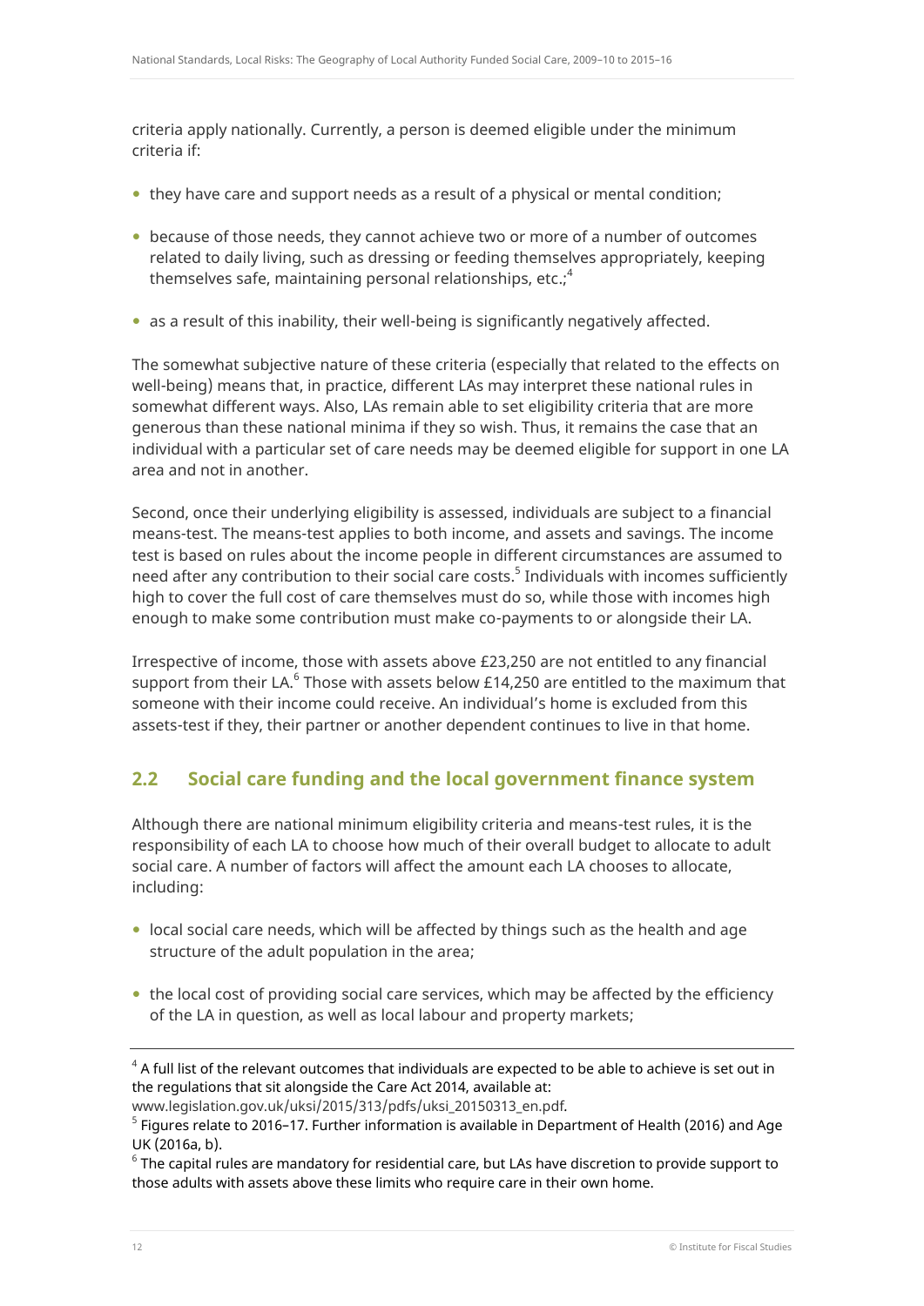criteria apply nationally. Currently, a person is deemed eligible under the minimum criteria if:

- they have care and support needs as a result of a physical or mental condition;
- because of those needs, they cannot achieve two or more of a number of outcomes related to daily living, such as dressing or feeding themselves appropriately, keeping themselves safe, maintaining personal relationships, etc.;[4]
- as a result of this inability, their well-being is significantly negatively affected.

The somewhat subjective nature of these criteria (especially that related to the effects on well-being) means that, in practice, different LAs may interpret these national rules in somewhat different ways. Also, LAs remain able to set eligibility criteria that are more generous than these national minima if they so wish. Thus, it remains the case that an individual with a particular set of care needs may be deemed eligible for support in one LA area and not in another.

Second, once their underlying eligibility is assessed, individuals are subject to a financial means-test. The means-test applies to both income, and assets and savings. The income test is based on rules about the income people in different circumstances are assumed to need after any contribution to their social care costs.[5] Individuals with incomes sufficiently high to cover the full cost of care themselves must do so, while those with incomes high enough to make some contribution must make co-payments to or alongside their LA.

Irrespective of income, those with assets above £23,250 are not entitled to any financial support from their LA.[6] Those with assets below £14,250 are entitled to the maximum that someone with their income could receive. An individual's home is excluded from this assets-test if they, their partner or another dependent continues to live in that home.

## 2.2 Social care funding and the local government finance system

Although there are national minimum eligibility criteria and means-test rules, it is the responsibility of each LA to choose how much of their overall budget to allocate to adult social care. A number of factors will affect the amount each LA chooses to allocate, including:

- local social care needs, which will be affected by things such as the health and age structure of the adult population in the area;
- the local cost of providing social care services, which may be affected by the efficiency of the LA in question, as well as local labour and property markets;

---

[4] A full list of the relevant outcomes that individuals are expected to be able to achieve is set out in the regulations that sit alongside the Care Act 2014, available at: www.legislation.gov.uk/uksi/2015/313/pdfs/uksi_20150313_en.pdf.

[5] Figures relate to 2016–17. Further information is available in Department of Health (2016) and Age UK (2016a, b).

[6] The capital rules are mandatory for residential care, but LAs have discretion to provide support to those adults with assets above these limits who require care in their own home.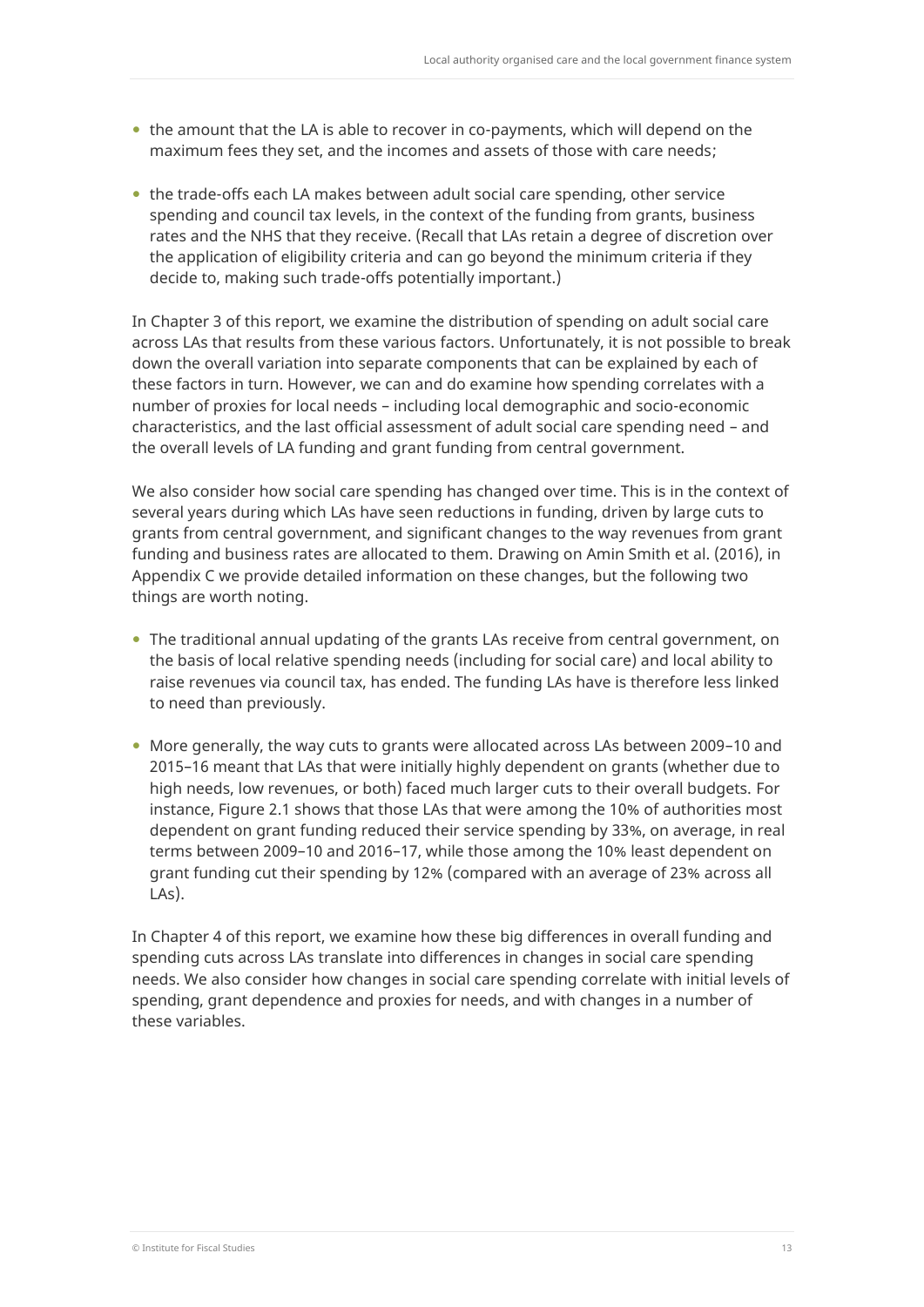- the amount that the LA is able to recover in co-payments, which will depend on the maximum fees they set, and the incomes and assets of those with care needs;
- the trade-offs each LA makes between adult social care spending, other service spending and council tax levels, in the context of the funding from grants, business rates and the NHS that they receive. (Recall that LAs retain a degree of discretion over the application of eligibility criteria and can go beyond the minimum criteria if they decide to, making such trade-offs potentially important.)

In Chapter 3 of this report, we examine the distribution of spending on adult social care across LAs that results from these various factors. Unfortunately, it is not possible to break down the overall variation into separate components that can be explained by each of these factors in turn. However, we can and do examine how spending correlates with a number of proxies for local needs – including local demographic and socio-economic characteristics, and the last official assessment of adult social care spending need – and the overall levels of LA funding and grant funding from central government.

We also consider how social care spending has changed over time. This is in the context of several years during which LAs have seen reductions in funding, driven by large cuts to grants from central government, and significant changes to the way revenues from grant funding and business rates are allocated to them. Drawing on Amin Smith et al. (2016), in Appendix C we provide detailed information on these changes, but the following two things are worth noting.

- The traditional annual updating of the grants LAs receive from central government, on the basis of local relative spending needs (including for social care) and local ability to raise revenues via council tax, has ended. The funding LAs have is therefore less linked to need than previously.
- More generally, the way cuts to grants were allocated across LAs between 2009–10 and 2015–16 meant that LAs that were initially highly dependent on grants (whether due to high needs, low revenues, or both) faced much larger cuts to their overall budgets. For instance, Figure 2.1 shows that those LAs that were among the 10% of authorities most dependent on grant funding reduced their service spending by 33%, on average, in real terms between 2009–10 and 2016–17, while those among the 10% least dependent on grant funding cut their spending by 12% (compared with an average of 23% across all LAs).

In Chapter 4 of this report, we examine how these big differences in overall funding and spending cuts across LAs translate into differences in changes in social care spending needs. We also consider how changes in social care spending correlate with initial levels of spending, grant dependence and proxies for needs, and with changes in a number of these variables.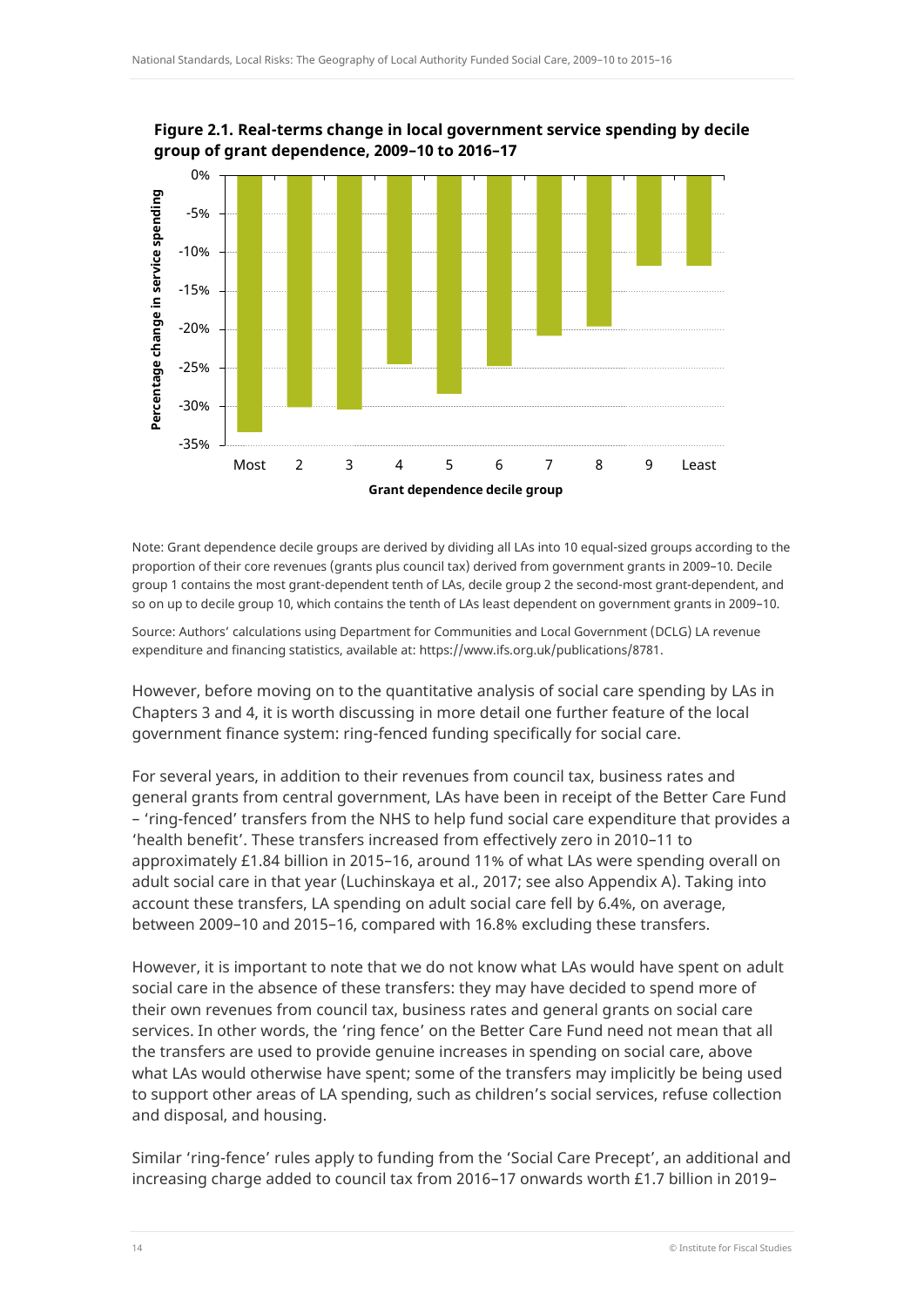**Figure 2.1. Real-terms change in local government service spending by decile group of grant dependence, 2009–10 to 2016–17**

Percentage change in service spending

0%
-5%
-10%
-15%
-20%
-25%
-30%
-35%

Most
2
3
4
5
6
7
8
9
Least

Grant dependence decile group

Note: Grant dependence decile groups are derived by dividing all LAs into 10 equal-sized groups according to the proportion of their core revenues (grants plus council tax) derived from government grants in 2009–10. Decile group 1 contains the most grant-dependent tenth of LAs, decile group 2 the second-most grant-dependent, and so on up to decile group 10, which contains the tenth of LAs least dependent on government grants in 2009–10.

Source: Authors' calculations using Department for Communities and Local Government (DCLG) LA revenue expenditure and financing statistics, available at: https://www.ifs.org.uk/publications/8781.

However, before moving on to the quantitative analysis of social care spending by LAs in Chapters 3 and 4, it is worth discussing in more detail one further feature of the local government finance system: ring-fenced funding specifically for social care.

For several years, in addition to their revenues from council tax, business rates and general grants from central government, LAs have been in receipt of the Better Care Fund – 'ring-fenced' transfers from the NHS to help fund social care expenditure that provides a 'health benefit'. These transfers increased from effectively zero in 2010–11 to approximately £1.84 billion in 2015–16, around 11% of what LAs were spending overall on adult social care in that year (Luchinskaya et al., 2017; see also Appendix A). Taking into account these transfers, LA spending on adult social care fell by 6.4%, on average, between 2009–10 and 2015–16, compared with 16.8% excluding these transfers.

However, it is important to note that we do not know what LAs would have spent on adult social care in the absence of these transfers: they may have decided to spend more of their own revenues from council tax, business rates and general grants on social care services. In other words, the 'ring fence' on the Better Care Fund need not mean that all the transfers are used to provide genuine increases in spending on social care, above what LAs would otherwise have spent; some of the transfers may implicitly be being used to support other areas of LA spending, such as children's social services, refuse collection and disposal, and housing.

Similar 'ring-fence' rules apply to funding from the 'Social Care Precept', an additional and increasing charge added to council tax from 2016–17 onwards worth £1.7 billion in 2019–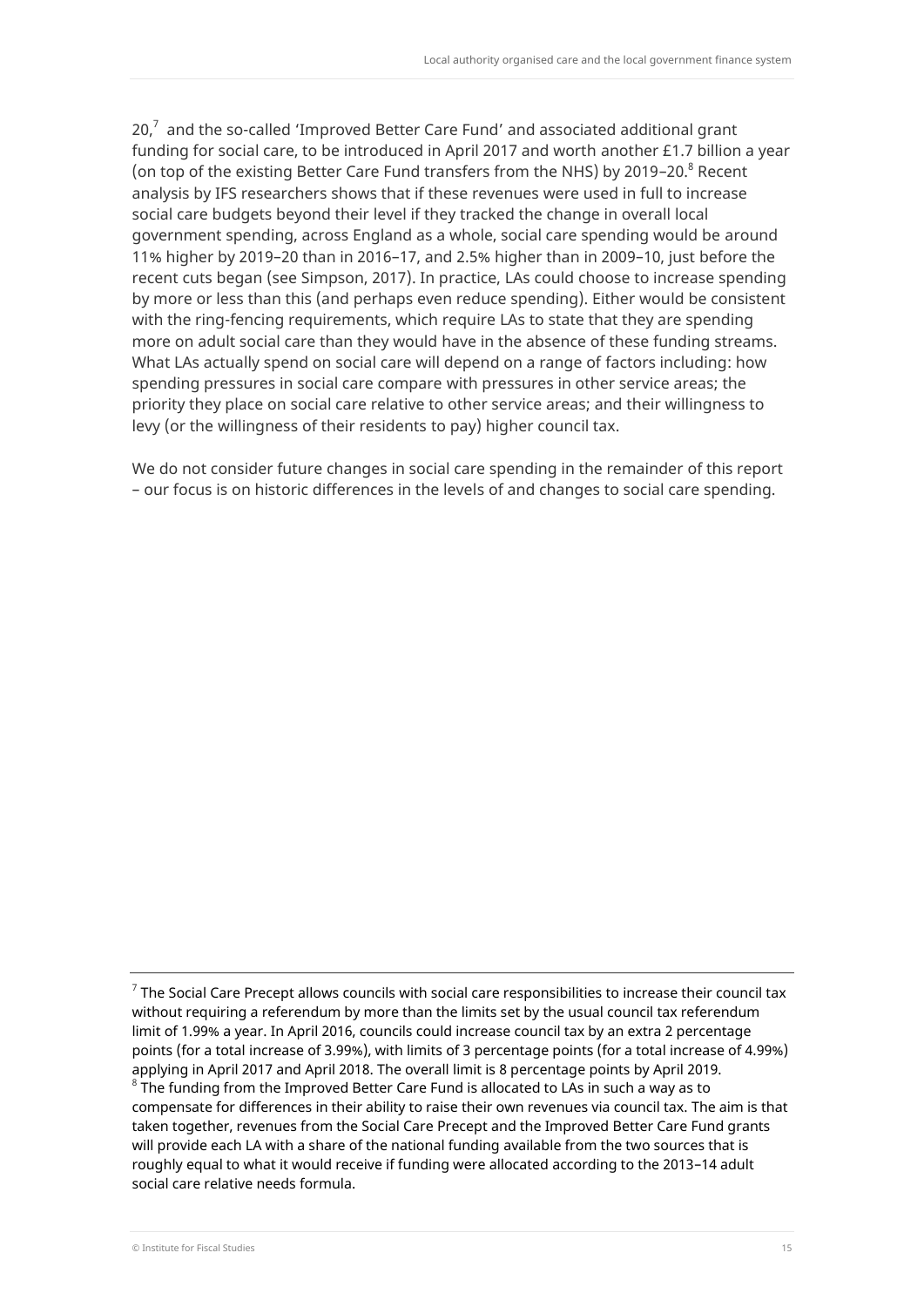20,[7] and the so-called 'Improved Better Care Fund' and associated additional grant funding for social care, to be introduced in April 2017 and worth another £1.7 billion a year (on top of the existing Better Care Fund transfers from the NHS) by 2019–20.[8] Recent analysis by IFS researchers shows that if these revenues were used in full to increase social care budgets beyond their level if they tracked the change in overall local government spending, across England as a whole, social care spending would be around 11% higher by 2019–20 than in 2016–17, and 2.5% higher than in 2009–10, just before the recent cuts began (see Simpson, 2017). In practice, LAs could choose to increase spending by more or less than this (and perhaps even reduce spending). Either would be consistent with the ring-fencing requirements, which require LAs to state that they are spending more on adult social care than they would have in the absence of these funding streams. What LAs actually spend on social care will depend on a range of factors including: how spending pressures in social care compare with pressures in other service areas; the priority they place on social care relative to other service areas; and their willingness to levy (or the willingness of their residents to pay) higher council tax.

We do not consider future changes in social care spending in the remainder of this report – our focus is on historic differences in the levels of and changes to social care spending.

---

[7] The Social Care Precept allows councils with social care responsibilities to increase their council tax without requiring a referendum by more than the limits set by the usual council tax referendum limit of 1.99% a year. In April 2016, councils could increase council tax by an extra 2 percentage points (for a total increase of 3.99%), with limits of 3 percentage points (for a total increase of 4.99%) applying in April 2017 and April 2018. The overall limit is 8 percentage points by April 2019.

[8] The funding from the Improved Better Care Fund is allocated to LAs in such a way as to compensate for differences in their ability to raise their own revenues via council tax. The aim is that taken together, revenues from the Social Care Precept and the Improved Better Care Fund grants will provide each LA with a share of the national funding available from the two sources that is roughly equal to what it would receive if funding were allocated according to the 2013–14 adult social care relative needs formula.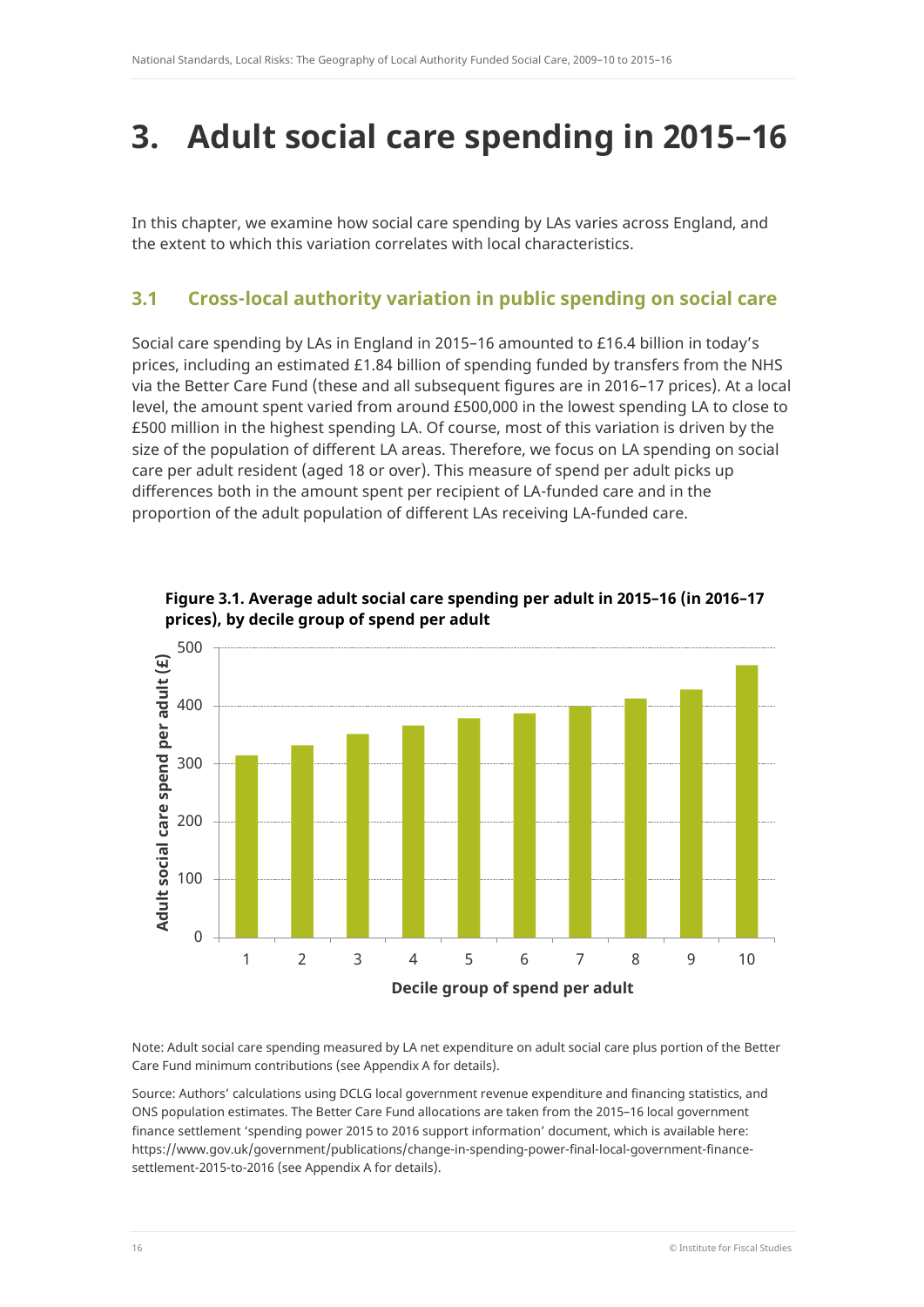# 3. Adult social care spending in 2015–16

In this chapter, we examine how social care spending by LAs varies across England, and the extent to which this variation correlates with local characteristics.

## 3.1 Cross-local authority variation in public spending on social care

Social care spending by LAs in England in 2015–16 amounted to £16.4 billion in today's prices, including an estimated £1.84 billion of spending funded by transfers from the NHS via the Better Care Fund (these and all subsequent figures are in 2016–17 prices). At a local level, the amount spent varied from around £500,000 in the lowest spending LA to close to £500 million in the highest spending LA. Of course, most of this variation is driven by the size of the population of different LA areas. Therefore, we focus on LA spending on social care per adult resident (aged 18 or over). This measure of spend per adult picks up differences both in the amount spent per recipient of LA-funded care and in the proportion of the adult population of different LAs receiving LA-funded care.

**Figure 3.1. Average adult social care spending per adult in 2015–16 (in 2016–17 prices), by decile group of spend per adult**

Adult social care spend per adult (£)

500
400
300
200
100
0

1 2 3 4 5 6 7 8 9 10

Decile group of spend per adult

Note: Adult social care spending measured by LA net expenditure on adult social care plus portion of the Better Care Fund minimum contributions (see Appendix A for details).

Source: Authors' calculations using DCLG local government revenue expenditure and financing statistics, and ONS population estimates. The Better Care Fund allocations are taken from the 2015–16 local government finance settlement 'spending power 2015 to 2016 support information' document, which is available here: https://www.gov.uk/government/publications/change-in-spending-power-final-local-government-finance-settlement-2015-to-2016 (see Appendix A for details).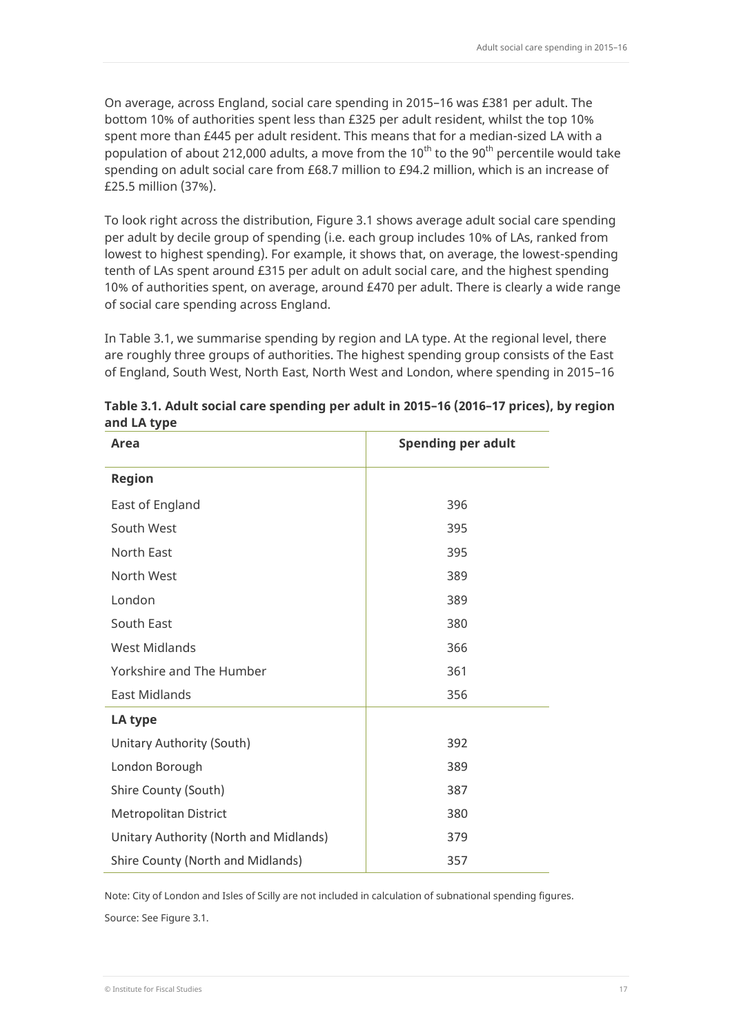On average, across England, social care spending in 2015–16 was £381 per adult. The bottom 10% of authorities spent less than £325 per adult resident, whilst the top 10% spent more than £445 per adult resident. This means that for a median-sized LA with a population of about 212,000 adults, a move from the 10th to the 90th percentile would take spending on adult social care from £68.7 million to £94.2 million, which is an increase of £25.5 million (37%).

To look right across the distribution, Figure 3.1 shows average adult social care spending per adult by decile group of spending (i.e. each group includes 10% of LAs, ranked from lowest to highest spending). For example, it shows that, on average, the lowest-spending tenth of LAs spent around £315 per adult on adult social care, and the highest spending 10% of authorities spent, on average, around £470 per adult. There is clearly a wide range of social care spending across England.

In Table 3.1, we summarise spending by region and LA type. At the regional level, there are roughly three groups of authorities. The highest spending group consists of the East of England, South West, North East, North West and London, where spending in 2015–16

**Table 3.1. Adult social care spending per adult in 2015–16 (2016–17 prices), by region and LA type**

| Area | Spending per adult |
|---|---|
| **Region** | |
| East of England | 396 |
| South West | 395 |
| North East | 395 |
| North West | 389 |
| London | 389 |
| South East | 380 |
| West Midlands | 366 |
| Yorkshire and The Humber | 361 |
| East Midlands | 356 |
| **LA type** | |
| Unitary Authority (South) | 392 |
| London Borough | 389 |
| Shire County (South) | 387 |
| Metropolitan District | 380 |
| Unitary Authority (North and Midlands) | 379 |
| Shire County (North and Midlands) | 357 |

Note: City of London and Isles of Scilly are not included in calculation of subnational spending figures.

Source: See Figure 3.1.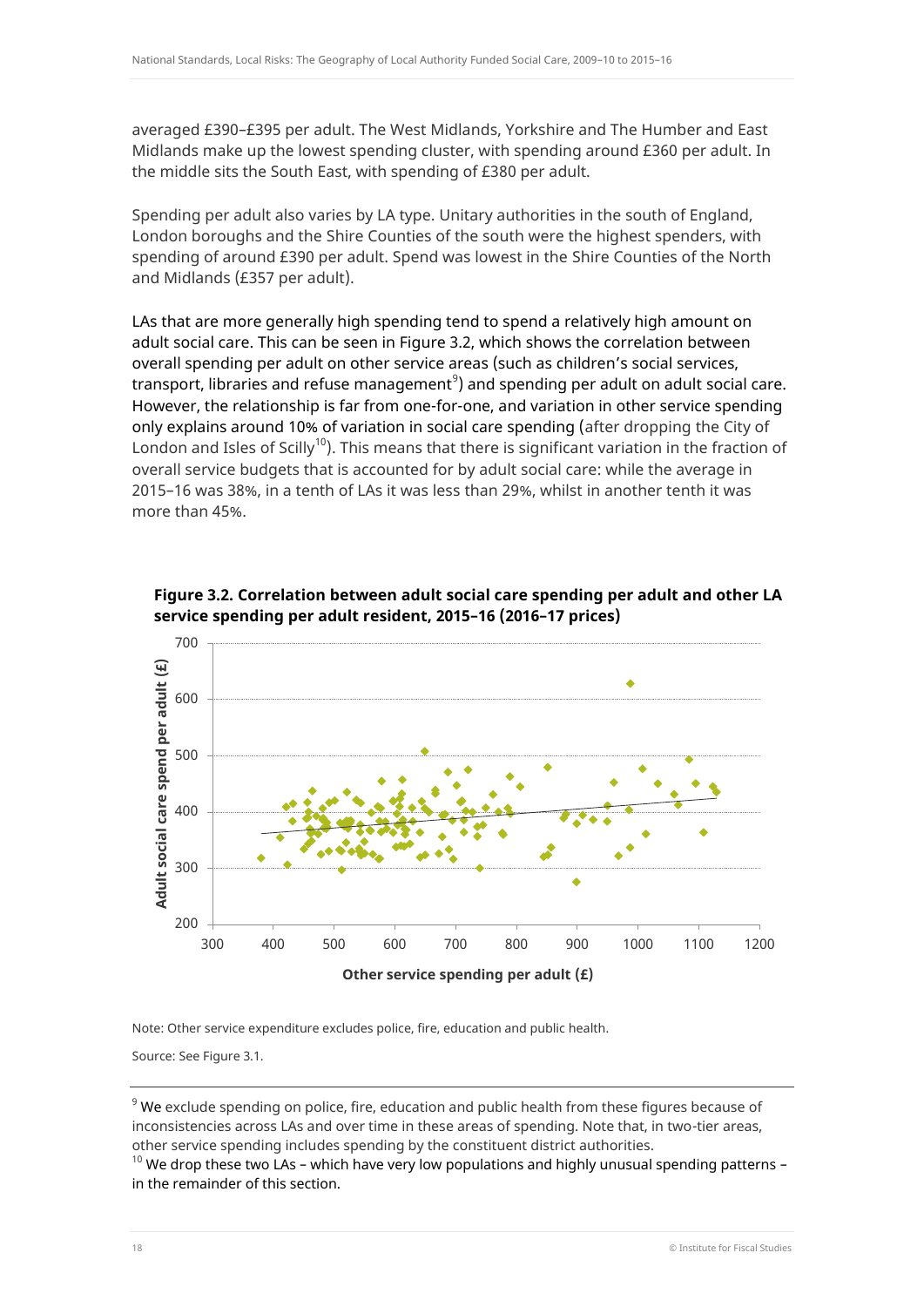averaged £390–£395 per adult. The West Midlands, Yorkshire and The Humber and East Midlands make up the lowest spending cluster, with spending around £360 per adult. In the middle sits the South East, with spending of £380 per adult.

Spending per adult also varies by LA type. Unitary authorities in the south of England, London boroughs and the Shire Counties of the south were the highest spenders, with spending of around £390 per adult. Spend was lowest in the Shire Counties of the North and Midlands (£357 per adult).

LAs that are more generally high spending tend to spend a relatively high amount on adult social care. This can be seen in Figure 3.2, which shows the correlation between overall spending per adult on other service areas (such as children's social services, transport, libraries and refuse management[9]) and spending per adult on adult social care. However, the relationship is far from one-for-one, and variation in other service spending only explains around 10% of variation in social care spending (after dropping the City of London and Isles of Scilly[10]). This means that there is significant variation in the fraction of overall service budgets that is accounted for by adult social care: while the average in 2015–16 was 38%, in a tenth of LAs it was less than 29%, whilst in another tenth it was more than 45%.

**Figure 3.2. Correlation between adult social care spending per adult and other LA service spending per adult resident, 2015–16 (2016–17 prices)**

Adult social care spend per adult (£)

700
600
500
400
300
200

300 400 500 600 700 800 900 1000 1100 1200

Other service spending per adult (£)

Note: Other service expenditure excludes police, fire, education and public health.

Source: See Figure 3.1.

[9] We exclude spending on police, fire, education and public health from these figures because of inconsistencies across LAs and over time in these areas of spending. Note that, in two-tier areas, other service spending includes spending by the constituent district authorities.

[10] We drop these two LAs – which have very low populations and highly unusual spending patterns – in the remainder of this section.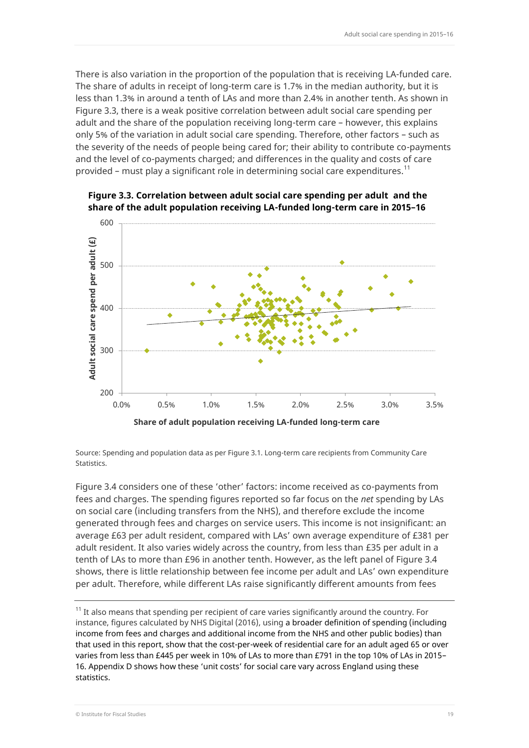There is also variation in the proportion of the population that is receiving LA-funded care. The share of adults in receipt of long-term care is 1.7% in the median authority, but it is less than 1.3% in around a tenth of LAs and more than 2.4% in another tenth. As shown in Figure 3.3, there is a weak positive correlation between adult social care spending per adult and the share of the population receiving long-term care – however, this explains only 5% of the variation in adult social care spending. Therefore, other factors – such as the severity of the needs of people being cared for; their ability to contribute co-payments and the level of co-payments charged; and differences in the quality and costs of care provided – must play a significant role in determining social care expenditures.[11]

**Figure 3.3. Correlation between adult social care spending per adult and the share of the adult population receiving LA-funded long-term care in 2015–16**

Adult social care spend per adult (£)
600
500
400
300
200
0.0%
0.5%
1.0%
1.5%
2.0%
2.5%
3.0%
3.5%
Share of adult population receiving LA-funded long-term care

Source: Spending and population data as per Figure 3.1. Long-term care recipients from Community Care Statistics.

Figure 3.4 considers one of these 'other' factors: income received as co-payments from fees and charges. The spending figures reported so far focus on the *net* spending by LAs on social care (including transfers from the NHS), and therefore exclude the income generated through fees and charges on service users. This income is not insignificant: an average £63 per adult resident, compared with LAs' own average expenditure of £381 per adult resident. It also varies widely across the country, from less than £35 per adult in a tenth of LAs to more than £96 in another tenth. However, as the left panel of Figure 3.4 shows, there is little relationship between fee income per adult and LAs' own expenditure per adult. Therefore, while different LAs raise significantly different amounts from fees

[11] It also means that spending per recipient of care varies significantly around the country. For instance, figures calculated by NHS Digital (2016), using a broader definition of spending (including income from fees and charges and additional income from the NHS and other public bodies) than that used in this report, show that the cost-per-week of residential care for an adult aged 65 or over varies from less than £445 per week in 10% of LAs to more than £791 in the top 10% of LAs in 2015–16. Appendix D shows how these 'unit costs' for social care vary across England using these statistics.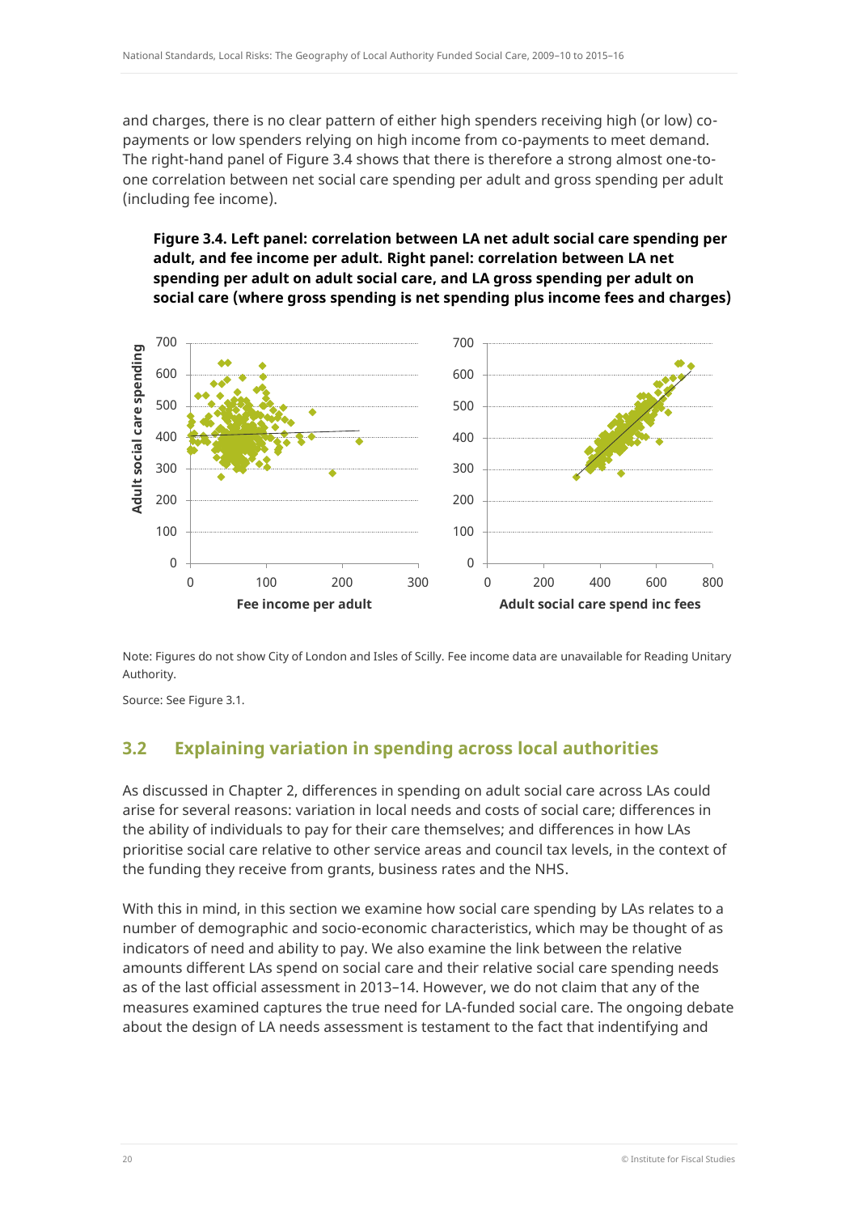and charges, there is no clear pattern of either high spenders receiving high (or low) co-payments or low spenders relying on high income from co-payments to meet demand. The right-hand panel of Figure 3.4 shows that there is therefore a strong almost one-to-one correlation between net social care spending per adult and gross spending per adult (including fee income).

**Figure 3.4. Left panel: correlation between LA net adult social care spending per adult, and fee income per adult. Right panel: correlation between LA net spending per adult on adult social care, and LA gross spending per adult on social care (where gross spending is net spending plus income fees and charges)**

Adult social care spending

700
600
500
400
300
200
100
0

0
100
200
300

Fee income per adult

700
600
500
400
300
200
100
0

0
200
400
600
800

Adult social care spend inc fees

Note: Figures do not show City of London and Isles of Scilly. Fee income data are unavailable for Reading Unitary Authority.

Source: See Figure 3.1.

## 3.2 Explaining variation in spending across local authorities

As discussed in Chapter 2, differences in spending on adult social care across LAs could arise for several reasons: variation in local needs and costs of social care; differences in the ability of individuals to pay for their care themselves; and differences in how LAs prioritise social care relative to other service areas and council tax levels, in the context of the funding they receive from grants, business rates and the NHS.

With this in mind, in this section we examine how social care spending by LAs relates to a number of demographic and socio-economic characteristics, which may be thought of as indicators of need and ability to pay. We also examine the link between the relative amounts different LAs spend on social care and their relative social care spending needs as of the last official assessment in 2013–14. However, we do not claim that any of the measures examined captures the true need for LA-funded social care. The ongoing debate about the design of LA needs assessment is testament to the fact that indentifying and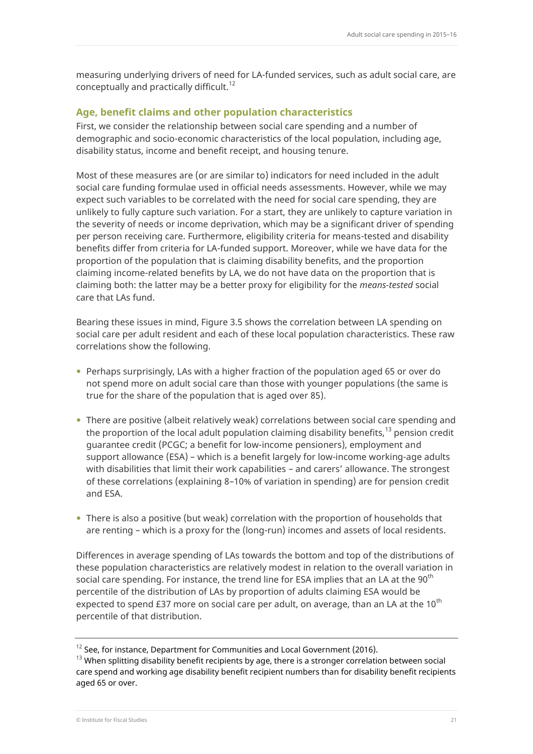measuring underlying drivers of need for LA-funded services, such as adult social care, are conceptually and practically difficult.[12]

### Age, benefit claims and other population characteristics

First, we consider the relationship between social care spending and a number of demographic and socio-economic characteristics of the local population, including age, disability status, income and benefit receipt, and housing tenure.

Most of these measures are (or are similar to) indicators for need included in the adult social care funding formulae used in official needs assessments. However, while we may expect such variables to be correlated with the need for social care spending, they are unlikely to fully capture such variation. For a start, they are unlikely to capture variation in the severity of needs or income deprivation, which may be a significant driver of spending per person receiving care. Furthermore, eligibility criteria for means-tested and disability benefits differ from criteria for LA-funded support. Moreover, while we have data for the proportion of the population that is claiming disability benefits, and the proportion claiming income-related benefits by LA, we do not have data on the proportion that is claiming both: the latter may be a better proxy for eligibility for the *means-tested* social care that LAs fund.

Bearing these issues in mind, Figure 3.5 shows the correlation between LA spending on social care per adult resident and each of these local population characteristics. These raw correlations show the following.

- Perhaps surprisingly, LAs with a higher fraction of the population aged 65 or over do not spend more on adult social care than those with younger populations (the same is true for the share of the population that is aged over 85).
- There are positive (albeit relatively weak) correlations between social care spending and the proportion of the local adult population claiming disability benefits,[13] pension credit guarantee credit (PCGC; a benefit for low-income pensioners), employment and support allowance (ESA) – which is a benefit largely for low-income working-age adults with disabilities that limit their work capabilities – and carers' allowance. The strongest of these correlations (explaining 8–10% of variation in spending) are for pension credit and ESA.
- There is also a positive (but weak) correlation with the proportion of households that are renting – which is a proxy for the (long-run) incomes and assets of local residents.

Differences in average spending of LAs towards the bottom and top of the distributions of these population characteristics are relatively modest in relation to the overall variation in social care spending. For instance, the trend line for ESA implies that an LA at the 90th percentile of the distribution of LAs by proportion of adults claiming ESA would be expected to spend £37 more on social care per adult, on average, than an LA at the 10th percentile of that distribution.

---

[12] See, for instance, Department for Communities and Local Government (2016).

[13] When splitting disability benefit recipients by age, there is a stronger correlation between social care spend and working age disability benefit recipient numbers than for disability benefit recipients aged 65 or over.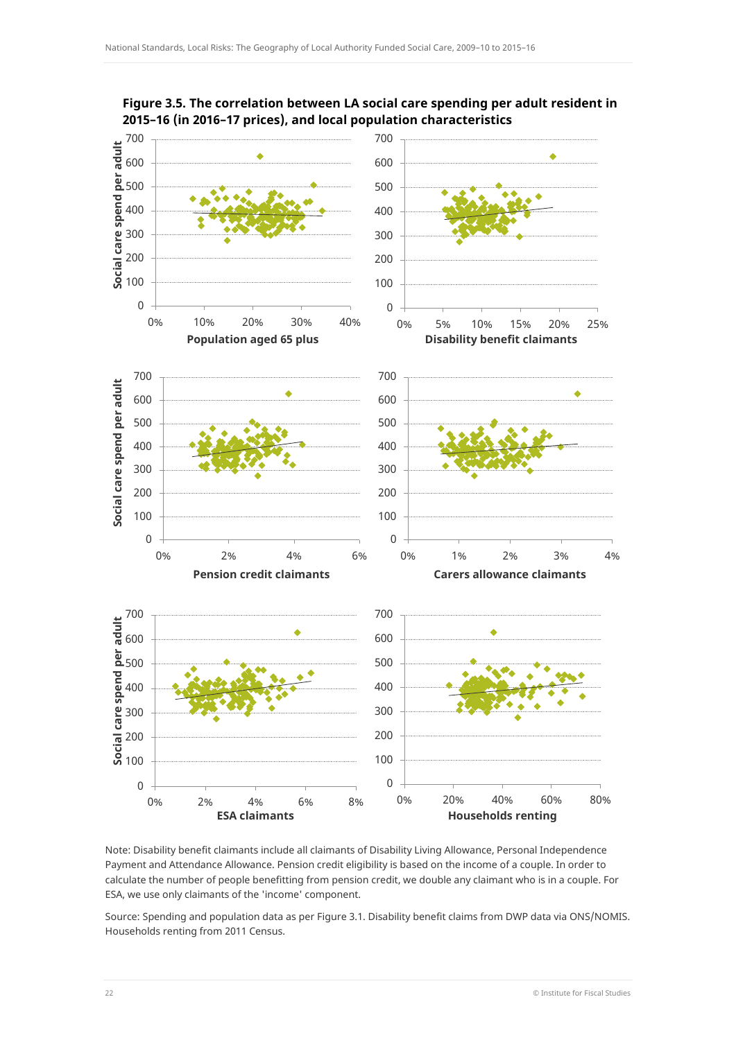**Figure 3.5. The correlation between LA social care spending per adult resident in 2015–16 (in 2016–17 prices), and local population characteristics**

Social care spend per adult

700
600
500
400
300
200
100
0

0% 10% 20% 30% 40%

Population aged 65 plus

700
600
500
400
300
200
100
0

0% 5% 10% 15% 20% 25%

Disability benefit claimants

Social care spend per adult

700
600
500
400
300
200
100
0

0% 2% 4% 6%

Pension credit claimants

700
600
500
400
300
200
100
0

0% 1% 2% 3% 4%

Carers allowance claimants

Social care spend per adult

700
600
500
400
300
200
100
0

0% 2% 4% 6% 8%

ESA claimants

700
600
500
400
300
200
100
0

0% 20% 40% 60% 80%

Households renting

Note: Disability benefit claimants include all claimants of Disability Living Allowance, Personal Independence Payment and Attendance Allowance. Pension credit eligibility is based on the income of a couple. In order to calculate the number of people benefitting from pension credit, we double any claimant who is in a couple. For ESA, we use only claimants of the 'income' component.

Source: Spending and population data as per Figure 3.1. Disability benefit claims from DWP data via ONS/NOMIS. Households renting from 2011 Census.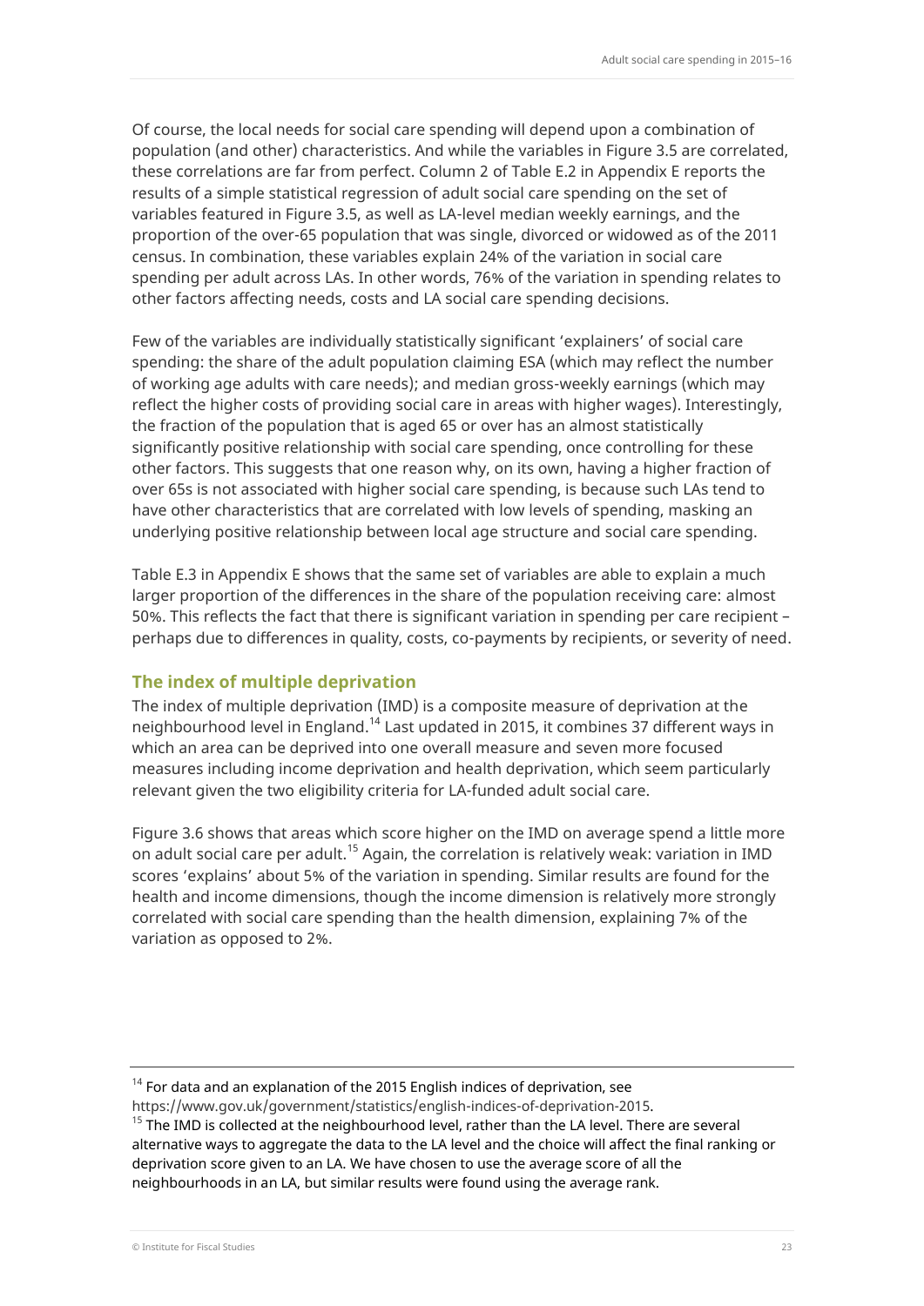Of course, the local needs for social care spending will depend upon a combination of population (and other) characteristics. And while the variables in Figure 3.5 are correlated, these correlations are far from perfect. Column 2 of Table E.2 in Appendix E reports the results of a simple statistical regression of adult social care spending on the set of variables featured in Figure 3.5, as well as LA-level median weekly earnings, and the proportion of the over-65 population that was single, divorced or widowed as of the 2011 census. In combination, these variables explain 24% of the variation in social care spending per adult across LAs. In other words, 76% of the variation in spending relates to other factors affecting needs, costs and LA social care spending decisions.

Few of the variables are individually statistically significant 'explainers' of social care spending: the share of the adult population claiming ESA (which may reflect the number of working age adults with care needs); and median gross-weekly earnings (which may reflect the higher costs of providing social care in areas with higher wages). Interestingly, the fraction of the population that is aged 65 or over has an almost statistically significantly positive relationship with social care spending, once controlling for these other factors. This suggests that one reason why, on its own, having a higher fraction of over 65s is not associated with higher social care spending, is because such LAs tend to have other characteristics that are correlated with low levels of spending, masking an underlying positive relationship between local age structure and social care spending.

Table E.3 in Appendix E shows that the same set of variables are able to explain a much larger proportion of the differences in the share of the population receiving care: almost 50%. This reflects the fact that there is significant variation in spending per care recipient – perhaps due to differences in quality, costs, co-payments by recipients, or severity of need.

### The index of multiple deprivation

The index of multiple deprivation (IMD) is a composite measure of deprivation at the neighbourhood level in England.[14] Last updated in 2015, it combines 37 different ways in which an area can be deprived into one overall measure and seven more focused measures including income deprivation and health deprivation, which seem particularly relevant given the two eligibility criteria for LA-funded adult social care.

Figure 3.6 shows that areas which score higher on the IMD on average spend a little more on adult social care per adult.[15] Again, the correlation is relatively weak: variation in IMD scores 'explains' about 5% of the variation in spending. Similar results are found for the health and income dimensions, though the income dimension is relatively more strongly correlated with social care spending than the health dimension, explaining 7% of the variation as opposed to 2%.

---

[14] For data and an explanation of the 2015 English indices of deprivation, see https://www.gov.uk/government/statistics/english-indices-of-deprivation-2015.

[15] The IMD is collected at the neighbourhood level, rather than the LA level. There are several alternative ways to aggregate the data to the LA level and the choice will affect the final ranking or deprivation score given to an LA. We have chosen to use the average score of all the neighbourhoods in an LA, but similar results were found using the average rank.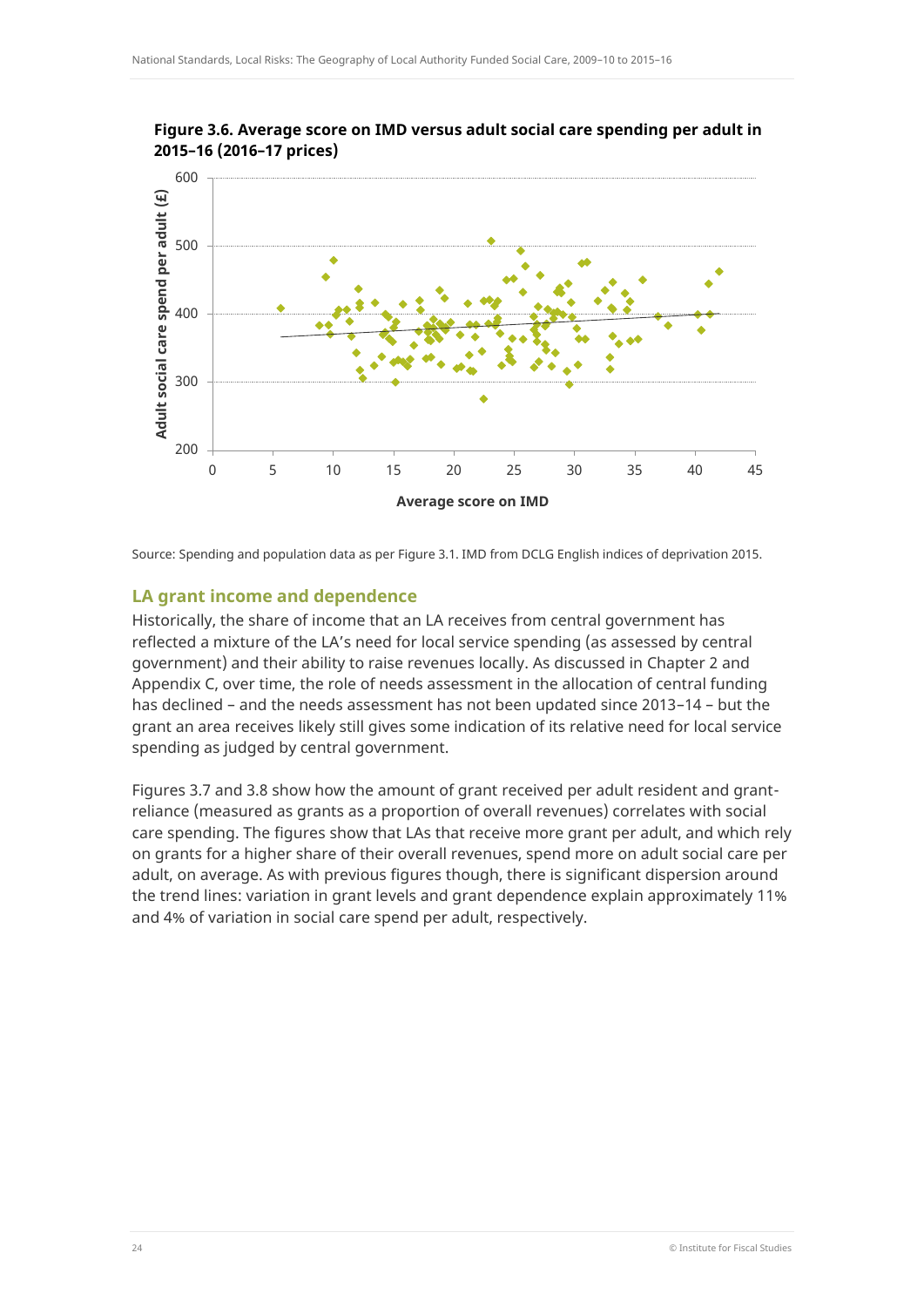**Figure 3.6. Average score on IMD versus adult social care spending per adult in 2015–16 (2016–17 prices)**

Adult social care spend per adult (£)

600
500
400
300
200

0 5 10 15 20 25 30 35 40 45

Average score on IMD

Source: Spending and population data as per Figure 3.1. IMD from DCLG English indices of deprivation 2015.

## LA grant income and dependence

Historically, the share of income that an LA receives from central government has reflected a mixture of the LA's need for local service spending (as assessed by central government) and their ability to raise revenues locally. As discussed in Chapter 2 and Appendix C, over time, the role of needs assessment in the allocation of central funding has declined – and the needs assessment has not been updated since 2013–14 – but the grant an area receives likely still gives some indication of its relative need for local service spending as judged by central government.

Figures 3.7 and 3.8 show how the amount of grant received per adult resident and grant-reliance (measured as grants as a proportion of overall revenues) correlates with social care spending. The figures show that LAs that receive more grant per adult, and which rely on grants for a higher share of their overall revenues, spend more on adult social care per adult, on average. As with previous figures though, there is significant dispersion around the trend lines: variation in grant levels and grant dependence explain approximately 11% and 4% of variation in social care spend per adult, respectively.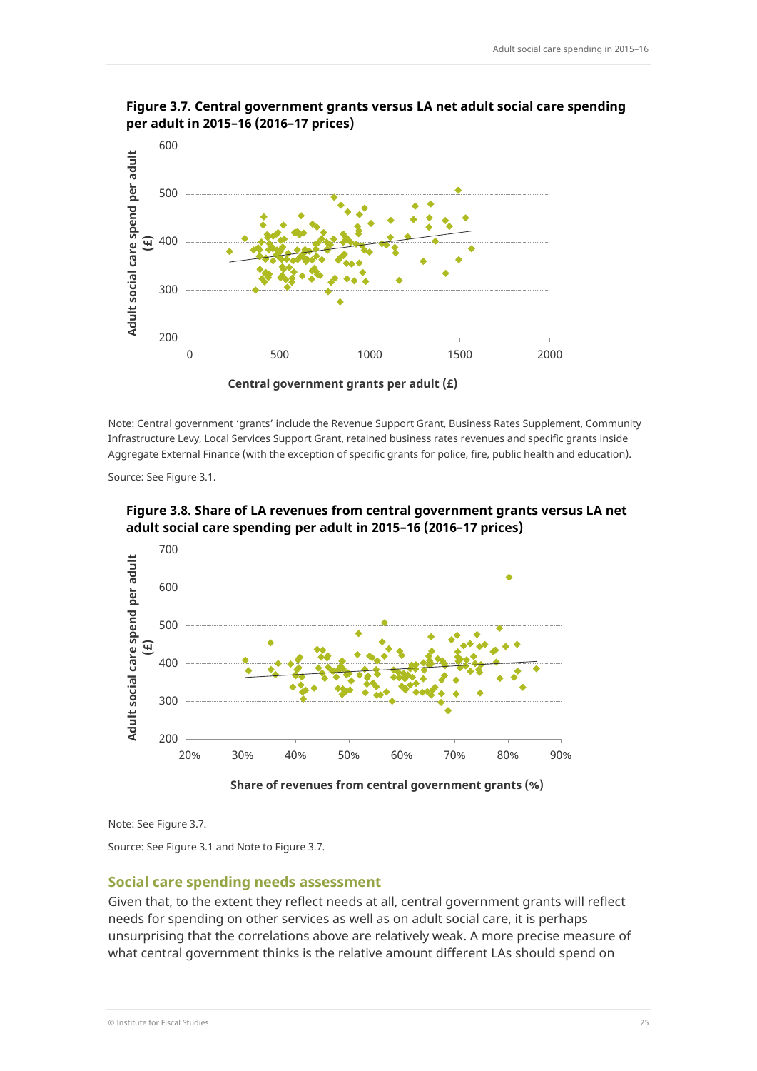**Figure 3.7. Central government grants versus LA net adult social care spending per adult in 2015–16 (2016–17 prices)**

Adult social care spend per adult (£)

600
500
400
300
200

0
500
1000
1500
2000

Central government grants per adult (£)

Note: Central government 'grants' include the Revenue Support Grant, Business Rates Supplement, Community Infrastructure Levy, Local Services Support Grant, retained business rates revenues and specific grants inside Aggregate External Finance (with the exception of specific grants for police, fire, public health and education).

Source: See Figure 3.1.

**Figure 3.8. Share of LA revenues from central government grants versus LA net adult social care spending per adult in 2015–16 (2016–17 prices)**

Adult social care spend per adult (£)

700
600
500
400
300
200

20%
30%
40%
50%
60%
70%
80%
90%

Share of revenues from central government grants (%)

Note: See Figure 3.7.

Source: See Figure 3.1 and Note to Figure 3.7.

## Social care spending needs assessment

Given that, to the extent they reflect needs at all, central government grants will reflect needs for spending on other services as well as on adult social care, it is perhaps unsurprising that the correlations above are relatively weak. A more precise measure of what central government thinks is the relative amount different LAs should spend on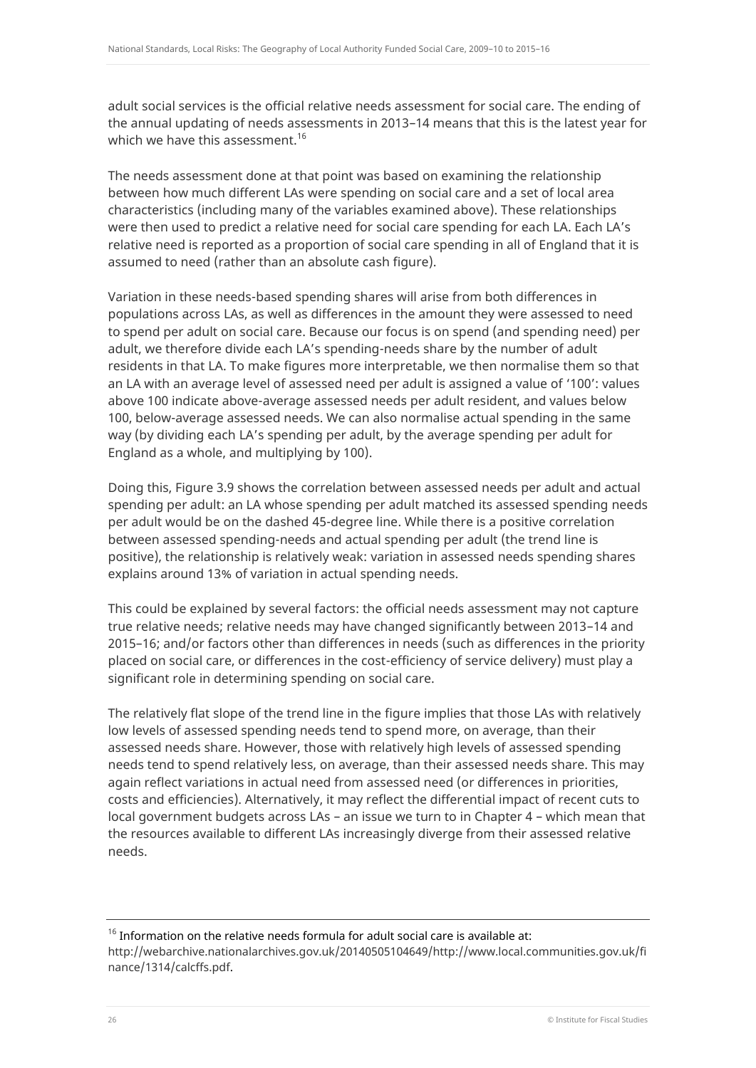adult social services is the official relative needs assessment for social care. The ending of the annual updating of needs assessments in 2013–14 means that this is the latest year for which we have this assessment.[16]

The needs assessment done at that point was based on examining the relationship between how much different LAs were spending on social care and a set of local area characteristics (including many of the variables examined above). These relationships were then used to predict a relative need for social care spending for each LA. Each LA's relative need is reported as a proportion of social care spending in all of England that it is assumed to need (rather than an absolute cash figure).

Variation in these needs-based spending shares will arise from both differences in populations across LAs, as well as differences in the amount they were assessed to need to spend per adult on social care. Because our focus is on spend (and spending need) per adult, we therefore divide each LA's spending-needs share by the number of adult residents in that LA. To make figures more interpretable, we then normalise them so that an LA with an average level of assessed need per adult is assigned a value of '100': values above 100 indicate above-average assessed needs per adult resident, and values below 100, below-average assessed needs. We can also normalise actual spending in the same way (by dividing each LA's spending per adult, by the average spending per adult for England as a whole, and multiplying by 100).

Doing this, Figure 3.9 shows the correlation between assessed needs per adult and actual spending per adult: an LA whose spending per adult matched its assessed spending needs per adult would be on the dashed 45-degree line. While there is a positive correlation between assessed spending-needs and actual spending per adult (the trend line is positive), the relationship is relatively weak: variation in assessed needs spending shares explains around 13% of variation in actual spending needs.

This could be explained by several factors: the official needs assessment may not capture true relative needs; relative needs may have changed significantly between 2013–14 and 2015–16; and/or factors other than differences in needs (such as differences in the priority placed on social care, or differences in the cost-efficiency of service delivery) must play a significant role in determining spending on social care.

The relatively flat slope of the trend line in the figure implies that those LAs with relatively low levels of assessed spending needs tend to spend more, on average, than their assessed needs share. However, those with relatively high levels of assessed spending needs tend to spend relatively less, on average, than their assessed needs share. This may again reflect variations in actual need from assessed need (or differences in priorities, costs and efficiencies). Alternatively, it may reflect the differential impact of recent cuts to local government budgets across LAs – an issue we turn to in Chapter 4 – which mean that the resources available to different LAs increasingly diverge from their assessed relative needs.

---

[16] Information on the relative needs formula for adult social care is available at: http://webarchive.nationalarchives.gov.uk/20140505104649/http://www.local.communities.gov.uk/finance/1314/calcffs.pdf.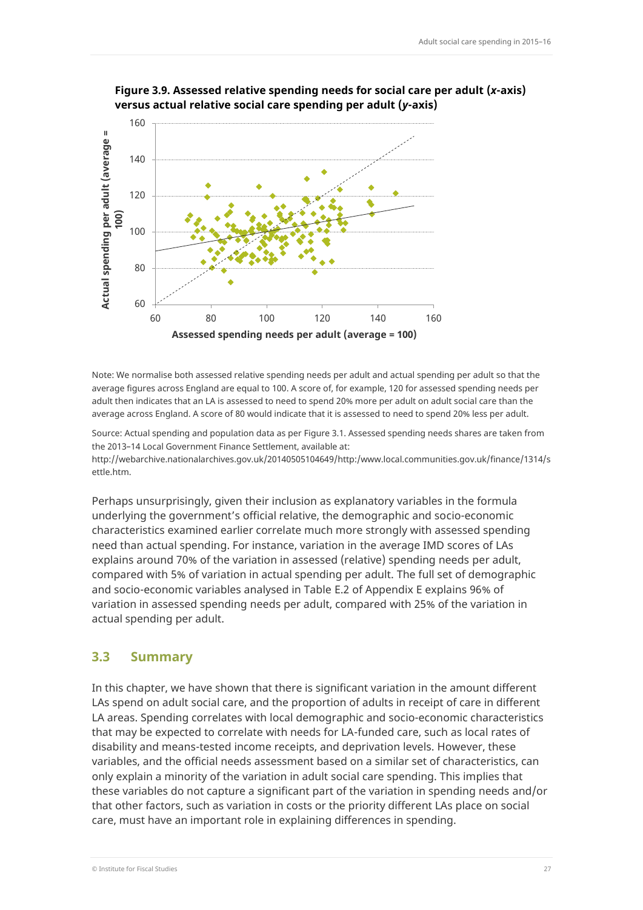**Figure 3.9. Assessed relative spending needs for social care per adult (*x*-axis) versus actual relative social care spending per adult (*y*-axis)**

Actual spending per adult (average = 100)

160
140
120
100
80
60

60 80 100 120 140 160

Assessed spending needs per adult (average = 100)

Note: We normalise both assessed relative spending needs per adult and actual spending per adult so that the average figures across England are equal to 100. A score of, for example, 120 for assessed spending needs per adult then indicates that an LA is assessed to need to spend 20% more per adult on adult social care than the average across England. A score of 80 would indicate that it is assessed to need to spend 20% less per adult.

Source: Actual spending and population data as per Figure 3.1. Assessed spending needs shares are taken from the 2013–14 Local Government Finance Settlement, available at: http://webarchive.nationalarchives.gov.uk/20140505104649/http:/www.local.communities.gov.uk/finance/1314/settle.htm.

Perhaps unsurprisingly, given their inclusion as explanatory variables in the formula underlying the government's official relative, the demographic and socio-economic characteristics examined earlier correlate much more strongly with assessed spending need than actual spending. For instance, variation in the average IMD scores of LAs explains around 70% of the variation in assessed (relative) spending needs per adult, compared with 5% of variation in actual spending per adult. The full set of demographic and socio-economic variables analysed in Table E.2 of Appendix E explains 96% of variation in assessed spending needs per adult, compared with 25% of the variation in actual spending per adult.

## 3.3 Summary

In this chapter, we have shown that there is significant variation in the amount different LAs spend on adult social care, and the proportion of adults in receipt of care in different LA areas. Spending correlates with local demographic and socio-economic characteristics that may be expected to correlate with needs for LA-funded care, such as local rates of disability and means-tested income receipts, and deprivation levels. However, these variables, and the official needs assessment based on a similar set of characteristics, can only explain a minority of the variation in adult social care spending. This implies that these variables do not capture a significant part of the variation in spending needs and/or that other factors, such as variation in costs or the priority different LAs place on social care, must have an important role in explaining differences in spending.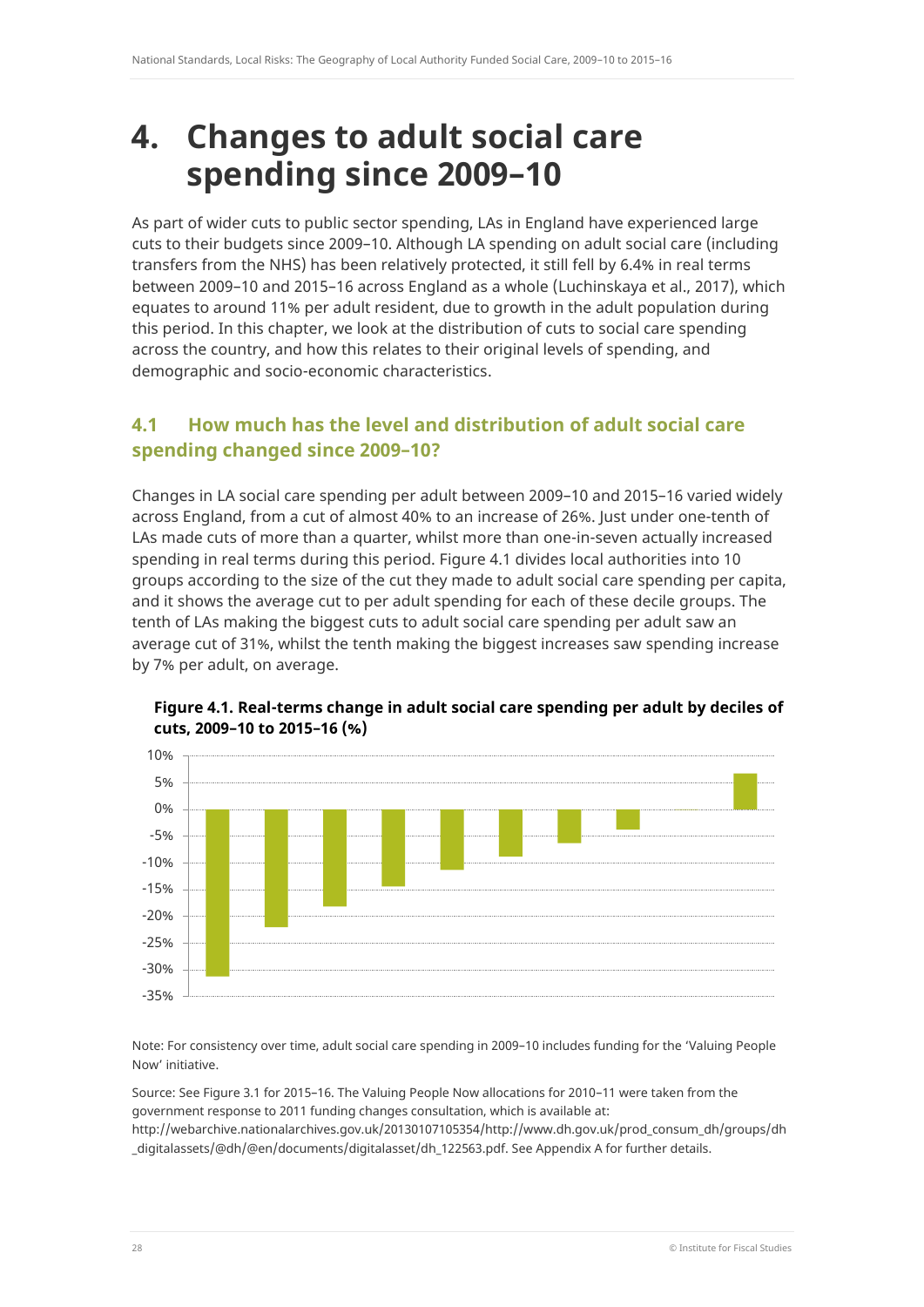# 4. Changes to adult social care spending since 2009–10

As part of wider cuts to public sector spending, LAs in England have experienced large cuts to their budgets since 2009–10. Although LA spending on adult social care (including transfers from the NHS) has been relatively protected, it still fell by 6.4% in real terms between 2009–10 and 2015–16 across England as a whole (Luchinskaya et al., 2017), which equates to around 11% per adult resident, due to growth in the adult population during this period. In this chapter, we look at the distribution of cuts to social care spending across the country, and how this relates to their original levels of spending, and demographic and socio-economic characteristics.

## 4.1 How much has the level and distribution of adult social care spending changed since 2009–10?

Changes in LA social care spending per adult between 2009–10 and 2015–16 varied widely across England, from a cut of almost 40% to an increase of 26%. Just under one-tenth of LAs made cuts of more than a quarter, whilst more than one-in-seven actually increased spending in real terms during this period. Figure 4.1 divides local authorities into 10 groups according to the size of the cut they made to adult social care spending per capita, and it shows the average cut to per adult spending for each of these decile groups. The tenth of LAs making the biggest cuts to adult social care spending per adult saw an average cut of 31%, whilst the tenth making the biggest increases saw spending increase by 7% per adult, on average.

**Figure 4.1. Real-terms change in adult social care spending per adult by deciles of cuts, 2009–10 to 2015–16 (%)**

10%
5%
0%
-5%
-10%
-15%
-20%
-25%
-30%
-35%

Note: For consistency over time, adult social care spending in 2009–10 includes funding for the 'Valuing People Now' initiative.

Source: See Figure 3.1 for 2015–16. The Valuing People Now allocations for 2010–11 were taken from the government response to 2011 funding changes consultation, which is available at: http://webarchive.nationalarchives.gov.uk/20130107105354/http://www.dh.gov.uk/prod_consum_dh/groups/dh_digitalassets/@dh/@en/documents/digitalasset/dh_122563.pdf. See Appendix A for further details.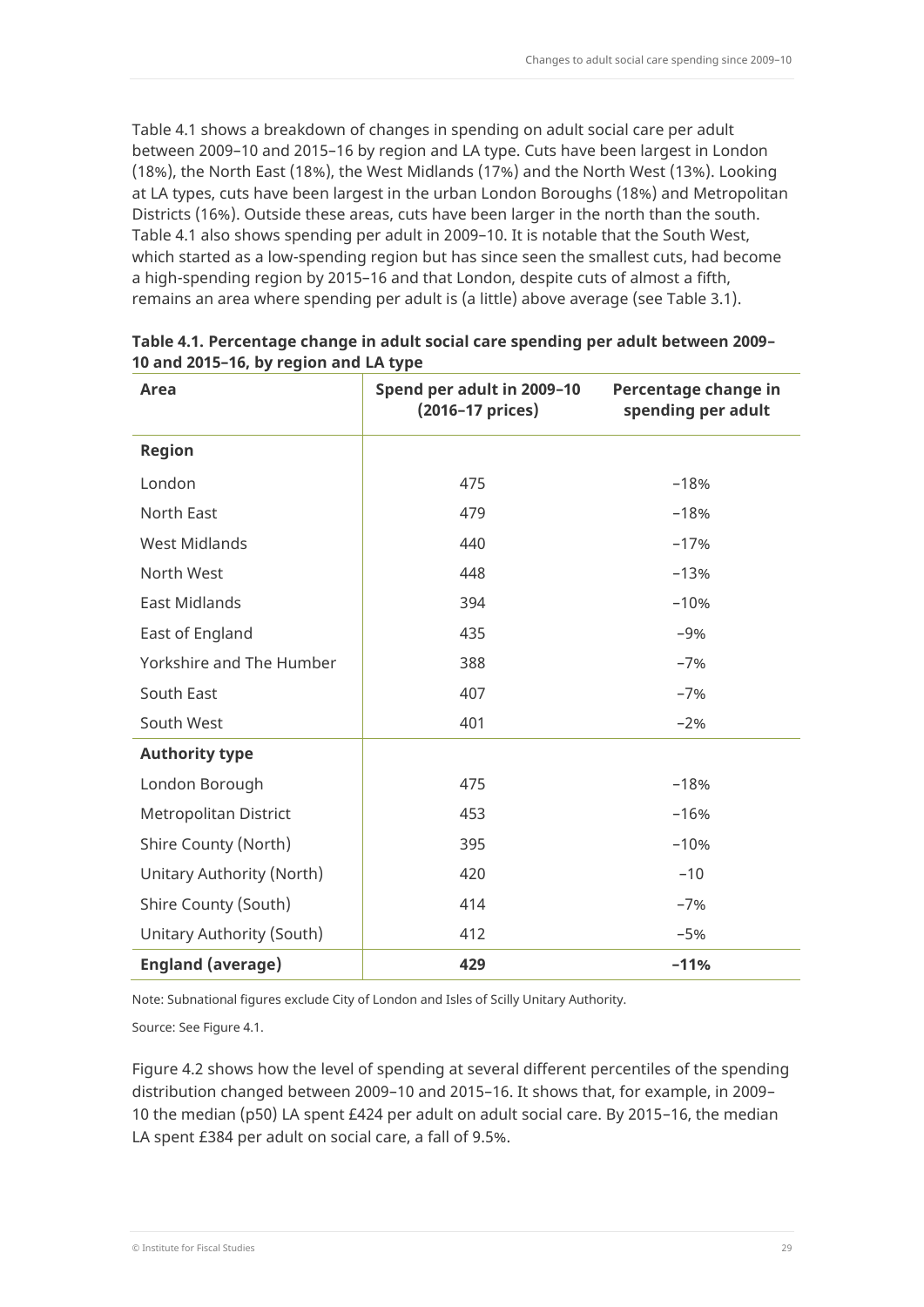Table 4.1 shows a breakdown of changes in spending on adult social care per adult between 2009–10 and 2015–16 by region and LA type. Cuts have been largest in London (18%), the North East (18%), the West Midlands (17%) and the North West (13%). Looking at LA types, cuts have been largest in the urban London Boroughs (18%) and Metropolitan Districts (16%). Outside these areas, cuts have been larger in the north than the south. Table 4.1 also shows spending per adult in 2009–10. It is notable that the South West, which started as a low-spending region but has since seen the smallest cuts, had become a high-spending region by 2015–16 and that London, despite cuts of almost a fifth, remains an area where spending per adult is (a little) above average (see Table 3.1).

**Table 4.1. Percentage change in adult social care spending per adult between 2009–10 and 2015–16, by region and LA type**

| Area | Spend per adult in 2009–10 (2016–17 prices) | Percentage change in spending per adult |
|---|---|---|
| **Region** | | |
| London | 475 | −18% |
| North East | 479 | −18% |
| West Midlands | 440 | −17% |
| North West | 448 | −13% |
| East Midlands | 394 | −10% |
| East of England | 435 | −9% |
| Yorkshire and The Humber | 388 | −7% |
| South East | 407 | −7% |
| South West | 401 | −2% |
| **Authority type** | | |
| London Borough | 475 | −18% |
| Metropolitan District | 453 | −16% |
| Shire County (North) | 395 | −10% |
| Unitary Authority (North) | 420 | −10 |
| Shire County (South) | 414 | −7% |
| Unitary Authority (South) | 412 | −5% |
| **England (average)** | **429** | **−11%** |

Note: Subnational figures exclude City of London and Isles of Scilly Unitary Authority.

Source: See Figure 4.1.

Figure 4.2 shows how the level of spending at several different percentiles of the spending distribution changed between 2009–10 and 2015–16. It shows that, for example, in 2009–10 the median (p50) LA spent £424 per adult on adult social care. By 2015–16, the median LA spent £384 per adult on social care, a fall of 9.5%.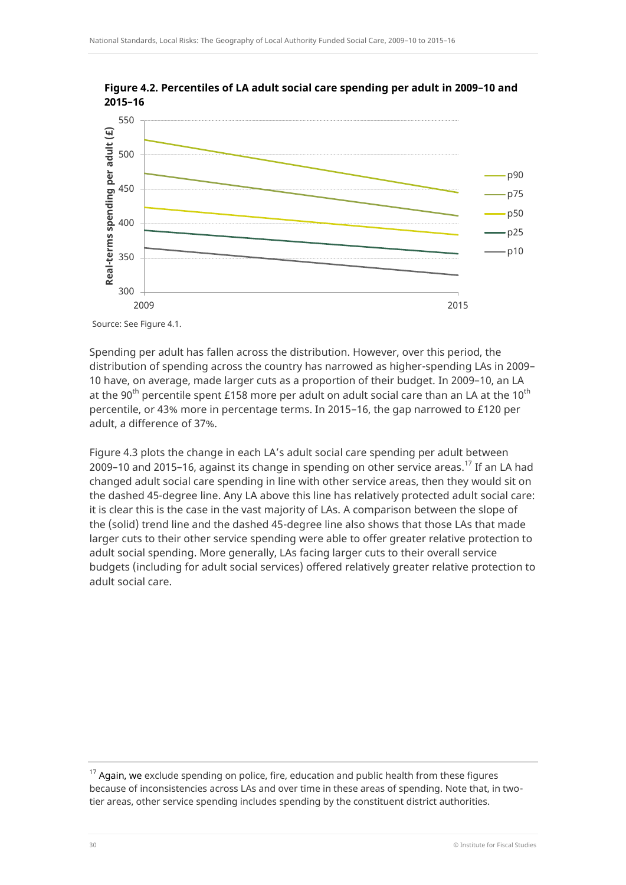**Figure 4.2. Percentiles of LA adult social care spending per adult in 2009–10 and 2015–16**

Real-terms spending per adult (£)

550
500
450
400
350
300

2009
2015

p90
p75
p50
p25
p10

Source: See Figure 4.1.

Spending per adult has fallen across the distribution. However, over this period, the distribution of spending across the country has narrowed as higher-spending LAs in 2009–10 have, on average, made larger cuts as a proportion of their budget. In 2009–10, an LA at the 90th percentile spent £158 more per adult on adult social care than an LA at the 10th percentile, or 43% more in percentage terms. In 2015–16, the gap narrowed to £120 per adult, a difference of 37%.

Figure 4.3 plots the change in each LA's adult social care spending per adult between 2009–10 and 2015–16, against its change in spending on other service areas.[17] If an LA had changed adult social care spending in line with other service areas, then they would sit on the dashed 45-degree line. Any LA above this line has relatively protected adult social care: it is clear this is the case in the vast majority of LAs. A comparison between the slope of the (solid) trend line and the dashed 45-degree line also shows that those LAs that made larger cuts to their other service spending were able to offer greater relative protection to adult social spending. More generally, LAs facing larger cuts to their overall service budgets (including for adult social services) offered relatively greater relative protection to adult social care.

[17] Again, we exclude spending on police, fire, education and public health from these figures because of inconsistencies across LAs and over time in these areas of spending. Note that, in two-tier areas, other service spending includes spending by the constituent district authorities.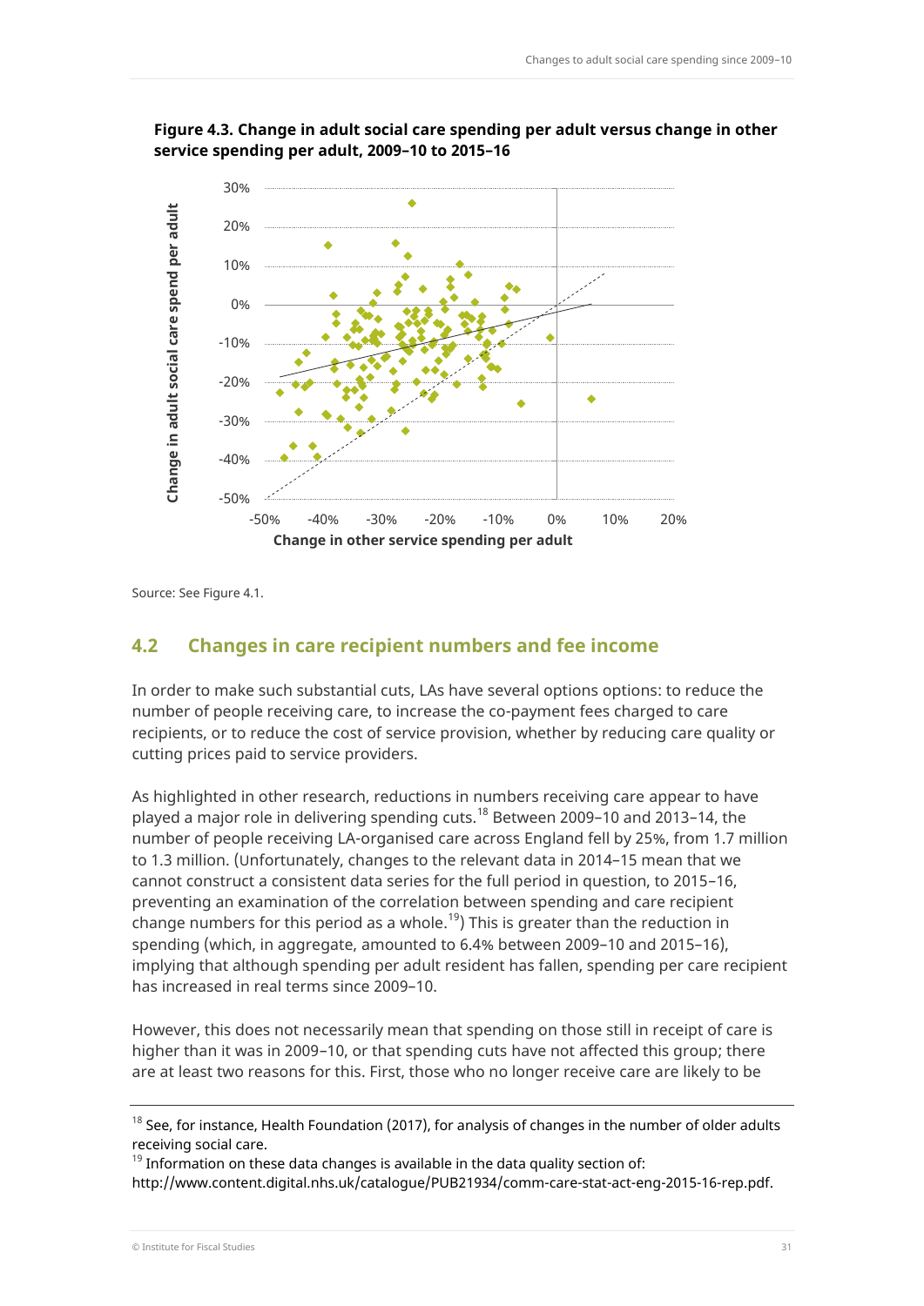**Figure 4.3. Change in adult social care spending per adult versus change in other service spending per adult, 2009–10 to 2015–16**

30%
20%
10%
0%
-10%
-20%
-30%
-40%
-50%

Change in adult social care spend per adult

-50% -40% -30% -20% -10% 0% 10% 20%

Change in other service spending per adult

Source: See Figure 4.1.

## 4.2 Changes in care recipient numbers and fee income

In order to make such substantial cuts, LAs have several options options: to reduce the number of people receiving care, to increase the co-payment fees charged to care recipients, or to reduce the cost of service provision, whether by reducing care quality or cutting prices paid to service providers.

As highlighted in other research, reductions in numbers receiving care appear to have played a major role in delivering spending cuts.[18] Between 2009–10 and 2013–14, the number of people receiving LA-organised care across England fell by 25%, from 1.7 million to 1.3 million. (Unfortunately, changes to the relevant data in 2014–15 mean that we cannot construct a consistent data series for the full period in question, to 2015–16, preventing an examination of the correlation between spending and care recipient change numbers for this period as a whole.[19]) This is greater than the reduction in spending (which, in aggregate, amounted to 6.4% between 2009–10 and 2015–16), implying that although spending per adult resident has fallen, spending per care recipient has increased in real terms since 2009–10.

However, this does not necessarily mean that spending on those still in receipt of care is higher than it was in 2009–10, or that spending cuts have not affected this group; there are at least two reasons for this. First, those who no longer receive care are likely to be

[18] See, for instance, Health Foundation (2017), for analysis of changes in the number of older adults receiving social care.

[19] Information on these data changes is available in the data quality section of: http://www.content.digital.nhs.uk/catalogue/PUB21934/comm-care-stat-act-eng-2015-16-rep.pdf.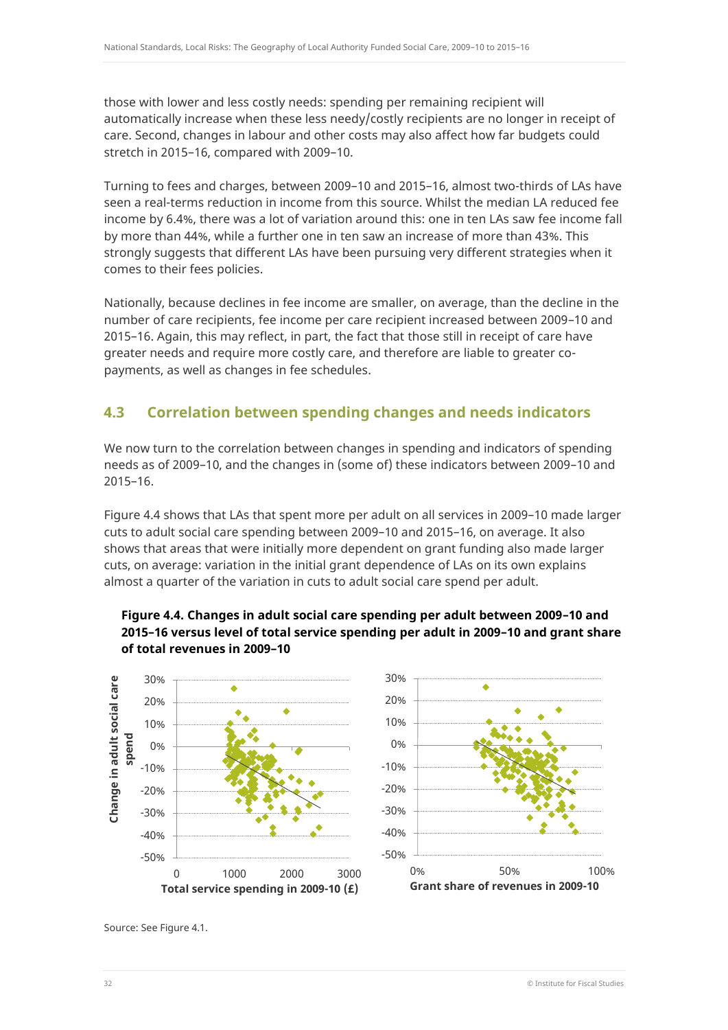those with lower and less costly needs: spending per remaining recipient will automatically increase when these less needy/costly recipients are no longer in receipt of care. Second, changes in labour and other costs may also affect how far budgets could stretch in 2015–16, compared with 2009–10.

Turning to fees and charges, between 2009–10 and 2015–16, almost two-thirds of LAs have seen a real-terms reduction in income from this source. Whilst the median LA reduced fee income by 6.4%, there was a lot of variation around this: one in ten LAs saw fee income fall by more than 44%, while a further one in ten saw an increase of more than 43%. This strongly suggests that different LAs have been pursuing very different strategies when it comes to their fees policies.

Nationally, because declines in fee income are smaller, on average, than the decline in the number of care recipients, fee income per care recipient increased between 2009–10 and 2015–16. Again, this may reflect, in part, the fact that those still in receipt of care have greater needs and require more costly care, and therefore are liable to greater co-payments, as well as changes in fee schedules.

## 4.3 Correlation between spending changes and needs indicators

We now turn to the correlation between changes in spending and indicators of spending needs as of 2009–10, and the changes in (some of) these indicators between 2009–10 and 2015–16.

Figure 4.4 shows that LAs that spent more per adult on all services in 2009–10 made larger cuts to adult social care spending between 2009–10 and 2015–16, on average. It also shows that areas that were initially more dependent on grant funding also made larger cuts, on average: variation in the initial grant dependence of LAs on its own explains almost a quarter of the variation in cuts to adult social care spend per adult.

**Figure 4.4. Changes in adult social care spending per adult between 2009–10 and 2015–16 versus level of total service spending per adult in 2009–10 and grant share of total revenues in 2009–10**

Change in adult social care spend

30%
20%
10%
0%
-10%
-20%
-30%
-40%
-50%

0
1000
2000
3000

Total service spending in 2009-10 (£)

30%
20%
10%
0%
-10%
-20%
-30%
-40%
-50%

0%
50%
100%

Grant share of revenues in 2009-10

Source: See Figure 4.1.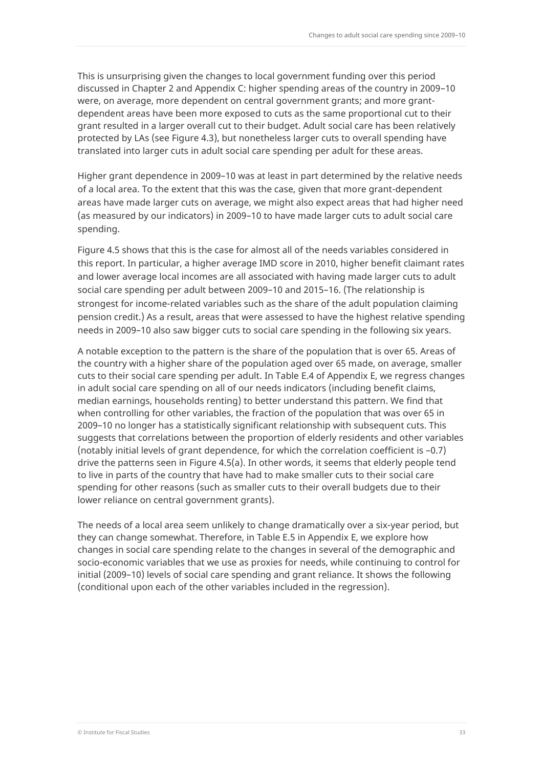This is unsurprising given the changes to local government funding over this period discussed in Chapter 2 and Appendix C: higher spending areas of the country in 2009–10 were, on average, more dependent on central government grants; and more grant-dependent areas have been more exposed to cuts as the same proportional cut to their grant resulted in a larger overall cut to their budget. Adult social care has been relatively protected by LAs (see Figure 4.3), but nonetheless larger cuts to overall spending have translated into larger cuts in adult social care spending per adult for these areas.

Higher grant dependence in 2009–10 was at least in part determined by the relative needs of a local area. To the extent that this was the case, given that more grant-dependent areas have made larger cuts on average, we might also expect areas that had higher need (as measured by our indicators) in 2009–10 to have made larger cuts to adult social care spending.

Figure 4.5 shows that this is the case for almost all of the needs variables considered in this report. In particular, a higher average IMD score in 2010, higher benefit claimant rates and lower average local incomes are all associated with having made larger cuts to adult social care spending per adult between 2009–10 and 2015–16. (The relationship is strongest for income-related variables such as the share of the adult population claiming pension credit.) As a result, areas that were assessed to have the highest relative spending needs in 2009–10 also saw bigger cuts to social care spending in the following six years.

A notable exception to the pattern is the share of the population that is over 65. Areas of the country with a higher share of the population aged over 65 made, on average, smaller cuts to their social care spending per adult. In Table E.4 of Appendix E, we regress changes in adult social care spending on all of our needs indicators (including benefit claims, median earnings, households renting) to better understand this pattern. We find that when controlling for other variables, the fraction of the population that was over 65 in 2009–10 no longer has a statistically significant relationship with subsequent cuts. This suggests that correlations between the proportion of elderly residents and other variables (notably initial levels of grant dependence, for which the correlation coefficient is –0.7) drive the patterns seen in Figure 4.5(a). In other words, it seems that elderly people tend to live in parts of the country that have had to make smaller cuts to their social care spending for other reasons (such as smaller cuts to their overall budgets due to their lower reliance on central government grants).

The needs of a local area seem unlikely to change dramatically over a six-year period, but they can change somewhat. Therefore, in Table E.5 in Appendix E, we explore how changes in social care spending relate to the changes in several of the demographic and socio-economic variables that we use as proxies for needs, while continuing to control for initial (2009–10) levels of social care spending and grant reliance. It shows the following (conditional upon each of the other variables included in the regression).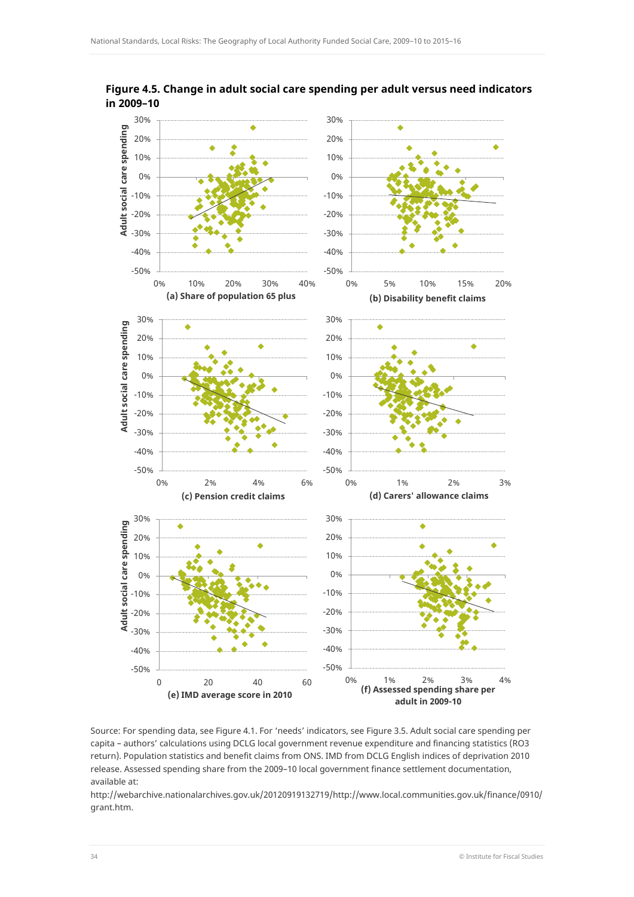**Figure 4.5. Change in adult social care spending per adult versus need indicators in 2009–10**

Adult social care spending

30%
20%
10%
0%
-10%
-20%
-30%
-40%
-50%

0% 10% 20% 30% 40%
(a) Share of population 65 plus

0% 5% 10% 15% 20%
(b) Disability benefit claims

0% 2% 4% 6%
(c) Pension credit claims

0% 1% 2% 3%
(d) Carers' allowance claims

0 20 40 60
(e) IMD average score in 2010

0% 1% 2% 3% 4%
(f) Assessed spending share per adult in 2009-10

Source: For spending data, see Figure 4.1. For 'needs' indicators, see Figure 3.5. Adult social care spending per capita – authors' calculations using DCLG local government revenue expenditure and financing statistics (RO3 return). Population statistics and benefit claims from ONS. IMD from DCLG English indices of deprivation 2010 release. Assessed spending share from the 2009–10 local government finance settlement documentation, available at:

http://webarchive.nationalarchives.gov.uk/20120919132719/http://www.local.communities.gov.uk/finance/0910/grant.htm.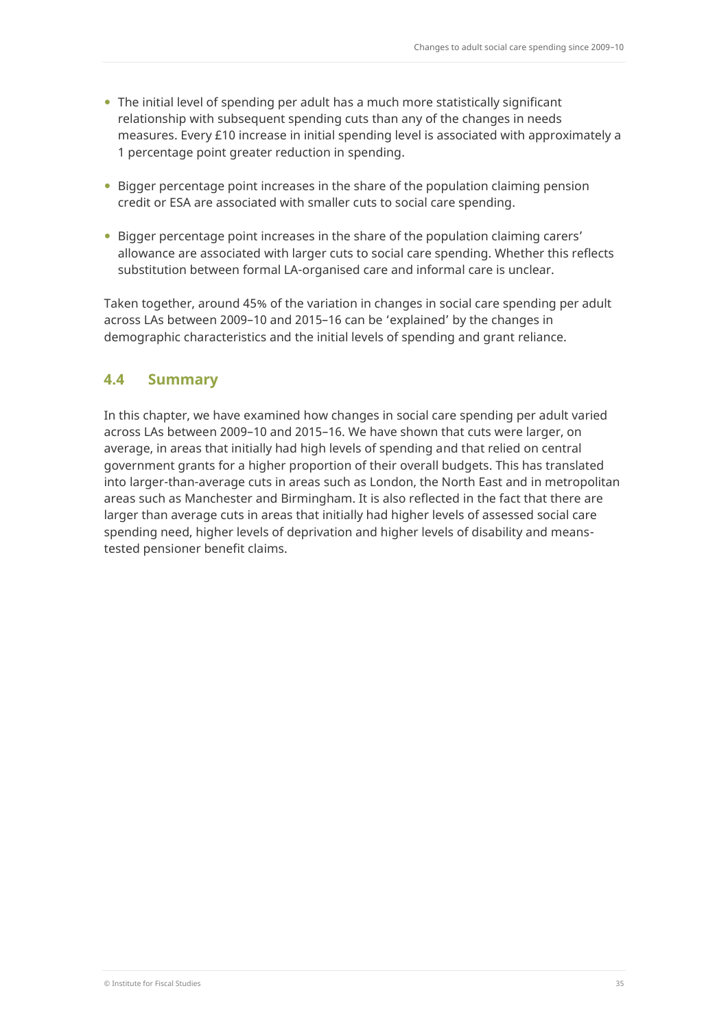- The initial level of spending per adult has a much more statistically significant relationship with subsequent spending cuts than any of the changes in needs measures. Every £10 increase in initial spending level is associated with approximately a 1 percentage point greater reduction in spending.
- Bigger percentage point increases in the share of the population claiming pension credit or ESA are associated with smaller cuts to social care spending.
- Bigger percentage point increases in the share of the population claiming carers' allowance are associated with larger cuts to social care spending. Whether this reflects substitution between formal LA-organised care and informal care is unclear.

Taken together, around 45% of the variation in changes in social care spending per adult across LAs between 2009–10 and 2015–16 can be 'explained' by the changes in demographic characteristics and the initial levels of spending and grant reliance.

## 4.4 Summary

In this chapter, we have examined how changes in social care spending per adult varied across LAs between 2009–10 and 2015–16. We have shown that cuts were larger, on average, in areas that initially had high levels of spending and that relied on central government grants for a higher proportion of their overall budgets. This has translated into larger-than-average cuts in areas such as London, the North East and in metropolitan areas such as Manchester and Birmingham. It is also reflected in the fact that there are larger than average cuts in areas that initially had higher levels of assessed social care spending need, higher levels of deprivation and higher levels of disability and means-tested pensioner benefit claims.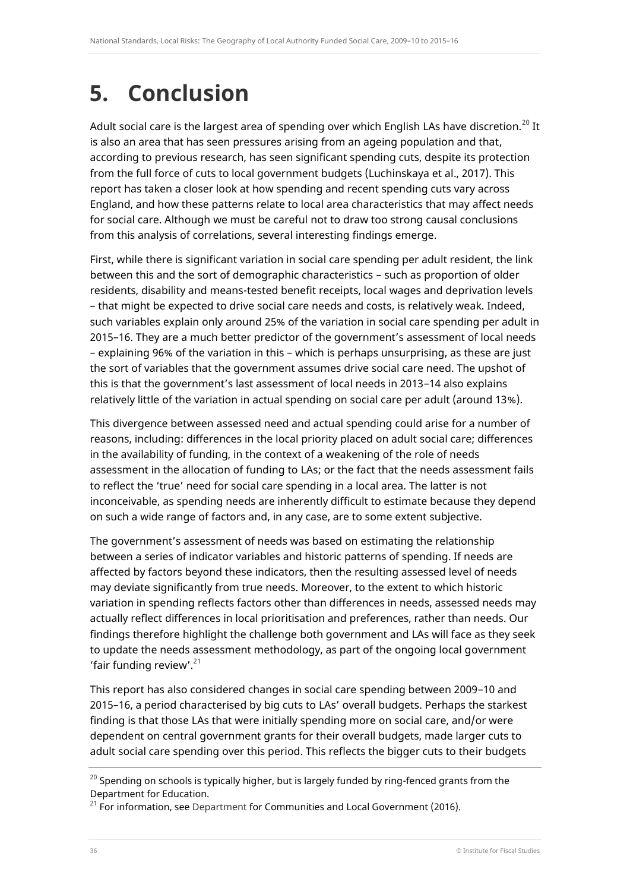# 5. Conclusion

Adult social care is the largest area of spending over which English LAs have discretion.[20] It is also an area that has seen pressures arising from an ageing population and that, according to previous research, has seen significant spending cuts, despite its protection from the full force of cuts to local government budgets (Luchinskaya et al., 2017). This report has taken a closer look at how spending and recent spending cuts vary across England, and how these patterns relate to local area characteristics that may affect needs for social care. Although we must be careful not to draw too strong causal conclusions from this analysis of correlations, several interesting findings emerge.

First, while there is significant variation in social care spending per adult resident, the link between this and the sort of demographic characteristics – such as proportion of older residents, disability and means-tested benefit receipts, local wages and deprivation levels – that might be expected to drive social care needs and costs, is relatively weak. Indeed, such variables explain only around 25% of the variation in social care spending per adult in 2015–16. They are a much better predictor of the government's assessment of local needs – explaining 96% of the variation in this – which is perhaps unsurprising, as these are just the sort of variables that the government assumes drive social care need. The upshot of this is that the government's last assessment of local needs in 2013–14 also explains relatively little of the variation in actual spending on social care per adult (around 13%).

This divergence between assessed need and actual spending could arise for a number of reasons, including: differences in the local priority placed on adult social care; differences in the availability of funding, in the context of a weakening of the role of needs assessment in the allocation of funding to LAs; or the fact that the needs assessment fails to reflect the 'true' need for social care spending in a local area. The latter is not inconceivable, as spending needs are inherently difficult to estimate because they depend on such a wide range of factors and, in any case, are to some extent subjective.

The government's assessment of needs was based on estimating the relationship between a series of indicator variables and historic patterns of spending. If needs are affected by factors beyond these indicators, then the resulting assessed level of needs may deviate significantly from true needs. Moreover, to the extent to which historic variation in spending reflects factors other than differences in needs, assessed needs may actually reflect differences in local prioritisation and preferences, rather than needs. Our findings therefore highlight the challenge both government and LAs will face as they seek to update the needs assessment methodology, as part of the ongoing local government 'fair funding review'.[21]

This report has also considered changes in social care spending between 2009–10 and 2015–16, a period characterised by big cuts to LAs' overall budgets. Perhaps the starkest finding is that those LAs that were initially spending more on social care, and/or were dependent on central government grants for their overall budgets, made larger cuts to adult social care spending over this period. This reflects the bigger cuts to their budgets

[20] Spending on schools is typically higher, but is largely funded by ring-fenced grants from the Department for Education.

[21] For information, see Department for Communities and Local Government (2016).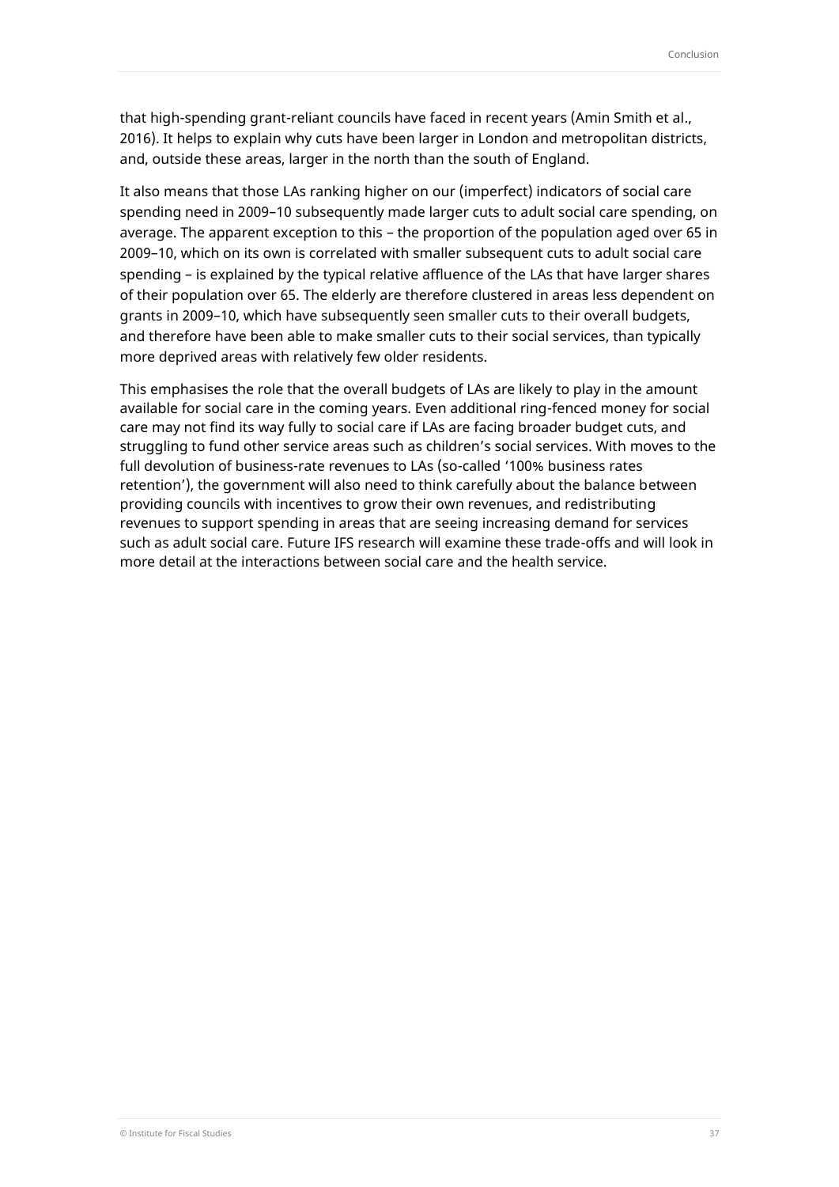that high-spending grant-reliant councils have faced in recent years (Amin Smith et al., 2016). It helps to explain why cuts have been larger in London and metropolitan districts, and, outside these areas, larger in the north than the south of England.

It also means that those LAs ranking higher on our (imperfect) indicators of social care spending need in 2009–10 subsequently made larger cuts to adult social care spending, on average. The apparent exception to this – the proportion of the population aged over 65 in 2009–10, which on its own is correlated with smaller subsequent cuts to adult social care spending – is explained by the typical relative affluence of the LAs that have larger shares of their population over 65. The elderly are therefore clustered in areas less dependent on grants in 2009–10, which have subsequently seen smaller cuts to their overall budgets, and therefore have been able to make smaller cuts to their social services, than typically more deprived areas with relatively few older residents.

This emphasises the role that the overall budgets of LAs are likely to play in the amount available for social care in the coming years. Even additional ring-fenced money for social care may not find its way fully to social care if LAs are facing broader budget cuts, and struggling to fund other service areas such as children's social services. With moves to the full devolution of business-rate revenues to LAs (so-called '100% business rates retention'), the government will also need to think carefully about the balance between providing councils with incentives to grow their own revenues, and redistributing revenues to support spending in areas that are seeing increasing demand for services such as adult social care. Future IFS research will examine these trade-offs and will look in more detail at the interactions between social care and the health service.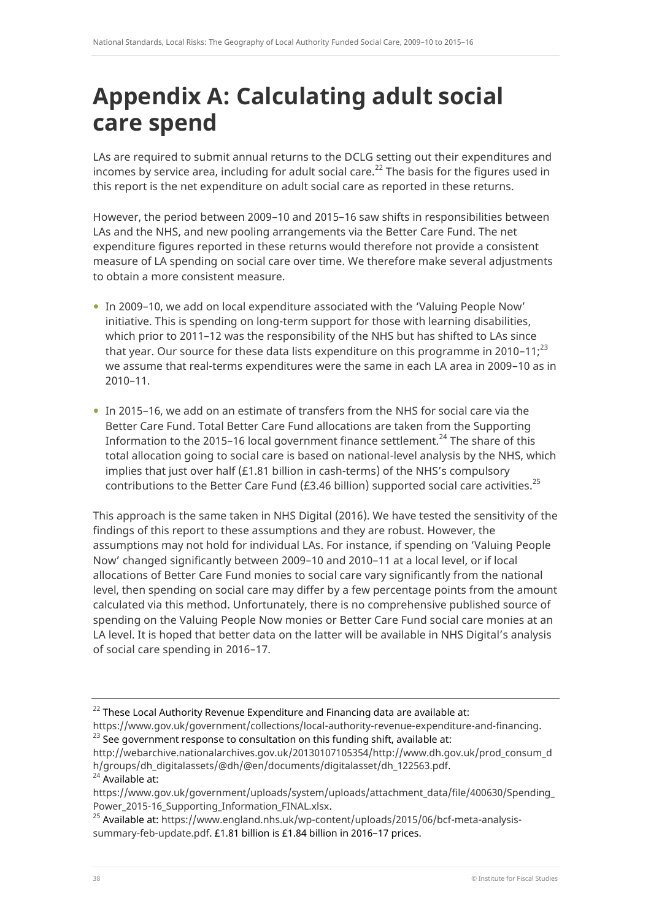# Appendix A: Calculating adult social care spend

LAs are required to submit annual returns to the DCLG setting out their expenditures and incomes by service area, including for adult social care.[22] The basis for the figures used in this report is the net expenditure on adult social care as reported in these returns.

However, the period between 2009–10 and 2015–16 saw shifts in responsibilities between LAs and the NHS, and new pooling arrangements via the Better Care Fund. The net expenditure figures reported in these returns would therefore not provide a consistent measure of LA spending on social care over time. We therefore make several adjustments to obtain a more consistent measure.

- In 2009–10, we add on local expenditure associated with the 'Valuing People Now' initiative. This is spending on long-term support for those with learning disabilities, which prior to 2011–12 was the responsibility of the NHS but has shifted to LAs since that year. Our source for these data lists expenditure on this programme in 2010–11;[23] we assume that real-terms expenditures were the same in each LA area in 2009–10 as in 2010–11.

- In 2015–16, we add on an estimate of transfers from the NHS for social care via the Better Care Fund. Total Better Care Fund allocations are taken from the Supporting Information to the 2015–16 local government finance settlement.[24] The share of this total allocation going to social care is based on national-level analysis by the NHS, which implies that just over half (£1.81 billion in cash-terms) of the NHS's compulsory contributions to the Better Care Fund (£3.46 billion) supported social care activities.[25]

This approach is the same taken in NHS Digital (2016). We have tested the sensitivity of the findings of this report to these assumptions and they are robust. However, the assumptions may not hold for individual LAs. For instance, if spending on 'Valuing People Now' changed significantly between 2009–10 and 2010–11 at a local level, or if local allocations of Better Care Fund monies to social care vary significantly from the national level, then spending on social care may differ by a few percentage points from the amount calculated via this method. Unfortunately, there is no comprehensive published source of spending on the Valuing People Now monies or Better Care Fund social care monies at an LA level. It is hoped that better data on the latter will be available in NHS Digital's analysis of social care spending in 2016–17.

---

[22] These Local Authority Revenue Expenditure and Financing data are available at: https://www.gov.uk/government/collections/local-authority-revenue-expenditure-and-financing.

[23] See government response to consultation on this funding shift, available at: http://webarchive.nationalarchives.gov.uk/20130107105354/http://www.dh.gov.uk/prod_consum_dh/groups/dh_digitalassets/@dh/@en/documents/digitalasset/dh_122563.pdf.

[24] Available at: https://www.gov.uk/government/uploads/system/uploads/attachment_data/file/400630/Spending_Power_2015-16_Supporting_Information_FINAL.xlsx.

[25] Available at: https://www.england.nhs.uk/wp-content/uploads/2015/06/bcf-meta-analysis-summary-feb-update.pdf. £1.81 billion is £1.84 billion in 2016–17 prices.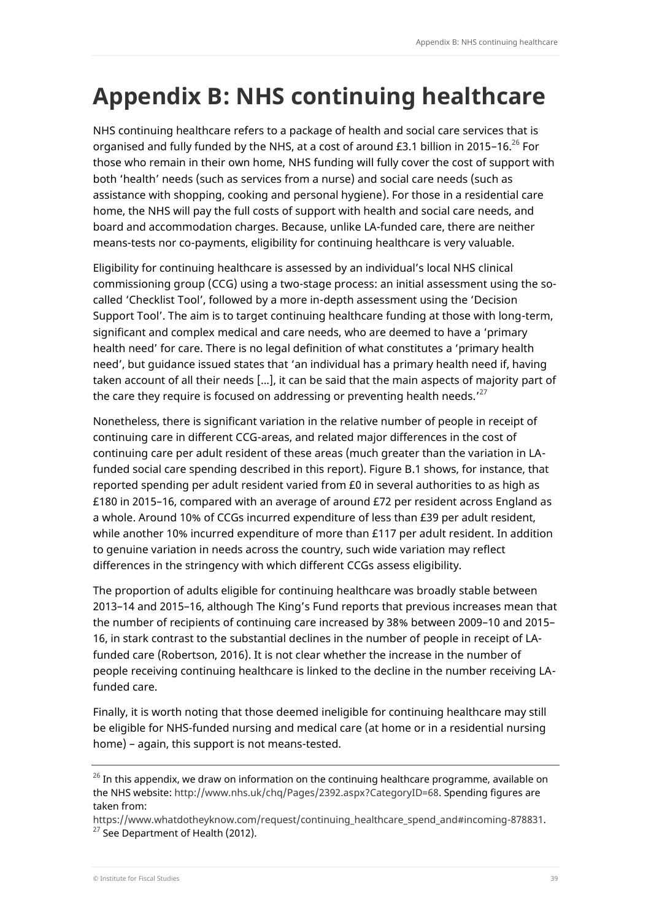# Appendix B: NHS continuing healthcare

NHS continuing healthcare refers to a package of health and social care services that is organised and fully funded by the NHS, at a cost of around £3.1 billion in 2015–16.[26] For those who remain in their own home, NHS funding will fully cover the cost of support with both 'health' needs (such as services from a nurse) and social care needs (such as assistance with shopping, cooking and personal hygiene). For those in a residential care home, the NHS will pay the full costs of support with health and social care needs, and board and accommodation charges. Because, unlike LA-funded care, there are neither means-tests nor co-payments, eligibility for continuing healthcare is very valuable.

Eligibility for continuing healthcare is assessed by an individual's local NHS clinical commissioning group (CCG) using a two-stage process: an initial assessment using the so-called 'Checklist Tool', followed by a more in-depth assessment using the 'Decision Support Tool'. The aim is to target continuing healthcare funding at those with long-term, significant and complex medical and care needs, who are deemed to have a 'primary health need' for care. There is no legal definition of what constitutes a 'primary health need', but guidance issued states that 'an individual has a primary health need if, having taken account of all their needs [...], it can be said that the main aspects of majority part of the care they require is focused on addressing or preventing health needs.'[27]

Nonetheless, there is significant variation in the relative number of people in receipt of continuing care in different CCG-areas, and related major differences in the cost of continuing care per adult resident of these areas (much greater than the variation in LA-funded social care spending described in this report). Figure B.1 shows, for instance, that reported spending per adult resident varied from £0 in several authorities to as high as £180 in 2015–16, compared with an average of around £72 per resident across England as a whole. Around 10% of CCGs incurred expenditure of less than £39 per adult resident, while another 10% incurred expenditure of more than £117 per adult resident. In addition to genuine variation in needs across the country, such wide variation may reflect differences in the stringency with which different CCGs assess eligibility.

The proportion of adults eligible for continuing healthcare was broadly stable between 2013–14 and 2015–16, although The King's Fund reports that previous increases mean that the number of recipients of continuing care increased by 38% between 2009–10 and 2015–16, in stark contrast to the substantial declines in the number of people in receipt of LA-funded care (Robertson, 2016). It is not clear whether the increase in the number of people receiving continuing healthcare is linked to the decline in the number receiving LA-funded care.

Finally, it is worth noting that those deemed ineligible for continuing healthcare may still be eligible for NHS-funded nursing and medical care (at home or in a residential nursing home) – again, this support is not means-tested.

---

[26] In this appendix, we draw on information on the continuing healthcare programme, available on the NHS website: http://www.nhs.uk/chq/Pages/2392.aspx?CategoryID=68. Spending figures are taken from: https://www.whatdotheyknow.com/request/continuing_healthcare_spend_and#incoming-878831.

[27] See Department of Health (2012).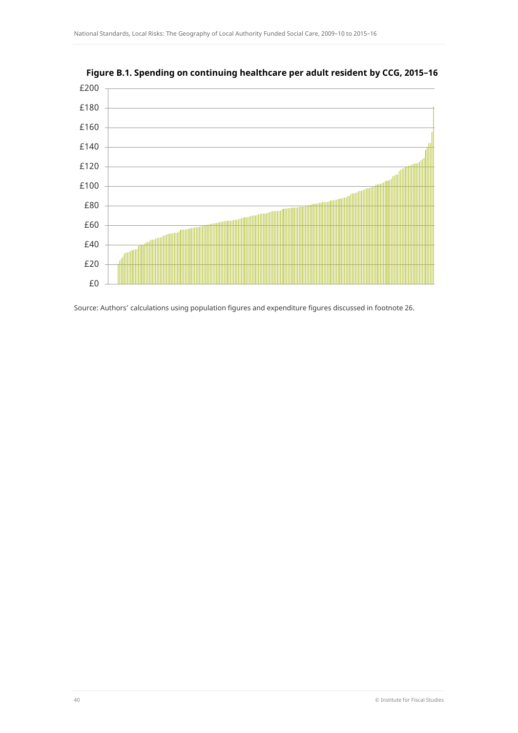**Figure B.1. Spending on continuing healthcare per adult resident by CCG, 2015–16**

Source: Authors' calculations using population figures and expenditure figures discussed in footnote 26.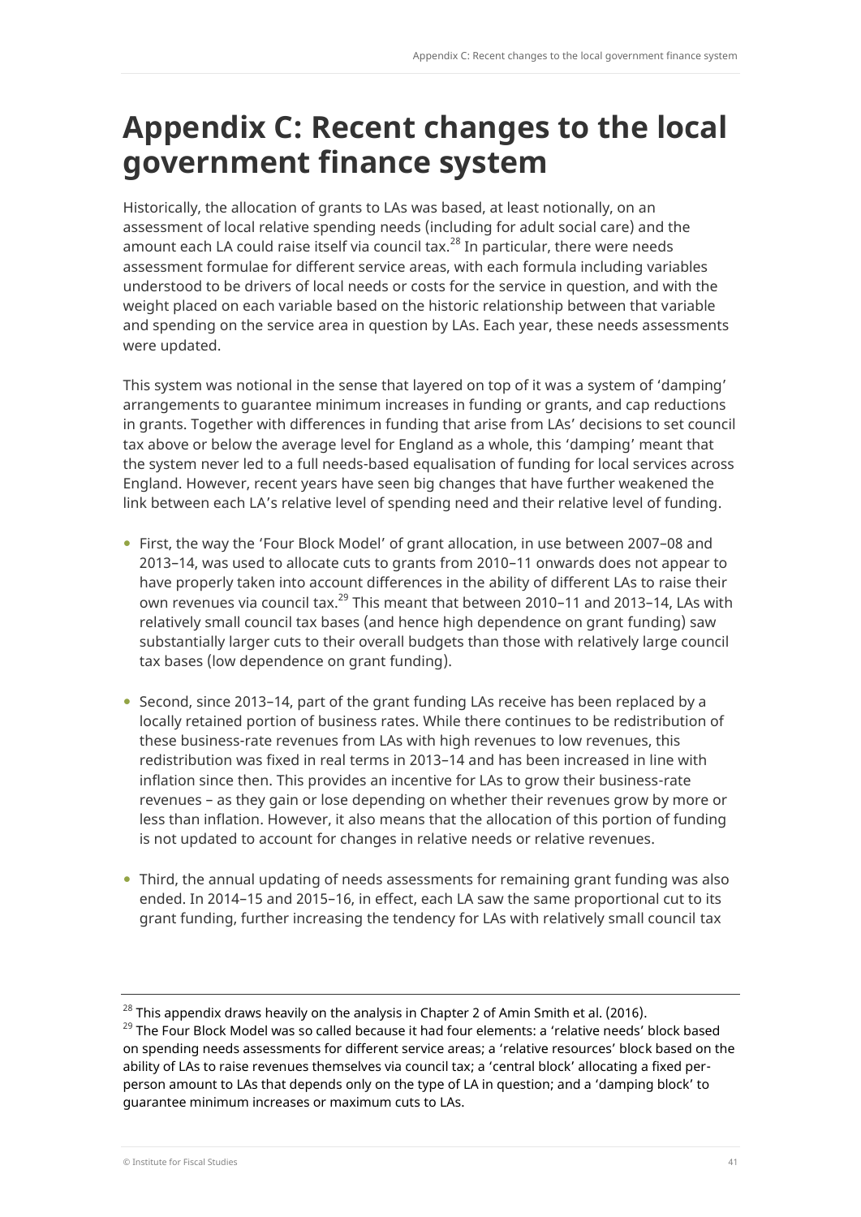# Appendix C: Recent changes to the local government finance system

Historically, the allocation of grants to LAs was based, at least notionally, on an assessment of local relative spending needs (including for adult social care) and the amount each LA could raise itself via council tax.[28] In particular, there were needs assessment formulae for different service areas, with each formula including variables understood to be drivers of local needs or costs for the service in question, and with the weight placed on each variable based on the historic relationship between that variable and spending on the service area in question by LAs. Each year, these needs assessments were updated.

This system was notional in the sense that layered on top of it was a system of 'damping' arrangements to guarantee minimum increases in funding or grants, and cap reductions in grants. Together with differences in funding that arise from LAs' decisions to set council tax above or below the average level for England as a whole, this 'damping' meant that the system never led to a full needs-based equalisation of funding for local services across England. However, recent years have seen big changes that have further weakened the link between each LA's relative level of spending need and their relative level of funding.

- First, the way the 'Four Block Model' of grant allocation, in use between 2007–08 and 2013–14, was used to allocate cuts to grants from 2010–11 onwards does not appear to have properly taken into account differences in the ability of different LAs to raise their own revenues via council tax.[29] This meant that between 2010–11 and 2013–14, LAs with relatively small council tax bases (and hence high dependence on grant funding) saw substantially larger cuts to their overall budgets than those with relatively large council tax bases (low dependence on grant funding).
- Second, since 2013–14, part of the grant funding LAs receive has been replaced by a locally retained portion of business rates. While there continues to be redistribution of these business-rate revenues from LAs with high revenues to low revenues, this redistribution was fixed in real terms in 2013–14 and has been increased in line with inflation since then. This provides an incentive for LAs to grow their business-rate revenues – as they gain or lose depending on whether their revenues grow by more or less than inflation. However, it also means that the allocation of this portion of funding is not updated to account for changes in relative needs or relative revenues.
- Third, the annual updating of needs assessments for remaining grant funding was also ended. In 2014–15 and 2015–16, in effect, each LA saw the same proportional cut to its grant funding, further increasing the tendency for LAs with relatively small council tax

[28] This appendix draws heavily on the analysis in Chapter 2 of Amin Smith et al. (2016).

[29] The Four Block Model was so called because it had four elements: a 'relative needs' block based on spending needs assessments for different service areas; a 'relative resources' block based on the ability of LAs to raise revenues themselves via council tax; a 'central block' allocating a fixed per-person amount to LAs that depends only on the type of LA in question; and a 'damping block' to guarantee minimum increases or maximum cuts to LAs.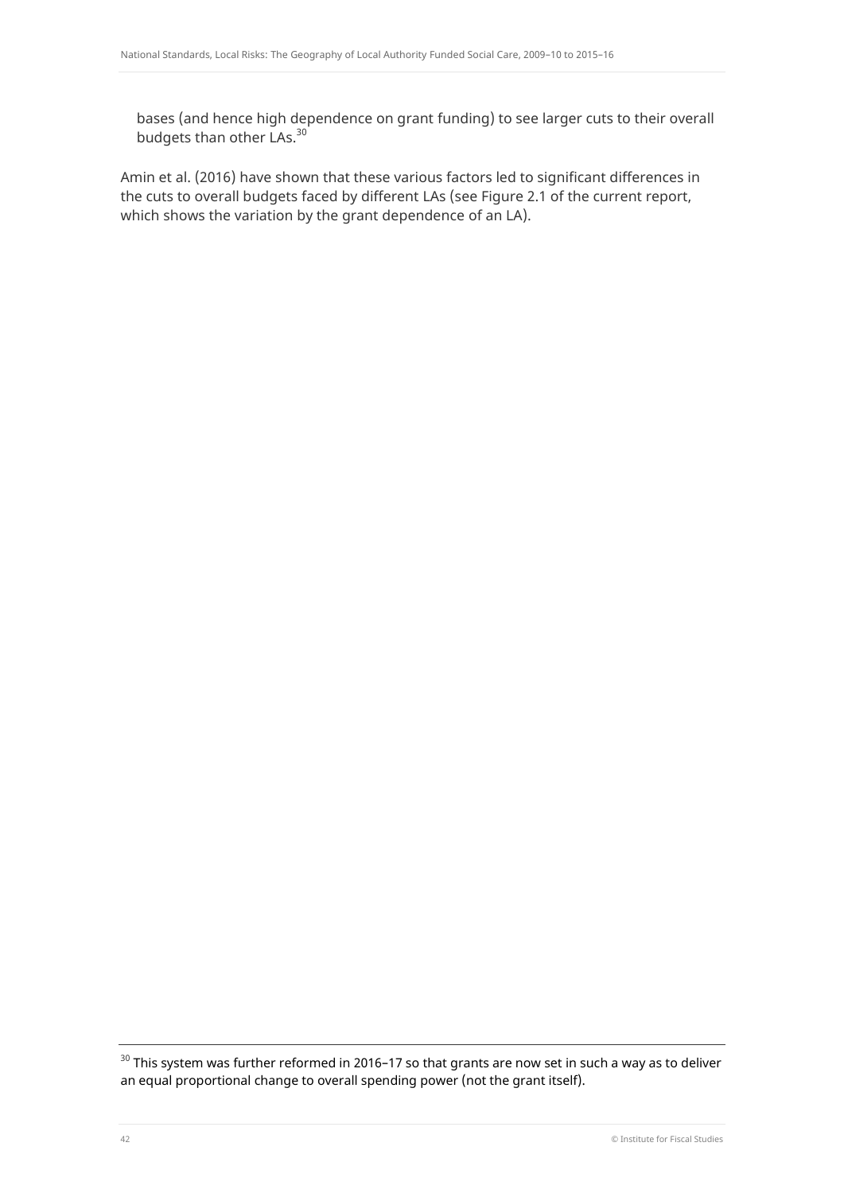bases (and hence high dependence on grant funding) to see larger cuts to their overall budgets than other LAs.[30]

Amin et al. (2016) have shown that these various factors led to significant differences in the cuts to overall budgets faced by different LAs (see Figure 2.1 of the current report, which shows the variation by the grant dependence of an LA).

[30] This system was further reformed in 2016–17 so that grants are now set in such a way as to deliver an equal proportional change to overall spending power (not the grant itself).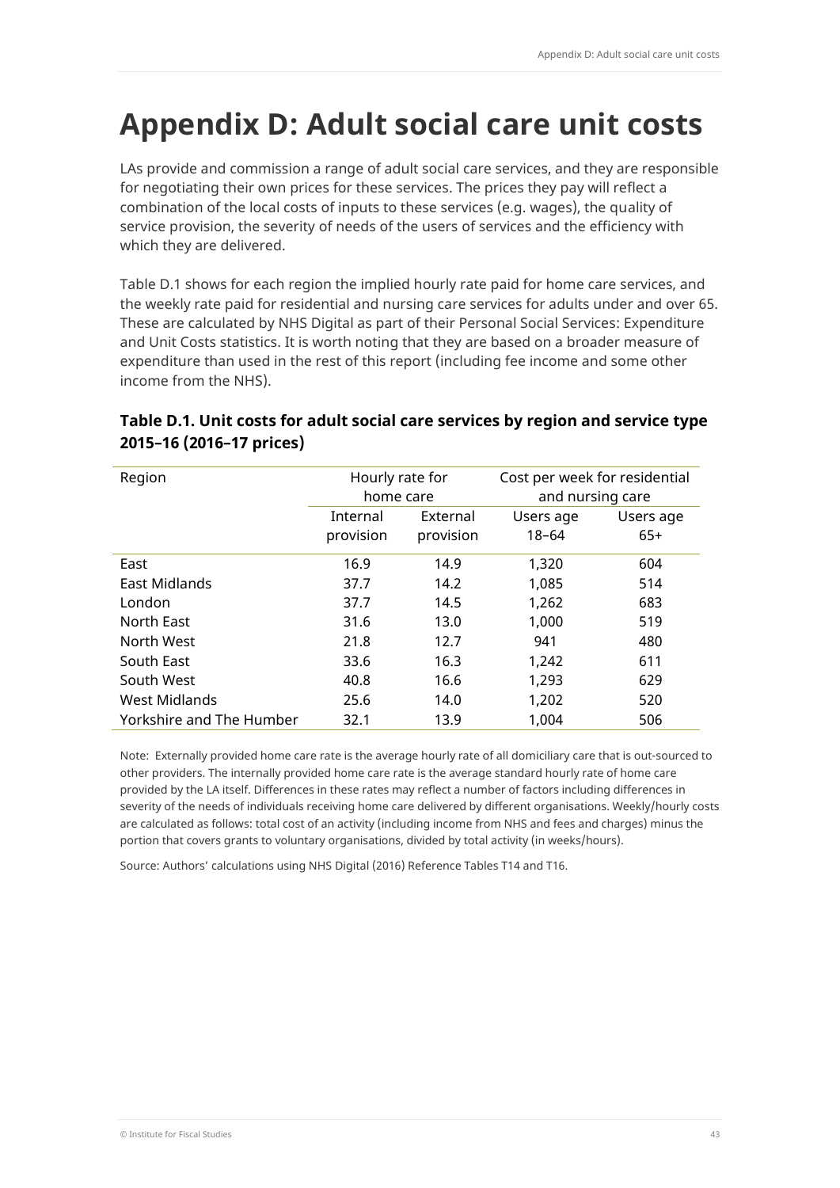# Appendix D: Adult social care unit costs

LAs provide and commission a range of adult social care services, and they are responsible for negotiating their own prices for these services. The prices they pay will reflect a combination of the local costs of inputs to these services (e.g. wages), the quality of service provision, the severity of needs of the users of services and the efficiency with which they are delivered.

Table D.1 shows for each region the implied hourly rate paid for home care services, and the weekly rate paid for residential and nursing care services for adults under and over 65. These are calculated by NHS Digital as part of their Personal Social Services: Expenditure and Unit Costs statistics. It is worth noting that they are based on a broader measure of expenditure than used in the rest of this report (including fee income and some other income from the NHS).

**Table D.1. Unit costs for adult social care services by region and service type 2015–16 (2016–17 prices)**

| Region | Hourly rate for home care | | Cost per week for residential and nursing care | |
|---|---|---|---|---|
| | Internal provision | External provision | Users age 18–64 | Users age 65+ |
| East | 16.9 | 14.9 | 1,320 | 604 |
| East Midlands | 37.7 | 14.2 | 1,085 | 514 |
| London | 37.7 | 14.5 | 1,262 | 683 |
| North East | 31.6 | 13.0 | 1,000 | 519 |
| North West | 21.8 | 12.7 | 941 | 480 |
| South East | 33.6 | 16.3 | 1,242 | 611 |
| South West | 40.8 | 16.6 | 1,293 | 629 |
| West Midlands | 25.6 | 14.0 | 1,202 | 520 |
| Yorkshire and The Humber | 32.1 | 13.9 | 1,004 | 506 |

Note: Externally provided home care rate is the average hourly rate of all domiciliary care that is out-sourced to other providers. The internally provided home care rate is the average standard hourly rate of home care provided by the LA itself. Differences in these rates may reflect a number of factors including differences in severity of the needs of individuals receiving home care delivered by different organisations. Weekly/hourly costs are calculated as follows: total cost of an activity (including income from NHS and fees and charges) minus the portion that covers grants to voluntary organisations, divided by total activity (in weeks/hours).

Source: Authors' calculations using NHS Digital (2016) Reference Tables T14 and T16.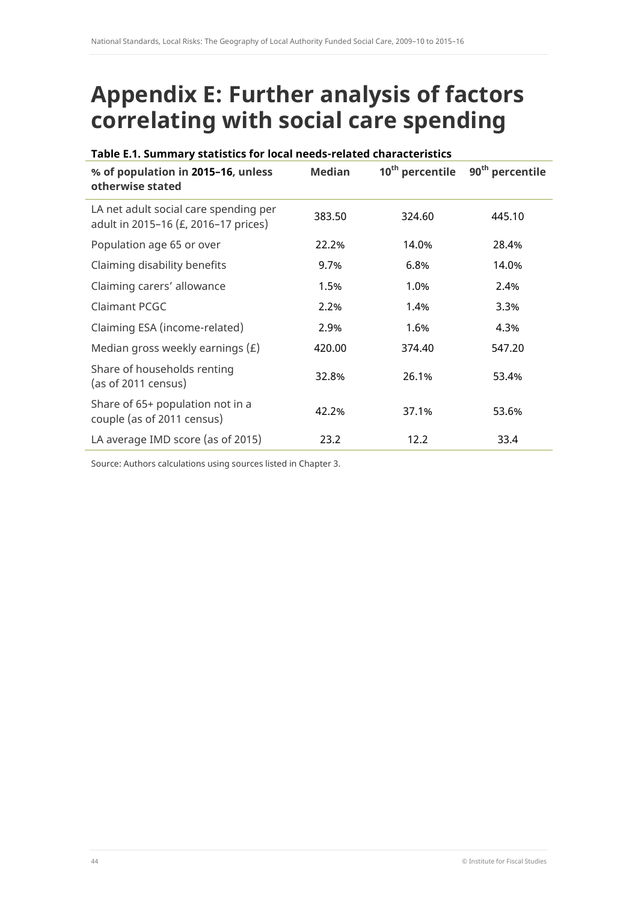# Appendix E: Further analysis of factors correlating with social care spending

**Table E.1. Summary statistics for local needs-related characteristics**

| % of population in 2015–16, unless otherwise stated | Median | 10th percentile | 90th percentile |
|---|---|---|---|
| LA net adult social care spending per adult in 2015–16 (£, 2016–17 prices) | 383.50 | 324.60 | 445.10 |
| Population age 65 or over | 22.2% | 14.0% | 28.4% |
| Claiming disability benefits | 9.7% | 6.8% | 14.0% |
| Claiming carers' allowance | 1.5% | 1.0% | 2.4% |
| Claimant PCGC | 2.2% | 1.4% | 3.3% |
| Claiming ESA (income-related) | 2.9% | 1.6% | 4.3% |
| Median gross weekly earnings (£) | 420.00 | 374.40 | 547.20 |
| Share of households renting (as of 2011 census) | 32.8% | 26.1% | 53.4% |
| Share of 65+ population not in a couple (as of 2011 census) | 42.2% | 37.1% | 53.6% |
| LA average IMD score (as of 2015) | 23.2 | 12.2 | 33.4 |

Source: Authors calculations using sources listed in Chapter 3.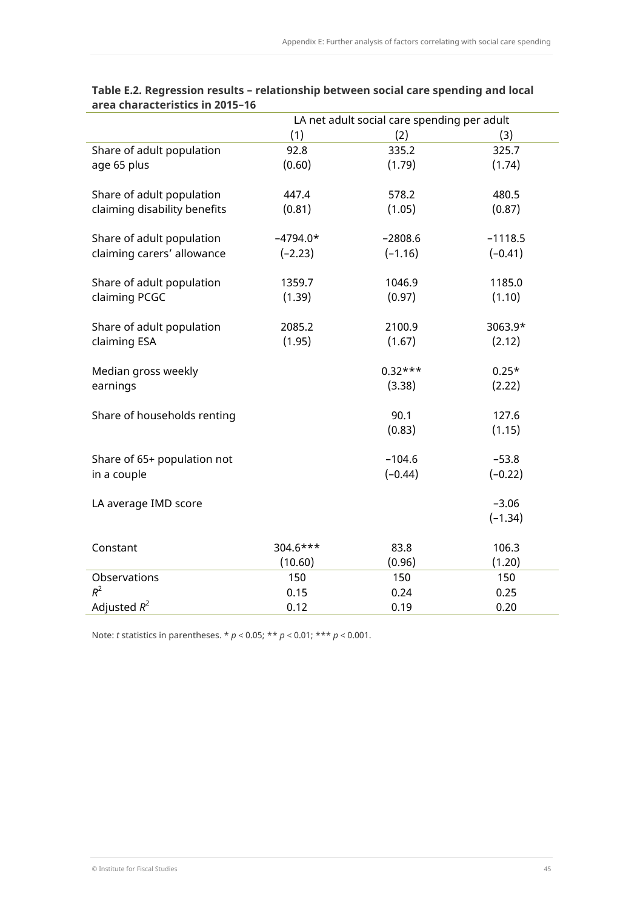**Table E.2. Regression results – relationship between social care spending and local area characteristics in 2015–16**

| | LA net adult social care spending per adult | | |
|---|---|---|---|
| | (1) | (2) | (3) |
| Share of adult population age 65 plus | 92.8<br>(0.60) | 335.2<br>(1.79) | 325.7<br>(1.74) |
| Share of adult population claiming disability benefits | 447.4<br>(0.81) | 578.2<br>(1.05) | 480.5<br>(0.87) |
| Share of adult population claiming carers' allowance | −4794.0*<br>(−2.23) | −2808.6<br>(−1.16) | −1118.5<br>(−0.41) |
| Share of adult population claiming PCGC | 1359.7<br>(1.39) | 1046.9<br>(0.97) | 1185.0<br>(1.10) |
| Share of adult population claiming ESA | 2085.2<br>(1.95) | 2100.9<br>(1.67) | 3063.9*<br>(2.12) |
| Median gross weekly earnings | | 0.32***<br>(3.38) | 0.25*<br>(2.22) |
| Share of households renting | | 90.1<br>(0.83) | 127.6<br>(1.15) |
| Share of 65+ population not in a couple | | −104.6<br>(−0.44) | −53.8<br>(−0.22) |
| LA average IMD score | | | −3.06<br>(−1.34) |
| Constant | 304.6***<br>(10.60) | 83.8<br>(0.96) | 106.3<br>(1.20) |
| Observations | 150 | 150 | 150 |
| $R^2$ | 0.15 | 0.24 | 0.25 |
| Adjusted $R^2$ | 0.12 | 0.19 | 0.20 |

Note: *t* statistics in parentheses. * $p < 0.05$; ** $p < 0.01$; *** $p < 0.001$.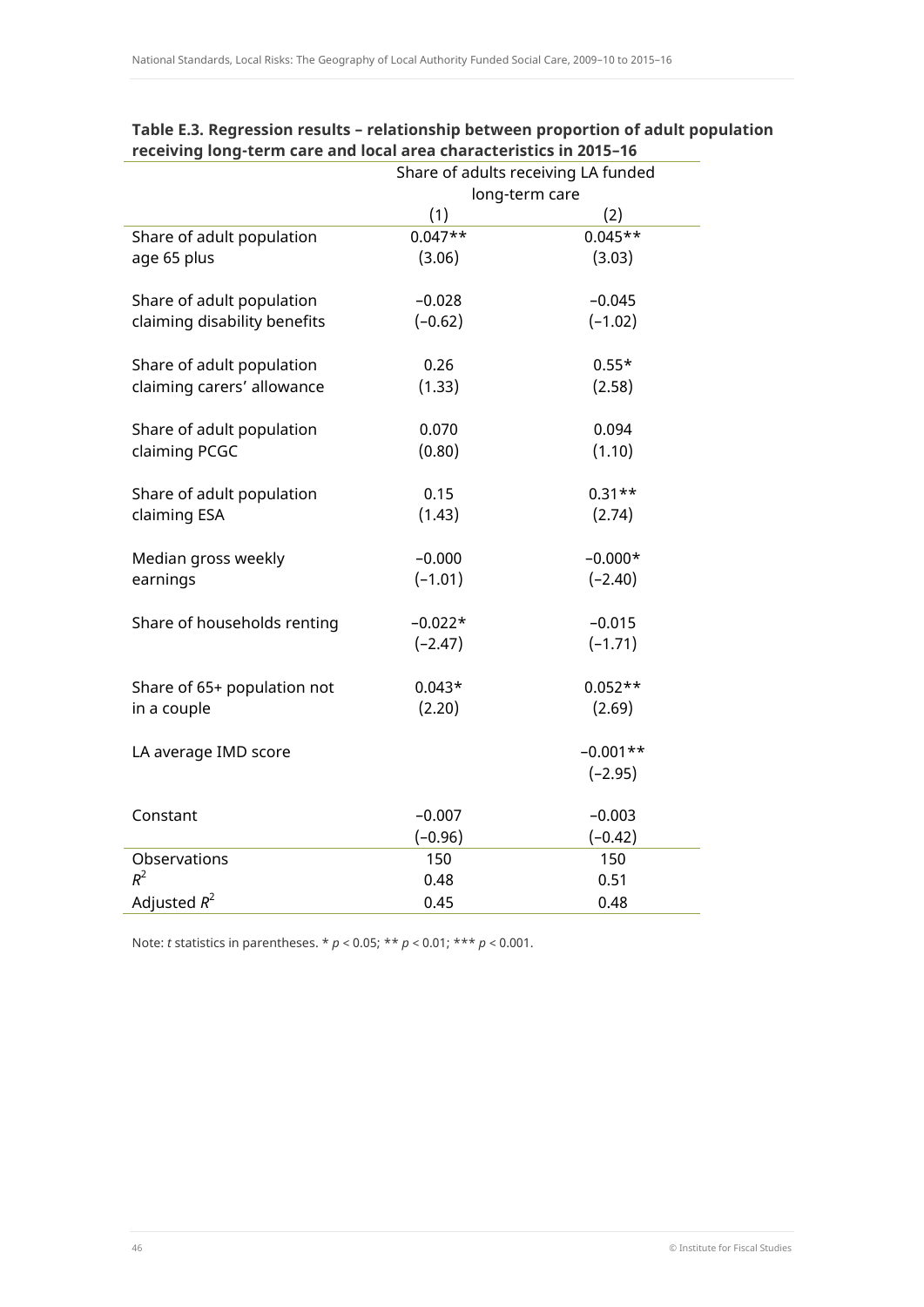**Table E.3. Regression results – relationship between proportion of adult population receiving long-term care and local area characteristics in 2015–16**

| | Share of adults receiving LA funded long-term care | |
|---|---|---|
| | (1) | (2) |
| Share of adult population age 65 plus | 0.047** | 0.045** |
| | (3.06) | (3.03) |
| Share of adult population claiming disability benefits | −0.028 | −0.045 |
| | (−0.62) | (−1.02) |
| Share of adult population claiming carers' allowance | 0.26 | 0.55* |
| | (1.33) | (2.58) |
| Share of adult population claiming PCGC | 0.070 | 0.094 |
| | (0.80) | (1.10) |
| Share of adult population claiming ESA | 0.15 | 0.31** |
| | (1.43) | (2.74) |
| Median gross weekly earnings | −0.000 | −0.000* |
| | (−1.01) | (−2.40) |
| Share of households renting | −0.022* | −0.015 |
| | (−2.47) | (−1.71) |
| Share of 65+ population not in a couple | 0.043* | 0.052** |
| | (2.20) | (2.69) |
| LA average IMD score | | −0.001** |
| | | (−2.95) |
| Constant | −0.007 | −0.003 |
| | (−0.96) | (−0.42) |
| Observations | 150 | 150 |
| $R^2$ | 0.48 | 0.51 |
| Adjusted $R^2$ | 0.45 | 0.48 |

Note: *t* statistics in parentheses. * $p < 0.05$; ** $p < 0.01$; *** $p < 0.001$.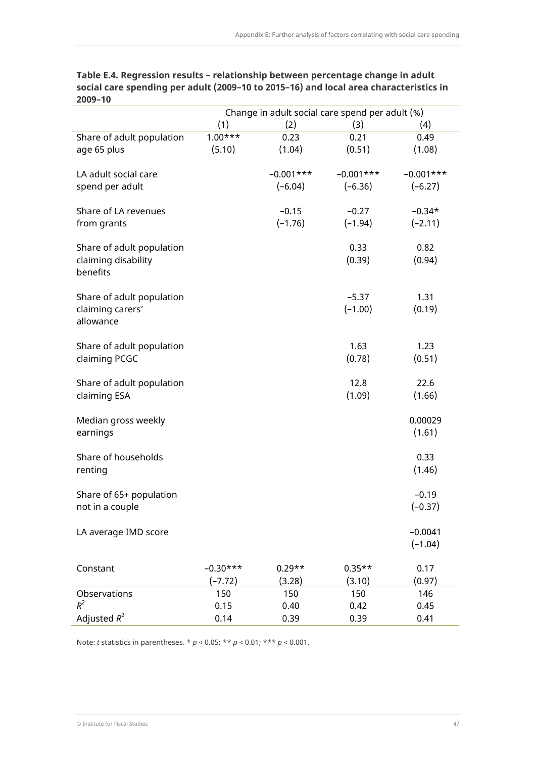**Table E.4. Regression results – relationship between percentage change in adult social care spending per adult (2009–10 to 2015–16) and local area characteristics in 2009–10**

| | Change in adult social care spend per adult (%) | | | |
|---|---|---|---|---|
| | (1) | (2) | (3) | (4) |
| Share of adult population age 65 plus | 1.00*** (5.10) | 0.23 (1.04) | 0.21 (0.51) | 0.49 (1.08) |
| LA adult social care spend per adult | | −0.001*** (−6.04) | −0.001*** (−6.36) | −0.001*** (−6.27) |
| Share of LA revenues from grants | | −0.15 (−1.76) | −0.27 (−1.94) | −0.34* (−2.11) |
| Share of adult population claiming disability benefits | | | 0.33 (0.39) | 0.82 (0.94) |
| Share of adult population claiming carers' allowance | | | −5.37 (−1.00) | 1.31 (0.19) |
| Share of adult population claiming PCGC | | | 1.63 (0.78) | 1.23 (0.51) |
| Share of adult population claiming ESA | | | 12.8 (1.09) | 22.6 (1.66) |
| Median gross weekly earnings | | | | 0.00029 (1.61) |
| Share of households renting | | | | 0.33 (1.46) |
| Share of 65+ population not in a couple | | | | −0.19 (−0.37) |
| LA average IMD score | | | | −0.0041 (−1.04) |
| Constant | −0.30*** (−7.72) | 0.29** (3.28) | 0.35** (3.10) | 0.17 (0.97) |
| Observations | 150 | 150 | 150 | 146 |
| $R^2$ | 0.15 | 0.40 | 0.42 | 0.45 |
| Adjusted $R^2$ | 0.14 | 0.39 | 0.39 | 0.41 |

Note: *t* statistics in parentheses. * $p < 0.05$; ** $p < 0.01$; *** $p < 0.001$.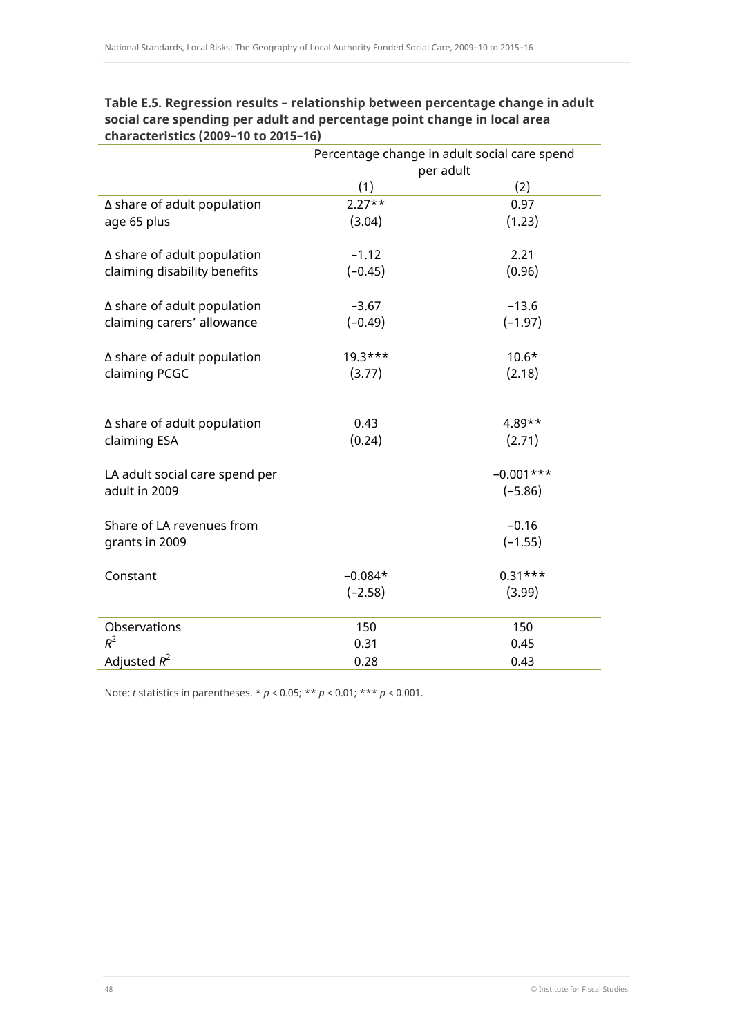**Table E.5. Regression results – relationship between percentage change in adult social care spending per adult and percentage point change in local area characteristics (2009–10 to 2015–16)**

| | Percentage change in adult social care spend per adult | |
|---|---|---|
| | (1) | (2) |
| Δ share of adult population age 65 plus | 2.27** (3.04) | 0.97 (1.23) |
| Δ share of adult population claiming disability benefits | −1.12 (−0.45) | 2.21 (0.96) |
| Δ share of adult population claiming carers' allowance | −3.67 (−0.49) | −13.6 (−1.97) |
| Δ share of adult population claiming PCGC | 19.3*** (3.77) | 10.6* (2.18) |
| Δ share of adult population claiming ESA | 0.43 (0.24) | 4.89** (2.71) |
| LA adult social care spend per adult in 2009 | | −0.001*** (−5.86) |
| Share of LA revenues from grants in 2009 | | −0.16 (−1.55) |
| Constant | −0.084* (−2.58) | 0.31*** (3.99) |
| Observations | 150 | 150 |
| $R^2$ | 0.31 | 0.45 |
| Adjusted $R^2$ | 0.28 | 0.43 |

Note: *t* statistics in parentheses. * $p < 0.05$; ** $p < 0.01$; *** $p < 0.001$.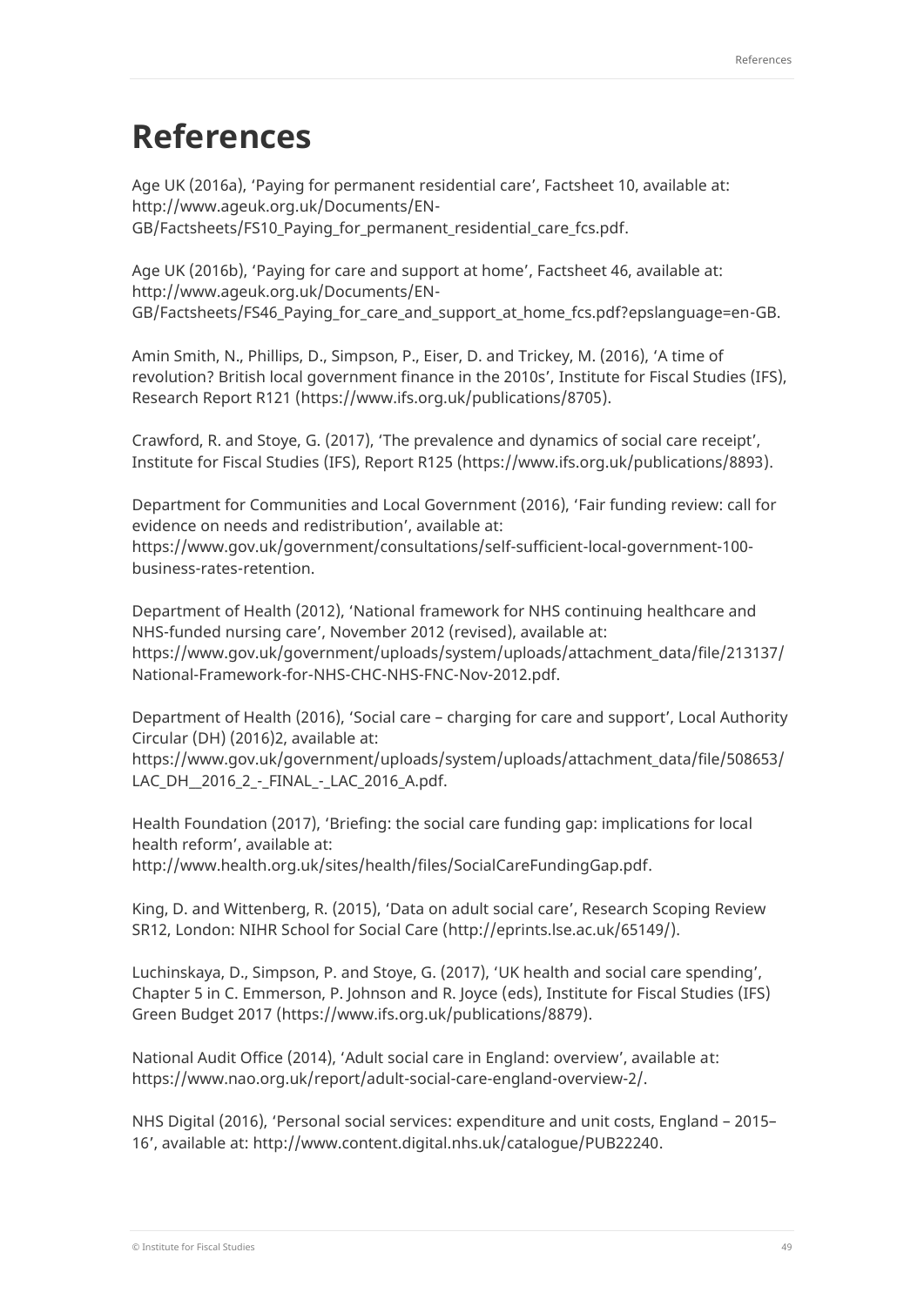# References

Age UK (2016a), 'Paying for permanent residential care', Factsheet 10, available at: http://www.ageuk.org.uk/Documents/EN-GB/Factsheets/FS10_Paying_for_permanent_residential_care_fcs.pdf.

Age UK (2016b), 'Paying for care and support at home', Factsheet 46, available at: http://www.ageuk.org.uk/Documents/EN-GB/Factsheets/FS46_Paying_for_care_and_support_at_home_fcs.pdf?epslanguage=en-GB.

Amin Smith, N., Phillips, D., Simpson, P., Eiser, D. and Trickey, M. (2016), 'A time of revolution? British local government finance in the 2010s', Institute for Fiscal Studies (IFS), Research Report R121 (https://www.ifs.org.uk/publications/8705).

Crawford, R. and Stoye, G. (2017), 'The prevalence and dynamics of social care receipt', Institute for Fiscal Studies (IFS), Report R125 (https://www.ifs.org.uk/publications/8893).

Department for Communities and Local Government (2016), 'Fair funding review: call for evidence on needs and redistribution', available at: https://www.gov.uk/government/consultations/self-sufficient-local-government-100-business-rates-retention.

Department of Health (2012), 'National framework for NHS continuing healthcare and NHS-funded nursing care', November 2012 (revised), available at: https://www.gov.uk/government/uploads/system/uploads/attachment_data/file/213137/National-Framework-for-NHS-CHC-NHS-FNC-Nov-2012.pdf.

Department of Health (2016), 'Social care – charging for care and support', Local Authority Circular (DH) (2016)2, available at: https://www.gov.uk/government/uploads/system/uploads/attachment_data/file/508653/LAC_DH__2016_2_-_FINAL_-_LAC_2016_A.pdf.

Health Foundation (2017), 'Briefing: the social care funding gap: implications for local health reform', available at: http://www.health.org.uk/sites/health/files/SocialCareFundingGap.pdf.

King, D. and Wittenberg, R. (2015), 'Data on adult social care', Research Scoping Review SR12, London: NIHR School for Social Care (http://eprints.lse.ac.uk/65149/).

Luchinskaya, D., Simpson, P. and Stoye, G. (2017), 'UK health and social care spending', Chapter 5 in C. Emmerson, P. Johnson and R. Joyce (eds), Institute for Fiscal Studies (IFS) Green Budget 2017 (https://www.ifs.org.uk/publications/8879).

National Audit Office (2014), 'Adult social care in England: overview', available at: https://www.nao.org.uk/report/adult-social-care-england-overview-2/.

NHS Digital (2016), 'Personal social services: expenditure and unit costs, England – 2015–16', available at: http://www.content.digital.nhs.uk/catalogue/PUB22240.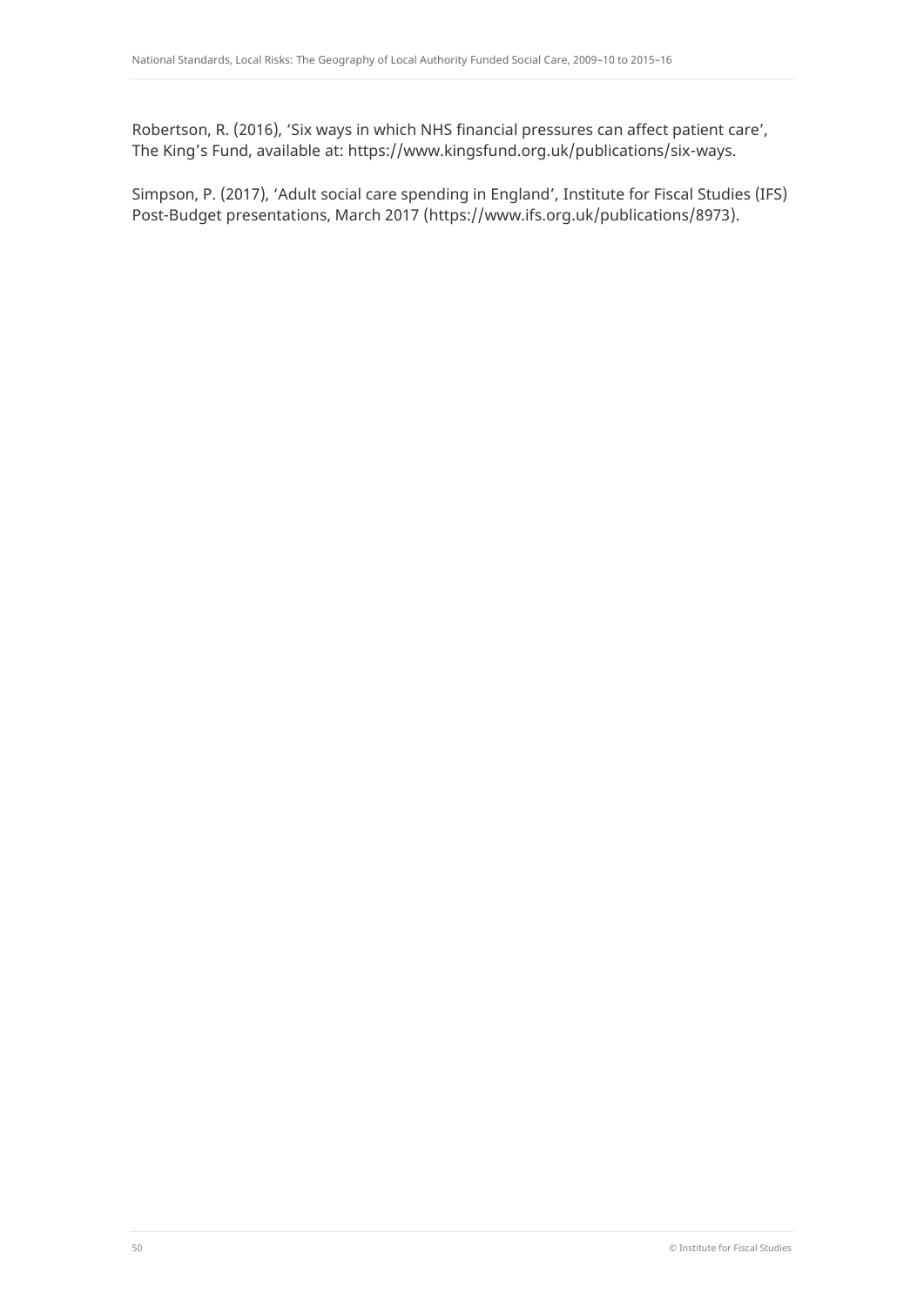Robertson, R. (2016), 'Six ways in which NHS financial pressures can affect patient care', The King's Fund, available at: https://www.kingsfund.org.uk/publications/six-ways.

Simpson, P. (2017), 'Adult social care spending in England', Institute for Fiscal Studies (IFS) Post-Budget presentations, March 2017 (https://www.ifs.org.uk/publications/8973).